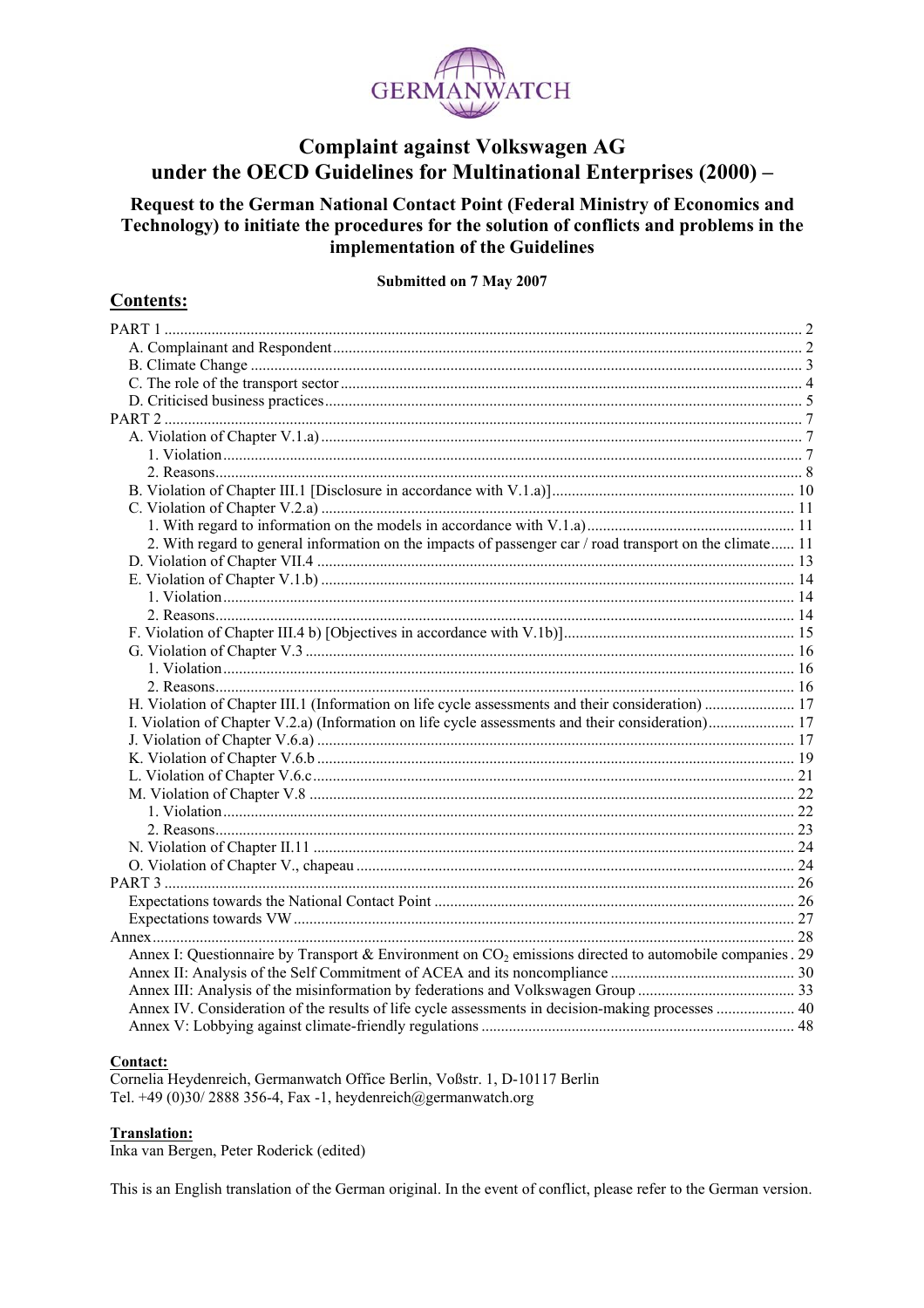GERMANWATCH

# Complaint against Volkswagen AG under the OECD Guidelines for Multinational Enterprises (2000) –

## Request to the German National Contact Point (Federal Ministry of Economics and Technology) to initiate the procedures for the solution of conflicts and problems in the implementation of the Guidelines

**Submitted on 7 May 2007**

## Contents:

- PART 1 ..... 2
  - A. Complainant and Respondent ..... 2
  - B. Climate Change ..... 3
  - C. The role of the transport sector ..... 4
  - D. Criticised business practices ..... 5
- PART 2 ..... 7
  - A. Violation of Chapter V.1.a) ..... 7
    - 1. Violation ..... 7
    - 2. Reasons ..... 8
  - B. Violation of Chapter III.1 [Disclosure in accordance with V.1.a)] ..... 10
  - C. Violation of Chapter V.2.a) ..... 11
    - 1. With regard to information on the models in accordance with V.1.a) ..... 11
    - 2. With regard to general information on the impacts of passenger car / road transport on the climate ..... 11
  - D. Violation of Chapter VII.4 ..... 13
  - E. Violation of Chapter V.1.b) ..... 14
    - 1. Violation ..... 14
    - 2. Reasons ..... 14
  - F. Violation of Chapter III.4 b) [Objectives in accordance with V.1b)] ..... 15
  - G. Violation of Chapter V.3 ..... 16
    - 1. Violation ..... 16
    - 2. Reasons ..... 16
  - H. Violation of Chapter III.1 (Information on life cycle assessments and their consideration) ..... 17
  - I. Violation of Chapter V.2.a) (Information on life cycle assessments and their consideration) ..... 17
  - J. Violation of Chapter V.6.a) ..... 17
  - K. Violation of Chapter V.6.b ..... 19
  - L. Violation of Chapter V.6.c ..... 21
  - M. Violation of Chapter V.8 ..... 22
    - 1. Violation ..... 22
    - 2. Reasons ..... 23
  - N. Violation of Chapter II.11 ..... 24
  - O. Violation of Chapter V., chapeau ..... 24
- PART 3 ..... 26
  - Expectations towards the National Contact Point ..... 26
  - Expectations towards VW ..... 27
- Annex ..... 28
  - Annex I: Questionnaire by Transport & Environment on $CO_2$ emissions directed to automobile companies . 29
  - Annex II: Analysis of the Self Commitment of ACEA and its noncompliance ..... 30
  - Annex III: Analysis of the misinformation by federations and Volkswagen Group ..... 33
  - Annex IV. Consideration of the results of life cycle assessments in decision-making processes ..... 40
  - Annex V: Lobbying against climate-friendly regulations ..... 48

**Contact:**
Cornelia Heydenreich, Germanwatch Office Berlin, Voßstr. 1, D-10117 Berlin
Tel. +49 (0)30/ 2888 356-4, Fax -1, heydenreich@germanwatch.org

**Translation:**
Inka van Bergen, Peter Roderick (edited)

This is an English translation of the German original. In the event of conflict, please refer to the German version.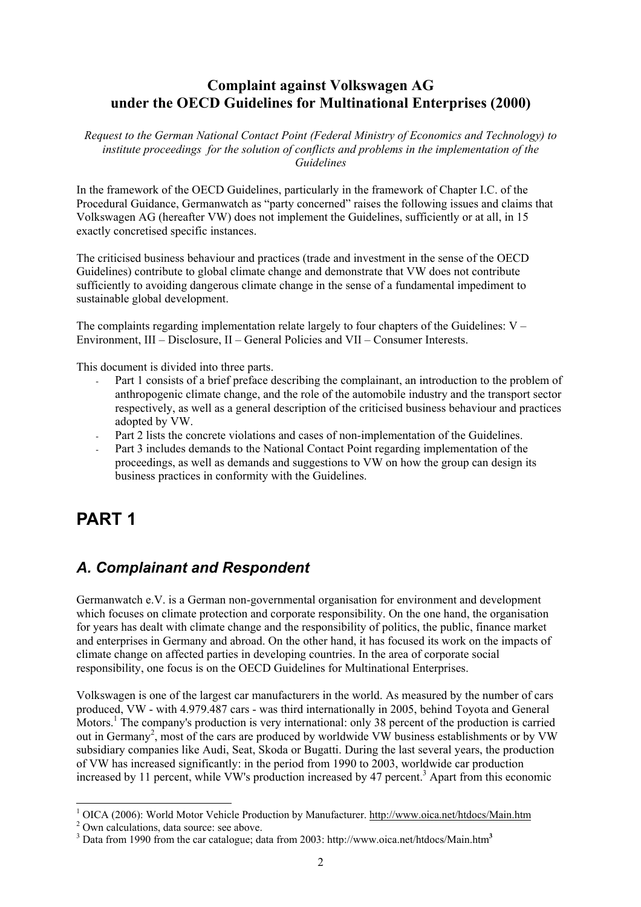## Complaint against Volkswagen AG under the OECD Guidelines for Multinational Enterprises (2000)

*Request to the German National Contact Point (Federal Ministry of Economics and Technology) to institute proceedings for the solution of conflicts and problems in the implementation of the Guidelines*

In the framework of the OECD Guidelines, particularly in the framework of Chapter I.C. of the Procedural Guidance, Germanwatch as "party concerned" raises the following issues and claims that Volkswagen AG (hereafter VW) does not implement the Guidelines, sufficiently or at all, in 15 exactly concretised specific instances.

The criticised business behaviour and practices (trade and investment in the sense of the OECD Guidelines) contribute to global climate change and demonstrate that VW does not contribute sufficiently to avoiding dangerous climate change in the sense of a fundamental impediment to sustainable global development.

The complaints regarding implementation relate largely to four chapters of the Guidelines: V – Environment, III – Disclosure, II – General Policies and VII – Consumer Interests.

This document is divided into three parts.

- Part 1 consists of a brief preface describing the complainant, an introduction to the problem of anthropogenic climate change, and the role of the automobile industry and the transport sector respectively, as well as a general description of the criticised business behaviour and practices adopted by VW.
- Part 2 lists the concrete violations and cases of non-implementation of the Guidelines.
- Part 3 includes demands to the National Contact Point regarding implementation of the proceedings, as well as demands and suggestions to VW on how the group can design its business practices in conformity with the Guidelines.

# PART 1

## *A. Complainant and Respondent*

Germanwatch e.V. is a German non-governmental organisation for environment and development which focuses on climate protection and corporate responsibility. On the one hand, the organisation for years has dealt with climate change and the responsibility of politics, the public, finance market and enterprises in Germany and abroad. On the other hand, it has focused its work on the impacts of climate change on affected parties in developing countries. In the area of corporate social responsibility, one focus is on the OECD Guidelines for Multinational Enterprises.

Volkswagen is one of the largest car manufacturers in the world. As measured by the number of cars produced, VW - with 4.979.487 cars - was third internationally in 2005, behind Toyota and General Motors.[1] The company's production is very international: only 38 percent of the production is carried out in Germany[2], most of the cars are produced by worldwide VW business establishments or by VW subsidiary companies like Audi, Seat, Skoda or Bugatti. During the last several years, the production of VW has increased significantly: in the period from 1990 to 2003, worldwide car production increased by 11 percent, while VW's production increased by 47 percent.[3] Apart from this economic

---

[1] OICA (2006): World Motor Vehicle Production by Manufacturer. http://www.oica.net/htdocs/Main.htm

[2] Own calculations, data source: see above.

[3] Data from 1990 from the car catalogue; data from 2003: http://www.oica.net/htdocs/Main.htm[3]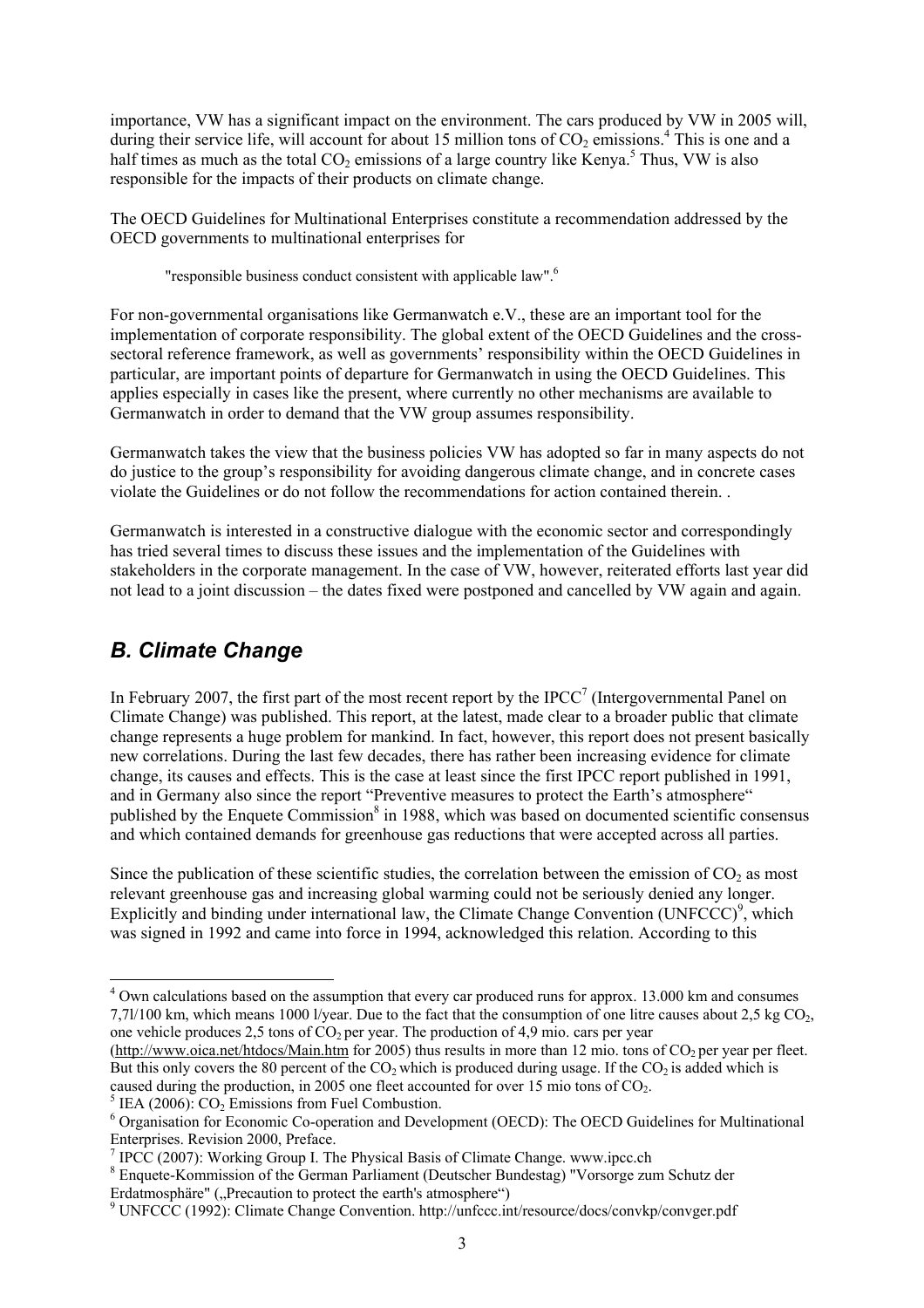importance, VW has a significant impact on the environment. The cars produced by VW in 2005 will, during their service life, will account for about 15 million tons of $CO_2$ emissions.[4] This is one and a half times as much as the total $CO_2$ emissions of a large country like Kenya.[5] Thus, VW is also responsible for the impacts of their products on climate change.

The OECD Guidelines for Multinational Enterprises constitute a recommendation addressed by the OECD governments to multinational enterprises for

> "responsible business conduct consistent with applicable law".[6]

For non-governmental organisations like Germanwatch e.V., these are an important tool for the implementation of corporate responsibility. The global extent of the OECD Guidelines and the cross-sectoral reference framework, as well as governments' responsibility within the OECD Guidelines in particular, are important points of departure for Germanwatch in using the OECD Guidelines. This applies especially in cases like the present, where currently no other mechanisms are available to Germanwatch in order to demand that the VW group assumes responsibility.

Germanwatch takes the view that the business policies VW has adopted so far in many aspects do not do justice to the group's responsibility for avoiding dangerous climate change, and in concrete cases violate the Guidelines or do not follow the recommendations for action contained therein. .

Germanwatch is interested in a constructive dialogue with the economic sector and correspondingly has tried several times to discuss these issues and the implementation of the Guidelines with stakeholders in the corporate management. In the case of VW, however, reiterated efforts last year did not lead to a joint discussion – the dates fixed were postponed and cancelled by VW again and again.

## *B. Climate Change*

In February 2007, the first part of the most recent report by the IPCC[7] (Intergovernmental Panel on Climate Change) was published. This report, at the latest, made clear to a broader public that climate change represents a huge problem for mankind. In fact, however, this report does not present basically new correlations. During the last few decades, there has rather been increasing evidence for climate change, its causes and effects. This is the case at least since the first IPCC report published in 1991, and in Germany also since the report "Preventive measures to protect the Earth's atmosphere" published by the Enquete Commission[8] in 1988, which was based on documented scientific consensus and which contained demands for greenhouse gas reductions that were accepted across all parties.

Since the publication of these scientific studies, the correlation between the emission of $CO_2$ as most relevant greenhouse gas and increasing global warming could not be seriously denied any longer. Explicitly and binding under international law, the Climate Change Convention (UNFCCC)[9], which was signed in 1992 and came into force in 1994, acknowledged this relation. According to this

---

[4] Own calculations based on the assumption that every car produced runs for approx. 13.000 km and consumes 7,7l/100 km, which means 1000 l/year. Due to the fact that the consumption of one litre causes about 2,5 kg $CO_2$, one vehicle produces 2,5 tons of $CO_2$ per year. The production of 4,9 mio. cars per year (http://www.oica.net/htdocs/Main.htm for 2005) thus results in more than 12 mio. tons of $CO_2$ per year per fleet. But this only covers the 80 percent of the $CO_2$ which is produced during usage. If the $CO_2$ is added which is caused during the production, in 2005 one fleet accounted for over 15 mio tons of $CO_2$.

[5] IEA (2006): $CO_2$ Emissions from Fuel Combustion.

[6] Organisation for Economic Co-operation and Development (OECD): The OECD Guidelines for Multinational Enterprises. Revision 2000, Preface.

[7] IPCC (2007): Working Group I. The Physical Basis of Climate Change. www.ipcc.ch

[8] Enquete-Kommission of the German Parliament (Deutscher Bundestag) "Vorsorge zum Schutz der Erdatmosphäre" („Precaution to protect the earth's atmosphere")

[9] UNFCCC (1992): Climate Change Convention. http://unfccc.int/resource/docs/convkp/convger.pdf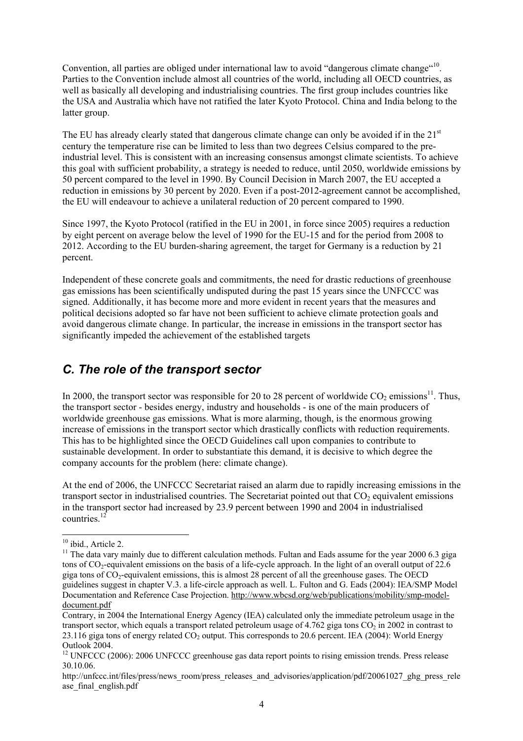Convention, all parties are obliged under international law to avoid "dangerous climate change"[10]. Parties to the Convention include almost all countries of the world, including all OECD countries, as well as basically all developing and industrialising countries. The first group includes countries like the USA and Australia which have not ratified the later Kyoto Protocol. China and India belong to the latter group.

The EU has already clearly stated that dangerous climate change can only be avoided if in the 21st century the temperature rise can be limited to less than two degrees Celsius compared to the pre-industrial level. This is consistent with an increasing consensus amongst climate scientists. To achieve this goal with sufficient probability, a strategy is needed to reduce, until 2050, worldwide emissions by 50 percent compared to the level in 1990. By Council Decision in March 2007, the EU accepted a reduction in emissions by 30 percent by 2020. Even if a post-2012-agreement cannot be accomplished, the EU will endeavour to achieve a unilateral reduction of 20 percent compared to 1990.

Since 1997, the Kyoto Protocol (ratified in the EU in 2001, in force since 2005) requires a reduction by eight percent on average below the level of 1990 for the EU-15 and for the period from 2008 to 2012. According to the EU burden-sharing agreement, the target for Germany is a reduction by 21 percent.

Independent of these concrete goals and commitments, the need for drastic reductions of greenhouse gas emissions has been scientifically undisputed during the past 15 years since the UNFCCC was signed. Additionally, it has become more and more evident in recent years that the measures and political decisions adopted so far have not been sufficient to achieve climate protection goals and avoid dangerous climate change. In particular, the increase in emissions in the transport sector has significantly impeded the achievement of the established targets

## *C. The role of the transport sector*

In 2000, the transport sector was responsible for 20 to 28 percent of worldwide $CO_2$ emissions[11]. Thus, the transport sector - besides energy, industry and households - is one of the main producers of worldwide greenhouse gas emissions. What is more alarming, though, is the enormous growing increase of emissions in the transport sector which drastically conflicts with reduction requirements. This has to be highlighted since the OECD Guidelines call upon companies to contribute to sustainable development. In order to substantiate this demand, it is decisive to which degree the company accounts for the problem (here: climate change).

At the end of 2006, the UNFCCC Secretariat raised an alarm due to rapidly increasing emissions in the transport sector in industrialised countries. The Secretariat pointed out that $CO_2$ equivalent emissions in the transport sector had increased by 23.9 percent between 1990 and 2004 in industrialised countries.[12]

---

[10] ibid., Article 2.

[11] The data vary mainly due to different calculation methods. Fultan and Eads assume for the year 2000 6.3 giga tons of $CO_2$-equivalent emissions on the basis of a life-cycle approach. In the light of an overall output of 22.6 giga tons of $CO_2$-equivalent emissions, this is almost 28 percent of all the greenhouse gases. The OECD guidelines suggest in chapter V.3. a life-circle approach as well. L. Fulton and G. Eads (2004): IEA/SMP Model Documentation and Reference Case Projection. http://www.wbcsd.org/web/publications/mobility/smp-model-document.pdf

Contrary, in 2004 the International Energy Agency (IEA) calculated only the immediate petroleum usage in the transport sector, which equals a transport related petroleum usage of 4.762 giga tons $CO_2$ in 2002 in contrast to 23.116 giga tons of energy related $CO_2$ output. This corresponds to 20.6 percent. IEA (2004): World Energy Outlook 2004.

[12] UNFCCC (2006): 2006 UNFCCC greenhouse gas data report points to rising emission trends. Press release 30.10.06.

http://unfccc.int/files/press/news_room/press_releases_and_advisories/application/pdf/20061027_ghg_press_release_final_english.pdf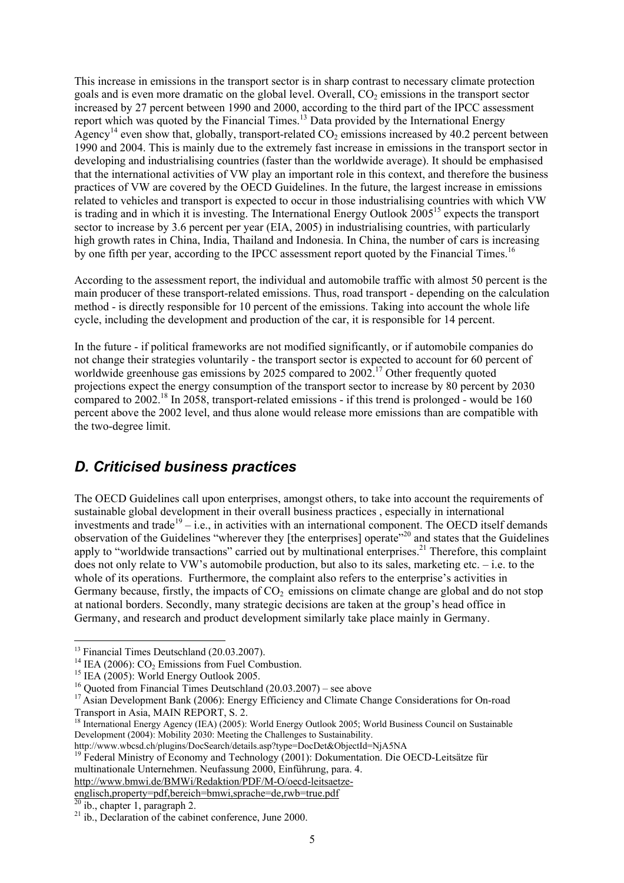This increase in emissions in the transport sector is in sharp contrast to necessary climate protection goals and is even more dramatic on the global level. Overall, $CO_2$ emissions in the transport sector increased by 27 percent between 1990 and 2000, according to the third part of the IPCC assessment report which was quoted by the Financial Times.[13] Data provided by the International Energy Agency[14] even show that, globally, transport-related $CO_2$ emissions increased by 40.2 percent between 1990 and 2004. This is mainly due to the extremely fast increase in emissions in the transport sector in developing and industrialising countries (faster than the worldwide average). It should be emphasised that the international activities of VW play an important role in this context, and therefore the business practices of VW are covered by the OECD Guidelines. In the future, the largest increase in emissions related to vehicles and transport is expected to occur in those industrialising countries with which VW is trading and in which it is investing. The International Energy Outlook 2005[15] expects the transport sector to increase by 3.6 percent per year (EIA, 2005) in industrialising countries, with particularly high growth rates in China, India, Thailand and Indonesia. In China, the number of cars is increasing by one fifth per year, according to the IPCC assessment report quoted by the Financial Times.[16]

According to the assessment report, the individual and automobile traffic with almost 50 percent is the main producer of these transport-related emissions. Thus, road transport - depending on the calculation method - is directly responsible for 10 percent of the emissions. Taking into account the whole life cycle, including the development and production of the car, it is responsible for 14 percent.

In the future - if political frameworks are not modified significantly, or if automobile companies do not change their strategies voluntarily - the transport sector is expected to account for 60 percent of worldwide greenhouse gas emissions by 2025 compared to 2002.[17] Other frequently quoted projections expect the energy consumption of the transport sector to increase by 80 percent by 2030 compared to 2002.[18] In 2058, transport-related emissions - if this trend is prolonged - would be 160 percent above the 2002 level, and thus alone would release more emissions than are compatible with the two-degree limit.

## *D. Criticised business practices*

The OECD Guidelines call upon enterprises, amongst others, to take into account the requirements of sustainable global development in their overall business practices , especially in international investments and trade[19] – i.e., in activities with an international component. The OECD itself demands observation of the Guidelines "wherever they [the enterprises] operate"[20] and states that the Guidelines apply to "worldwide transactions" carried out by multinational enterprises.[21] Therefore, this complaint does not only relate to VW's automobile production, but also to its sales, marketing etc. – i.e. to the whole of its operations. Furthermore, the complaint also refers to the enterprise's activities in Germany because, firstly, the impacts of $CO_2$ emissions on climate change are global and do not stop at national borders. Secondly, many strategic decisions are taken at the group's head office in Germany, and research and product development similarly take place mainly in Germany.

---

[13] Financial Times Deutschland (20.03.2007).

[14] IEA (2006): $CO_2$ Emissions from Fuel Combustion.

[15] IEA (2005): World Energy Outlook 2005.

[16] Quoted from Financial Times Deutschland (20.03.2007) – see above

[17] Asian Development Bank (2006): Energy Efficiency and Climate Change Considerations for On-road Transport in Asia, MAIN REPORT, S. 2.

[18] International Energy Agency (IEA) (2005): World Energy Outlook 2005; World Business Council on Sustainable Development (2004): Mobility 2030: Meeting the Challenges to Sustainability. http://www.wbcsd.ch/plugins/DocSearch/details.asp?type=DocDet&ObjectId=NjA5NA

[19] Federal Ministry of Economy and Technology (2001): Dokumentation. Die OECD-Leitsätze für multinationale Unternehmen. Neufassung 2000, Einführung, para. 4. http://www.bmwi.de/BMWi/Redaktion/PDF/M-O/oecd-leitsaetze-englisch,property=pdf,bereich=bmwi,sprache=de,rwb=true.pdf

[20] ib., chapter 1, paragraph 2.

[21] ib., Declaration of the cabinet conference, June 2000.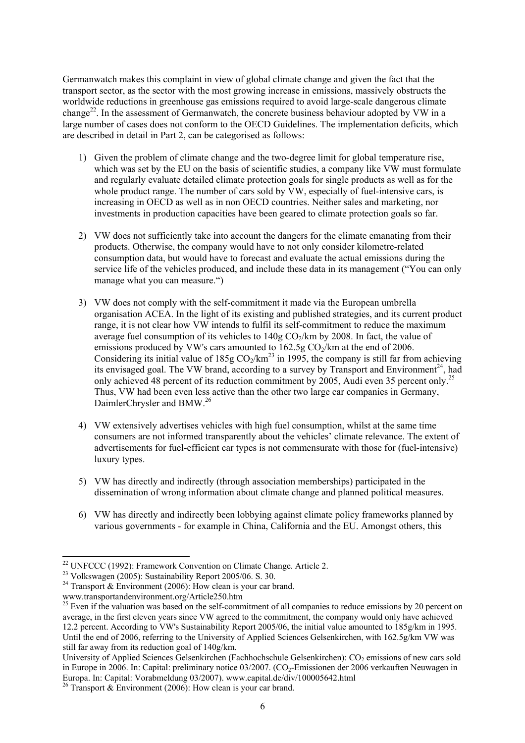Germanwatch makes this complaint in view of global climate change and given the fact that the transport sector, as the sector with the most growing increase in emissions, massively obstructs the worldwide reductions in greenhouse gas emissions required to avoid large-scale dangerous climate change[22]. In the assessment of Germanwatch, the concrete business behaviour adopted by VW in a large number of cases does not conform to the OECD Guidelines. The implementation deficits, which are described in detail in Part 2, can be categorised as follows:

1) Given the problem of climate change and the two-degree limit for global temperature rise, which was set by the EU on the basis of scientific studies, a company like VW must formulate and regularly evaluate detailed climate protection goals for single products as well as for the whole product range. The number of cars sold by VW, especially of fuel-intensive cars, is increasing in OECD as well as in non OECD countries. Neither sales and marketing, nor investments in production capacities have been geared to climate protection goals so far.

2) VW does not sufficiently take into account the dangers for the climate emanating from their products. Otherwise, the company would have to not only consider kilometre-related consumption data, but would have to forecast and evaluate the actual emissions during the service life of the vehicles produced, and include these data in its management ("You can only manage what you can measure.")

3) VW does not comply with the self-commitment it made via the European umbrella organisation ACEA. In the light of its existing and published strategies, and its current product range, it is not clear how VW intends to fulfil its self-commitment to reduce the maximum average fuel consumption of its vehicles to 140g $CO_2$/km by 2008. In fact, the value of emissions produced by VW's cars amounted to 162.5g $CO_2$/km at the end of 2006. Considering its initial value of 185g $CO_2$/km[23] in 1995, the company is still far from achieving its envisaged goal. The VW brand, according to a survey by Transport and Environment[24], had only achieved 48 percent of its reduction commitment by 2005, Audi even 35 percent only.[25] Thus, VW had been even less active than the other two large car companies in Germany, DaimlerChrysler and BMW.[26]

4) VW extensively advertises vehicles with high fuel consumption, whilst at the same time consumers are not informed transparently about the vehicles' climate relevance. The extent of advertisements for fuel-efficient car types is not commensurate with those for (fuel-intensive) luxury types.

5) VW has directly and indirectly (through association memberships) participated in the dissemination of wrong information about climate change and planned political measures.

6) VW has directly and indirectly been lobbying against climate policy frameworks planned by various governments - for example in China, California and the EU. Amongst others, this

---

[22] UNFCCC (1992): Framework Convention on Climate Change. Article 2.

[23] Volkswagen (2005): Sustainability Report 2005/06. S. 30.

[24] Transport & Environment (2006): How clean is your car brand. www.transportandenvironment.org/Article250.htm

[25] Even if the valuation was based on the self-commitment of all companies to reduce emissions by 20 percent on average, in the first eleven years since VW agreed to the commitment, the company would only have achieved 12.2 percent. According to VW's Sustainability Report 2005/06, the initial value amounted to 185g/km in 1995. Until the end of 2006, referring to the University of Applied Sciences Gelsenkirchen, with 162.5g/km VW was still far away from its reduction goal of 140g/km.

University of Applied Sciences Gelsenkirchen (Fachhochschule Gelsenkirchen): $CO_2$ emissions of new cars sold in Europe in 2006. In: Capital: preliminary notice 03/2007. ($CO_2$-Emissionen der 2006 verkauften Neuwagen in Europa. In: Capital: Vorabmeldung 03/2007). www.capital.de/div/100005642.html

[26] Transport & Environment (2006): How clean is your car brand.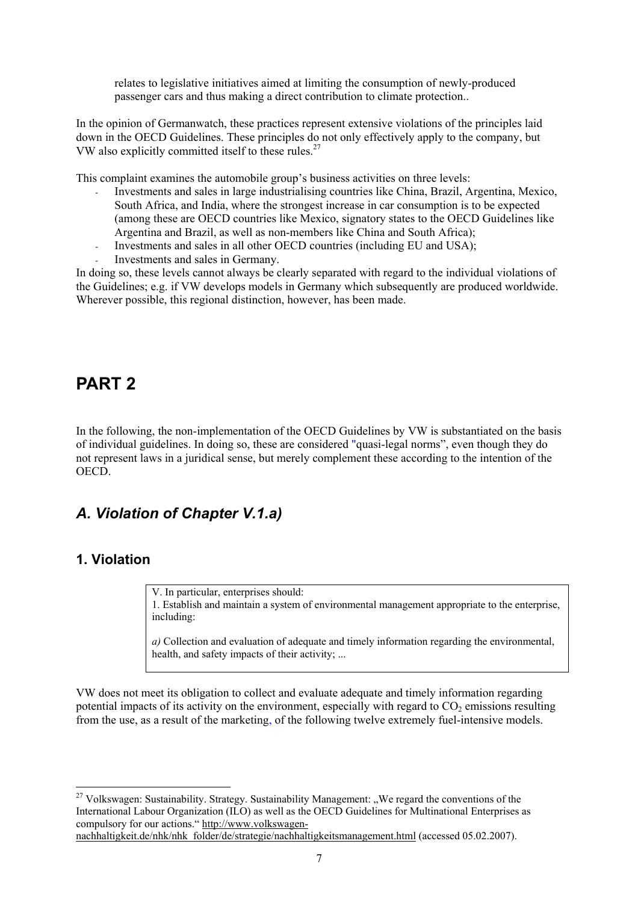relates to legislative initiatives aimed at limiting the consumption of newly-produced passenger cars and thus making a direct contribution to climate protection..

In the opinion of Germanwatch, these practices represent extensive violations of the principles laid down in the OECD Guidelines. These principles do not only effectively apply to the company, but VW also explicitly committed itself to these rules.[27]

This complaint examines the automobile group's business activities on three levels:

- Investments and sales in large industrialising countries like China, Brazil, Argentina, Mexico, South Africa, and India, where the strongest increase in car consumption is to be expected (among these are OECD countries like Mexico, signatory states to the OECD Guidelines like Argentina and Brazil, as well as non-members like China and South Africa);
- Investments and sales in all other OECD countries (including EU and USA);
- Investments and sales in Germany.

In doing so, these levels cannot always be clearly separated with regard to the individual violations of the Guidelines; e.g. if VW develops models in Germany which subsequently are produced worldwide. Wherever possible, this regional distinction, however, has been made.

# PART 2

In the following, the non-implementation of the OECD Guidelines by VW is substantiated on the basis of individual guidelines. In doing so, these are considered "quasi-legal norms", even though they do not represent laws in a juridical sense, but merely complement these according to the intention of the OECD.

## *A. Violation of Chapter V.1.a)*

### 1. Violation

> V. In particular, enterprises should:
> 1. Establish and maintain a system of environmental management appropriate to the enterprise, including:
>
> *a)* Collection and evaluation of adequate and timely information regarding the environmental, health, and safety impacts of their activity; ...

VW does not meet its obligation to collect and evaluate adequate and timely information regarding potential impacts of its activity on the environment, especially with regard to $CO_2$ emissions resulting from the use, as a result of the marketing, of the following twelve extremely fuel-intensive models.

[27] Volkswagen: Sustainability. Strategy. Sustainability Management: „We regard the conventions of the International Labour Organization (ILO) as well as the OECD Guidelines for Multinational Enterprises as compulsory for our actions." http://www.volkswagen-nachhaltigkeit.de/nhk/nhk_folder/de/strategie/nachhaltigkeitsmanagement.html (accessed 05.02.2007).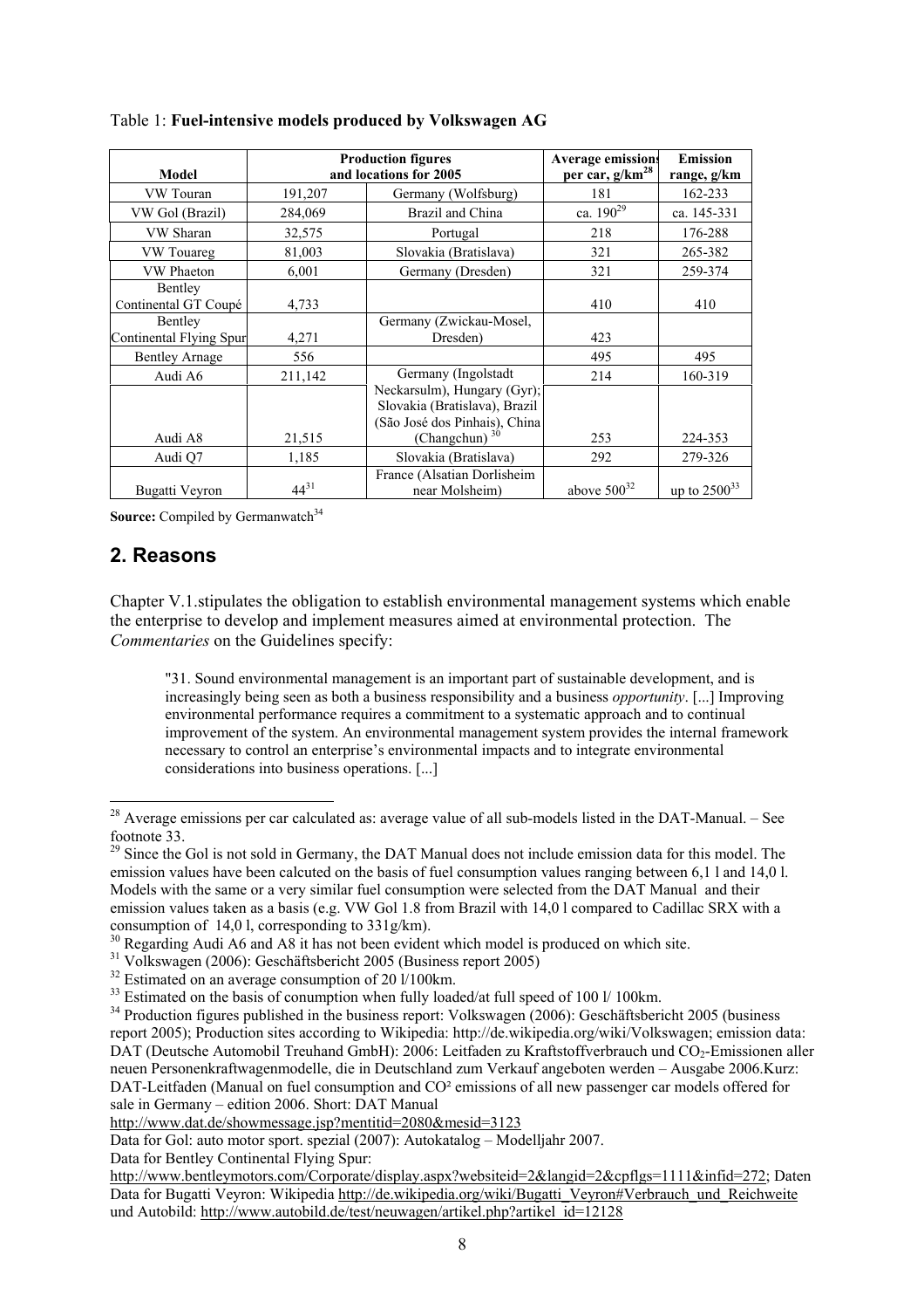Table 1: **Fuel-intensive models produced by Volkswagen AG**

| Model | Production figures and locations for 2005 | | Average emissions per car, g/km[28] | Emission range, g/km |
|---|---|---|---|---|
| VW Touran | 191,207 | Germany (Wolfsburg) | 181 | 162-233 |
| VW Gol (Brazil) | 284,069 | Brazil and China | ca. 190[29] | ca. 145-331 |
| VW Sharan | 32,575 | Portugal | 218 | 176-288 |
| VW Touareg | 81,003 | Slovakia (Bratislava) | 321 | 265-382 |
| VW Phaeton | 6,001 | Germany (Dresden) | 321 | 259-374 |
| Bentley Continental GT Coupé | 4,733 | | 410 | 410 |
| Bentley Continental Flying Spur | 4,271 | Germany (Zwickau-Mosel, Dresden) | 423 | |
| Bentley Arnage | 556 | | 495 | 495 |
| Audi A6 | 211,142 | Germany (Ingolstadt Neckarsulm), Hungary (Gyr); Slovakia (Bratislava), Brazil (São José dos Pinhais), China (Changchun) [30] | 214 | 160-319 |
| Audi A8 | 21,515 | | 253 | 224-353 |
| Audi Q7 | 1,185 | Slovakia (Bratislava) | 292 | 279-326 |
| Bugatti Veyron | 44[31] | France (Alsatian Dorlisheim near Molsheim) | above 500[32] | up to 2500[33] |

**Source:** Compiled by Germanwatch[34]

## 2. Reasons

Chapter V.1.stipulates the obligation to establish environmental management systems which enable the enterprise to develop and implement measures aimed at environmental protection. The *Commentaries* on the Guidelines specify:

> "31. Sound environmental management is an important part of sustainable development, and is increasingly being seen as both a business responsibility and a business *opportunity*. [...] Improving environmental performance requires a commitment to a systematic approach and to continual improvement of the system. An environmental management system provides the internal framework necessary to control an enterprise's environmental impacts and to integrate environmental considerations into business operations. [...]

---

[28] Average emissions per car calculated as: average value of all sub-models listed in the DAT-Manual. – See footnote 33.

[29] Since the Gol is not sold in Germany, the DAT Manual does not include emission data for this model. The emission values have been calcuted on the basis of fuel consumption values ranging between 6,1 l and 14,0 l. Models with the same or a very similar fuel consumption were selected from the DAT Manual and their emission values taken as a basis (e.g. VW Gol 1.8 from Brazil with 14,0 l compared to Cadillac SRX with a consumption of 14,0 l, corresponding to 331g/km).

[30] Regarding Audi A6 and A8 it has not been evident which model is produced on which site.

[31] Volkswagen (2006): Geschäftsbericht 2005 (Business report 2005)

[32] Estimated on an average consumption of 20 l/100km.

[33] Estimated on the basis of conumption when fully loaded/at full speed of 100 l/ 100km.

[34] Production figures published in the business report: Volkswagen (2006): Geschäftsbericht 2005 (business report 2005); Production sites according to Wikipedia: http://de.wikipedia.org/wiki/Volkswagen; emission data: DAT (Deutsche Automobil Treuhand GmbH): 2006: Leitfaden zu Kraftstoffverbrauch und $CO_2$-Emissionen aller neuen Personenkraftwagenmodelle, die in Deutschland zum Verkauf angeboten werden – Ausgabe 2006.Kurz: DAT-Leitfaden (Manual on fuel consumption and CO² emissions of all new passenger car models offered for sale in Germany – edition 2006. Short: DAT Manual
http://www.dat.de/showmessage.jsp?mentitid=2080&mesid=3123
Data for Gol: auto motor sport. spezial (2007): Autokatalog – Modelljahr 2007.
Data for Bentley Continental Flying Spur:
http://www.bentleymotors.com/Corporate/display.aspx?websiteid=2&langid=2&cpflgs=1111&infid=272; Daten
Data for Bugatti Veyron: Wikipedia http://de.wikipedia.org/wiki/Bugatti_Veyron#Verbrauch_und_Reichweite und Autobild: http://www.autobild.de/test/neuwagen/artikel.php?artikel_id=12128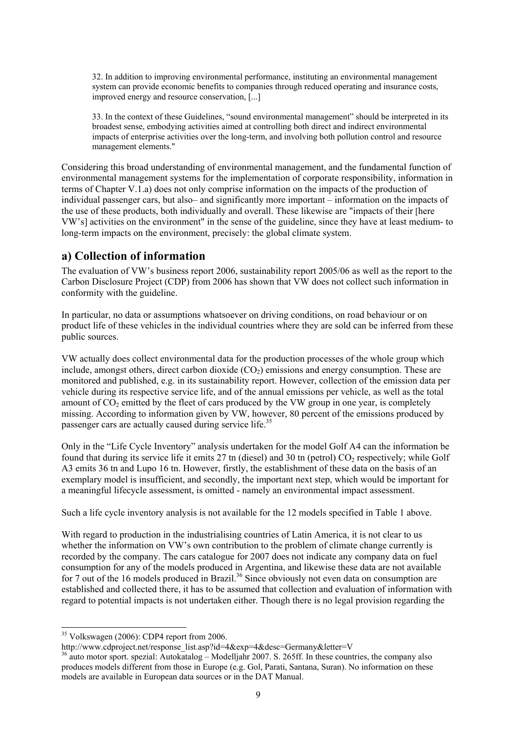32. In addition to improving environmental performance, instituting an environmental management system can provide economic benefits to companies through reduced operating and insurance costs, improved energy and resource conservation, [...]

33. In the context of these Guidelines, "sound environmental management" should be interpreted in its broadest sense, embodying activities aimed at controlling both direct and indirect environmental impacts of enterprise activities over the long-term, and involving both pollution control and resource management elements."

Considering this broad understanding of environmental management, and the fundamental function of environmental management systems for the implementation of corporate responsibility, information in terms of Chapter V.1.a) does not only comprise information on the impacts of the production of individual passenger cars, but also– and significantly more important – information on the impacts of the use of these products, both individually and overall. These likewise are "impacts of their [here VW's] activities on the environment" in the sense of the guideline, since they have at least medium- to long-term impacts on the environment, precisely: the global climate system.

## a) Collection of information

The evaluation of VW's business report 2006, sustainability report 2005/06 as well as the report to the Carbon Disclosure Project (CDP) from 2006 has shown that VW does not collect such information in conformity with the guideline.

In particular, no data or assumptions whatsoever on driving conditions, on road behaviour or on product life of these vehicles in the individual countries where they are sold can be inferred from these public sources.

VW actually does collect environmental data for the production processes of the whole group which include, amongst others, direct carbon dioxide ($CO_2$) emissions and energy consumption. These are monitored and published, e.g. in its sustainability report. However, collection of the emission data per vehicle during its respective service life, and of the annual emissions per vehicle, as well as the total amount of $CO_2$ emitted by the fleet of cars produced by the VW group in one year, is completely missing. According to information given by VW, however, 80 percent of the emissions produced by passenger cars are actually caused during service life.[35]

Only in the "Life Cycle Inventory" analysis undertaken for the model Golf A4 can the information be found that during its service life it emits 27 tn (diesel) and 30 tn (petrol) $CO_2$ respectively; while Golf A3 emits 36 tn and Lupo 16 tn. However, firstly, the establishment of these data on the basis of an exemplary model is insufficient, and secondly, the important next step, which would be important for a meaningful lifecycle assessment, is omitted - namely an environmental impact assessment.

Such a life cycle inventory analysis is not available for the 12 models specified in Table 1 above.

With regard to production in the industrialising countries of Latin America, it is not clear to us whether the information on VW's own contribution to the problem of climate change currently is recorded by the company. The cars catalogue for 2007 does not indicate any company data on fuel consumption for any of the models produced in Argentina, and likewise these data are not available for 7 out of the 16 models produced in Brazil.[36] Since obviously not even data on consumption are established and collected there, it has to be assumed that collection and evaluation of information with regard to potential impacts is not undertaken either. Though there is no legal provision regarding the

---

[35] Volkswagen (2006): CDP4 report from 2006. http://www.cdproject.net/response_list.asp?id=4&exp=4&desc=Germany&letter=V

[36] auto motor sport. spezial: Autokatalog – Modelljahr 2007. S. 265ff. In these countries, the company also produces models different from those in Europe (e.g. Gol, Parati, Santana, Suran). No information on these models are available in European data sources or in the DAT Manual.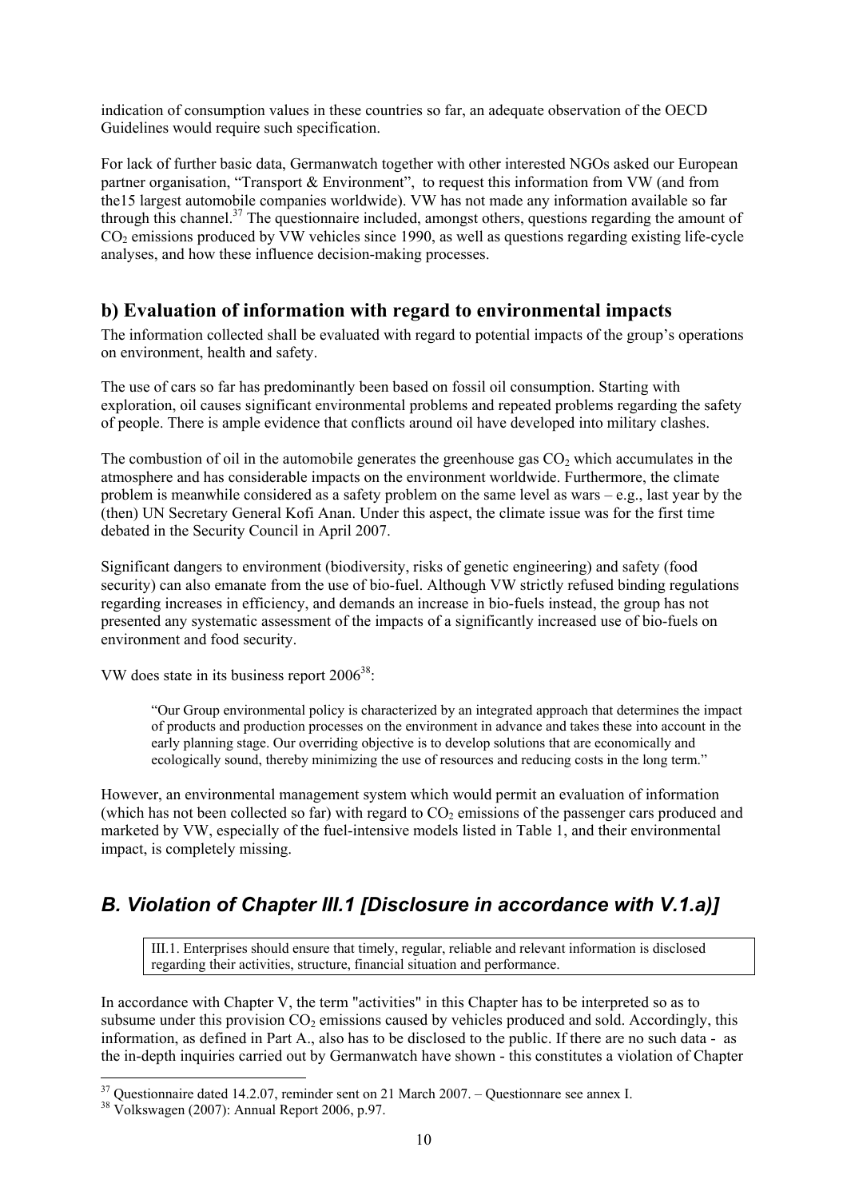indication of consumption values in these countries so far, an adequate observation of the OECD Guidelines would require such specification.

For lack of further basic data, Germanwatch together with other interested NGOs asked our European partner organisation, "Transport & Environment", to request this information from VW (and from the15 largest automobile companies worldwide). VW has not made any information available so far through this channel.[37] The questionnaire included, amongst others, questions regarding the amount of $CO_2$ emissions produced by VW vehicles since 1990, as well as questions regarding existing life-cycle analyses, and how these influence decision-making processes.

## b) Evaluation of information with regard to environmental impacts

The information collected shall be evaluated with regard to potential impacts of the group's operations on environment, health and safety.

The use of cars so far has predominantly been based on fossil oil consumption. Starting with exploration, oil causes significant environmental problems and repeated problems regarding the safety of people. There is ample evidence that conflicts around oil have developed into military clashes.

The combustion of oil in the automobile generates the greenhouse gas $CO_2$ which accumulates in the atmosphere and has considerable impacts on the environment worldwide. Furthermore, the climate problem is meanwhile considered as a safety problem on the same level as wars – e.g., last year by the (then) UN Secretary General Kofi Anan. Under this aspect, the climate issue was for the first time debated in the Security Council in April 2007.

Significant dangers to environment (biodiversity, risks of genetic engineering) and safety (food security) can also emanate from the use of bio-fuel. Although VW strictly refused binding regulations regarding increases in efficiency, and demands an increase in bio-fuels instead, the group has not presented any systematic assessment of the impacts of a significantly increased use of bio-fuels on environment and food security.

VW does state in its business report 2006[38]:

> "Our Group environmental policy is characterized by an integrated approach that determines the impact of products and production processes on the environment in advance and takes these into account in the early planning stage. Our overriding objective is to develop solutions that are economically and ecologically sound, thereby minimizing the use of resources and reducing costs in the long term."

However, an environmental management system which would permit an evaluation of information (which has not been collected so far) with regard to $CO_2$ emissions of the passenger cars produced and marketed by VW, especially of the fuel-intensive models listed in Table 1, and their environmental impact, is completely missing.

## *B. Violation of Chapter III.1 [Disclosure in accordance with V.1.a)]*

> III.1. Enterprises should ensure that timely, regular, reliable and relevant information is disclosed regarding their activities, structure, financial situation and performance.

In accordance with Chapter V, the term "activities" in this Chapter has to be interpreted so as to subsume under this provision $CO_2$ emissions caused by vehicles produced and sold. Accordingly, this information, as defined in Part A., also has to be disclosed to the public. If there are no such data - as the in-depth inquiries carried out by Germanwatch have shown - this constitutes a violation of Chapter

[37] Questionnaire dated 14.2.07, reminder sent on 21 March 2007. – Questionnare see annex I.

[38] Volkswagen (2007): Annual Report 2006, p.97.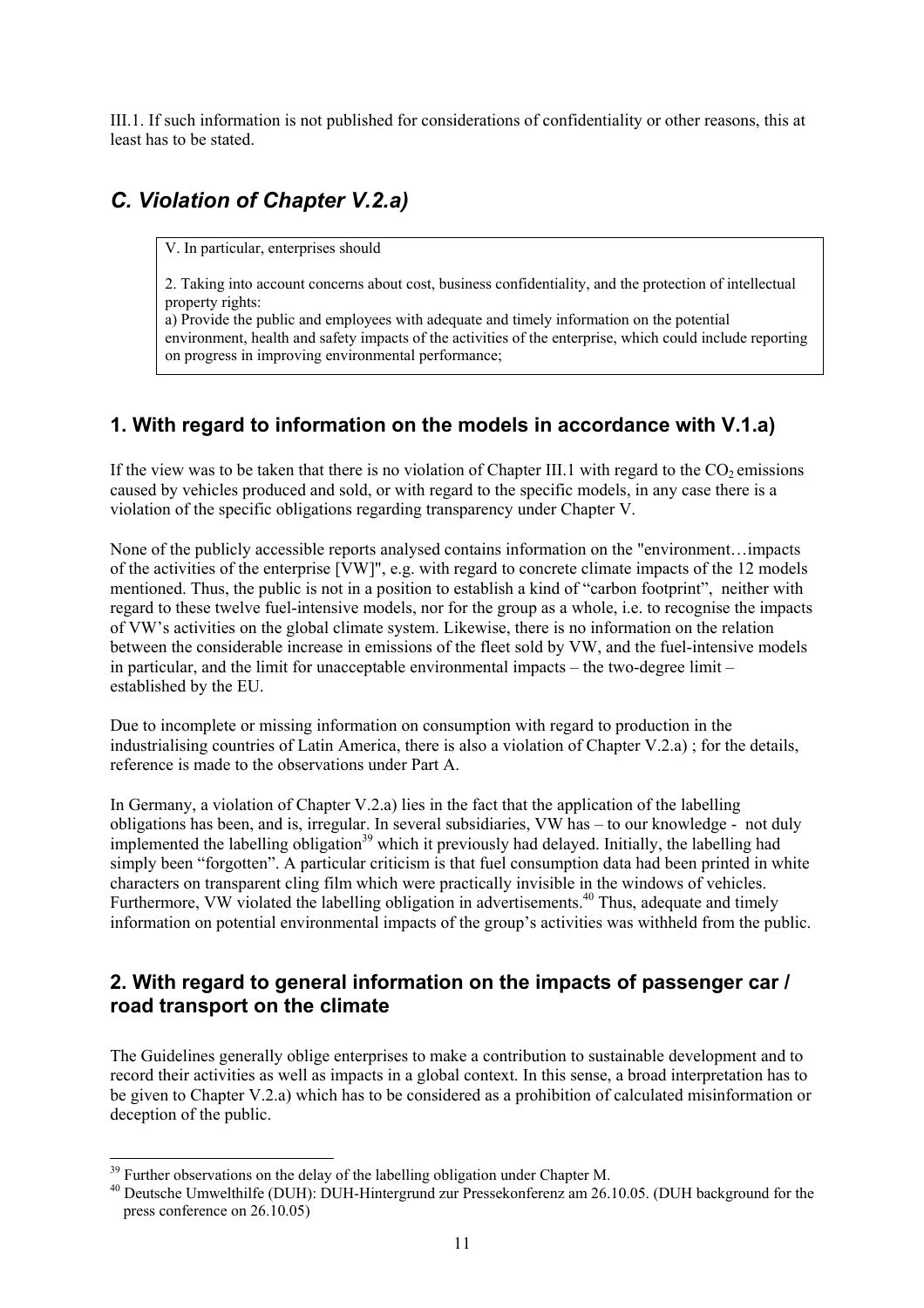III.1. If such information is not published for considerations of confidentiality or other reasons, this at least has to be stated.

## *C. Violation of Chapter V.2.a)*

> V. In particular, enterprises should
>
> 2. Taking into account concerns about cost, business confidentiality, and the protection of intellectual property rights:
> a) Provide the public and employees with adequate and timely information on the potential environment, health and safety impacts of the activities of the enterprise, which could include reporting on progress in improving environmental performance;

### 1. With regard to information on the models in accordance with V.1.a)

If the view was to be taken that there is no violation of Chapter III.1 with regard to the $CO_2$ emissions caused by vehicles produced and sold, or with regard to the specific models, in any case there is a violation of the specific obligations regarding transparency under Chapter V.

None of the publicly accessible reports analysed contains information on the "environment…impacts of the activities of the enterprise [VW]", e.g. with regard to concrete climate impacts of the 12 models mentioned. Thus, the public is not in a position to establish a kind of "carbon footprint", neither with regard to these twelve fuel-intensive models, nor for the group as a whole, i.e. to recognise the impacts of VW's activities on the global climate system. Likewise, there is no information on the relation between the considerable increase in emissions of the fleet sold by VW, and the fuel-intensive models in particular, and the limit for unacceptable environmental impacts – the two-degree limit – established by the EU.

Due to incomplete or missing information on consumption with regard to production in the industrialising countries of Latin America, there is also a violation of Chapter V.2.a) ; for the details, reference is made to the observations under Part A.

In Germany, a violation of Chapter V.2.a) lies in the fact that the application of the labelling obligations has been, and is, irregular. In several subsidiaries, VW has – to our knowledge - not duly implemented the labelling obligation[39] which it previously had delayed. Initially, the labelling had simply been "forgotten". A particular criticism is that fuel consumption data had been printed in white characters on transparent cling film which were practically invisible in the windows of vehicles. Furthermore, VW violated the labelling obligation in advertisements.[40] Thus, adequate and timely information on potential environmental impacts of the group's activities was withheld from the public.

### 2. With regard to general information on the impacts of passenger car / road transport on the climate

The Guidelines generally oblige enterprises to make a contribution to sustainable development and to record their activities as well as impacts in a global context. In this sense, a broad interpretation has to be given to Chapter V.2.a) which has to be considered as a prohibition of calculated misinformation or deception of the public.

---

[39] Further observations on the delay of the labelling obligation under Chapter M.

[40] Deutsche Umwelthilfe (DUH): DUH-Hintergrund zur Pressekonferenz am 26.10.05. (DUH background for the press conference on 26.10.05)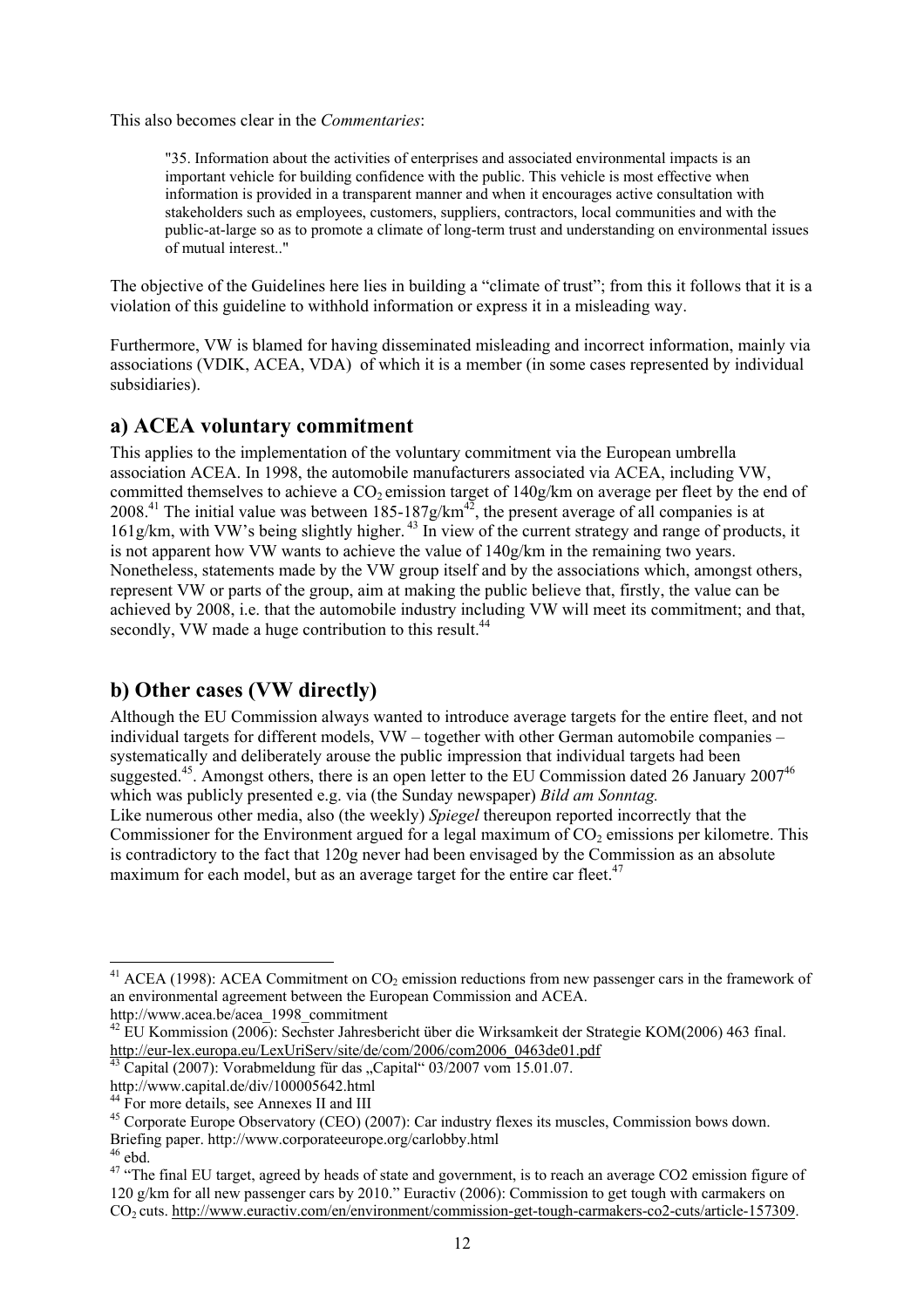This also becomes clear in the *Commentaries*:

> "35. Information about the activities of enterprises and associated environmental impacts is an important vehicle for building confidence with the public. This vehicle is most effective when information is provided in a transparent manner and when it encourages active consultation with stakeholders such as employees, customers, suppliers, contractors, local communities and with the public-at-large so as to promote a climate of long-term trust and understanding on environmental issues of mutual interest.."

The objective of the Guidelines here lies in building a "climate of trust"; from this it follows that it is a violation of this guideline to withhold information or express it in a misleading way.

Furthermore, VW is blamed for having disseminated misleading and incorrect information, mainly via associations (VDIK, ACEA, VDA) of which it is a member (in some cases represented by individual subsidiaries).

## a) ACEA voluntary commitment

This applies to the implementation of the voluntary commitment via the European umbrella association ACEA. In 1998, the automobile manufacturers associated via ACEA, including VW, committed themselves to achieve a $CO_2$ emission target of 140g/km on average per fleet by the end of 2008.[41] The initial value was between 185-187g/km[42], the present average of all companies is at 161g/km, with VW's being slightly higher.[43] In view of the current strategy and range of products, it is not apparent how VW wants to achieve the value of 140g/km in the remaining two years. Nonetheless, statements made by the VW group itself and by the associations which, amongst others, represent VW or parts of the group, aim at making the public believe that, firstly, the value can be achieved by 2008, i.e. that the automobile industry including VW will meet its commitment; and that, secondly, VW made a huge contribution to this result.[44]

## b) Other cases (VW directly)

Although the EU Commission always wanted to introduce average targets for the entire fleet, and not individual targets for different models, VW – together with other German automobile companies – systematically and deliberately arouse the public impression that individual targets had been suggested.[45]. Amongst others, there is an open letter to the EU Commission dated 26 January 2007[46] which was publicly presented e.g. via (the Sunday newspaper) *Bild am Sonntag.*
Like numerous other media, also (the weekly) *Spiegel* thereupon reported incorrectly that the Commissioner for the Environment argued for a legal maximum of $CO_2$ emissions per kilometre. This is contradictory to the fact that 120g never had been envisaged by the Commission as an absolute maximum for each model, but as an average target for the entire car fleet.[47]

---

[41] ACEA (1998): ACEA Commitment on $CO_2$ emission reductions from new passenger cars in the framework of an environmental agreement between the European Commission and ACEA. http://www.acea.be/acea_1998_commitment

[42] EU Kommission (2006): Sechster Jahresbericht über die Wirksamkeit der Strategie KOM(2006) 463 final. http://eur-lex.europa.eu/LexUriServ/site/de/com/2006/com2006_0463de01.pdf

[43] Capital (2007): Vorabmeldung für das „Capital" 03/2007 vom 15.01.07. http://www.capital.de/div/100005642.html

[44] For more details, see Annexes II and III

[45] Corporate Europe Observatory (CEO) (2007): Car industry flexes its muscles, Commission bows down. Briefing paper. http://www.corporateeurope.org/carlobby.html

[46] ebd.

[47] "The final EU target, agreed by heads of state and government, is to reach an average CO2 emission figure of 120 g/km for all new passenger cars by 2010." Euractiv (2006): Commission to get tough with carmakers on $CO_2$ cuts. http://www.euractiv.com/en/environment/commission-get-tough-carmakers-co2-cuts/article-157309.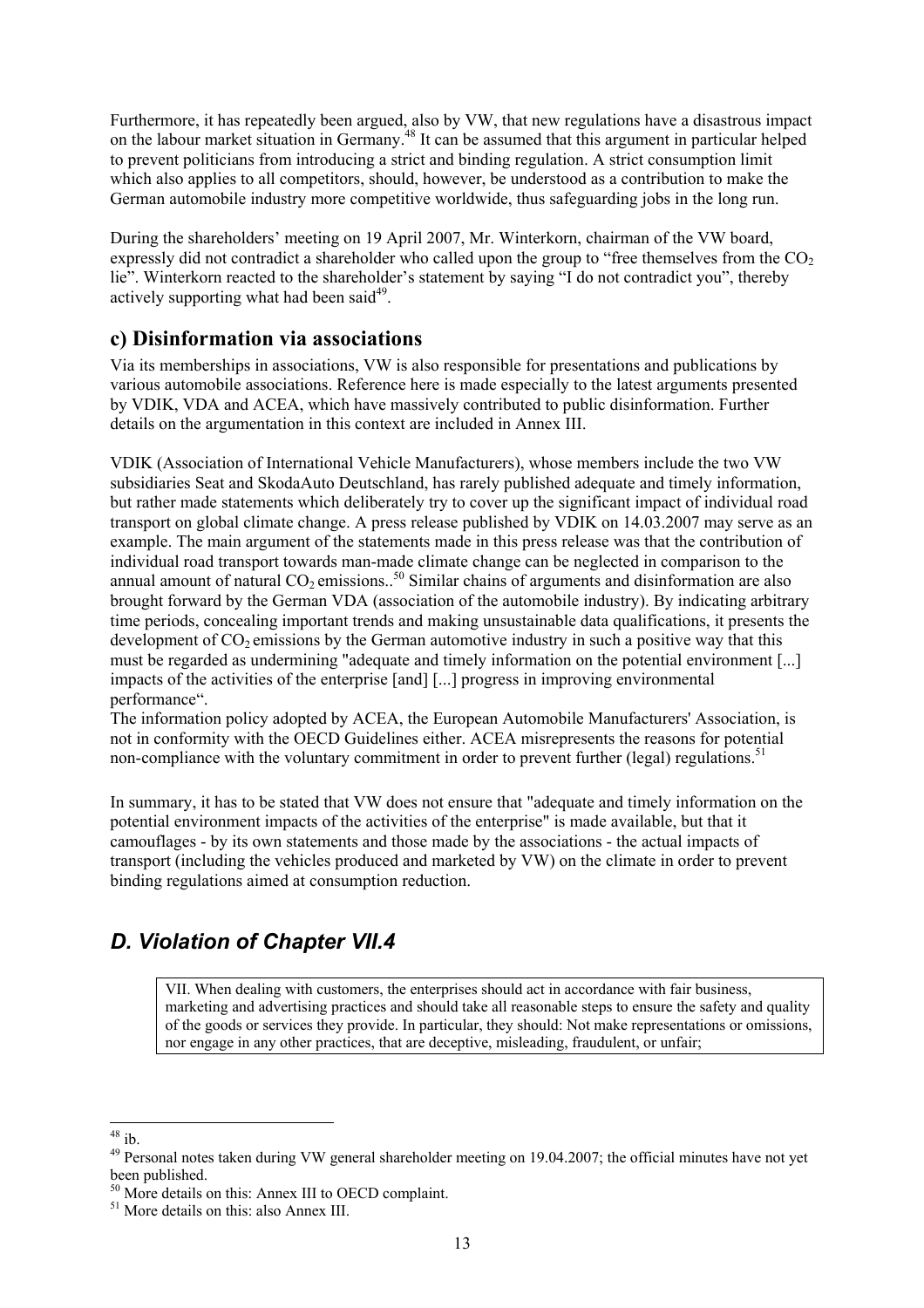Furthermore, it has repeatedly been argued, also by VW, that new regulations have a disastrous impact on the labour market situation in Germany.[48] It can be assumed that this argument in particular helped to prevent politicians from introducing a strict and binding regulation. A strict consumption limit which also applies to all competitors, should, however, be understood as a contribution to make the German automobile industry more competitive worldwide, thus safeguarding jobs in the long run.

During the shareholders' meeting on 19 April 2007, Mr. Winterkorn, chairman of the VW board, expressly did not contradict a shareholder who called upon the group to "free themselves from the $CO_2$ lie". Winterkorn reacted to the shareholder's statement by saying "I do not contradict you", thereby actively supporting what had been said[49].

## c) Disinformation via associations

Via its memberships in associations, VW is also responsible for presentations and publications by various automobile associations. Reference here is made especially to the latest arguments presented by VDIK, VDA and ACEA, which have massively contributed to public disinformation. Further details on the argumentation in this context are included in Annex III.

VDIK (Association of International Vehicle Manufacturers), whose members include the two VW subsidiaries Seat and SkodaAuto Deutschland, has rarely published adequate and timely information, but rather made statements which deliberately try to cover up the significant impact of individual road transport on global climate change. A press release published by VDIK on 14.03.2007 may serve as an example. The main argument of the statements made in this press release was that the contribution of individual road transport towards man-made climate change can be neglected in comparison to the annual amount of natural $CO_2$ emissions..[50] Similar chains of arguments and disinformation are also brought forward by the German VDA (association of the automobile industry). By indicating arbitrary time periods, concealing important trends and making unsustainable data qualifications, it presents the development of $CO_2$ emissions by the German automotive industry in such a positive way that this must be regarded as undermining "adequate and timely information on the potential environment [...] impacts of the activities of the enterprise [and] [...] progress in improving environmental performance".
The information policy adopted by ACEA, the European Automobile Manufacturers' Association, is not in conformity with the OECD Guidelines either. ACEA misrepresents the reasons for potential non-compliance with the voluntary commitment in order to prevent further (legal) regulations.[51]

In summary, it has to be stated that VW does not ensure that "adequate and timely information on the potential environment impacts of the activities of the enterprise" is made available, but that it camouflages - by its own statements and those made by the associations - the actual impacts of transport (including the vehicles produced and marketed by VW) on the climate in order to prevent binding regulations aimed at consumption reduction.

## *D. Violation of Chapter VII.4*

> VII. When dealing with customers, the enterprises should act in accordance with fair business, marketing and advertising practices and should take all reasonable steps to ensure the safety and quality of the goods or services they provide. In particular, they should: Not make representations or omissions, nor engage in any other practices, that are deceptive, misleading, fraudulent, or unfair;

---

[48] ib.

[49] Personal notes taken during VW general shareholder meeting on 19.04.2007; the official minutes have not yet been published.

[50] More details on this: Annex III to OECD complaint.

[51] More details on this: also Annex III.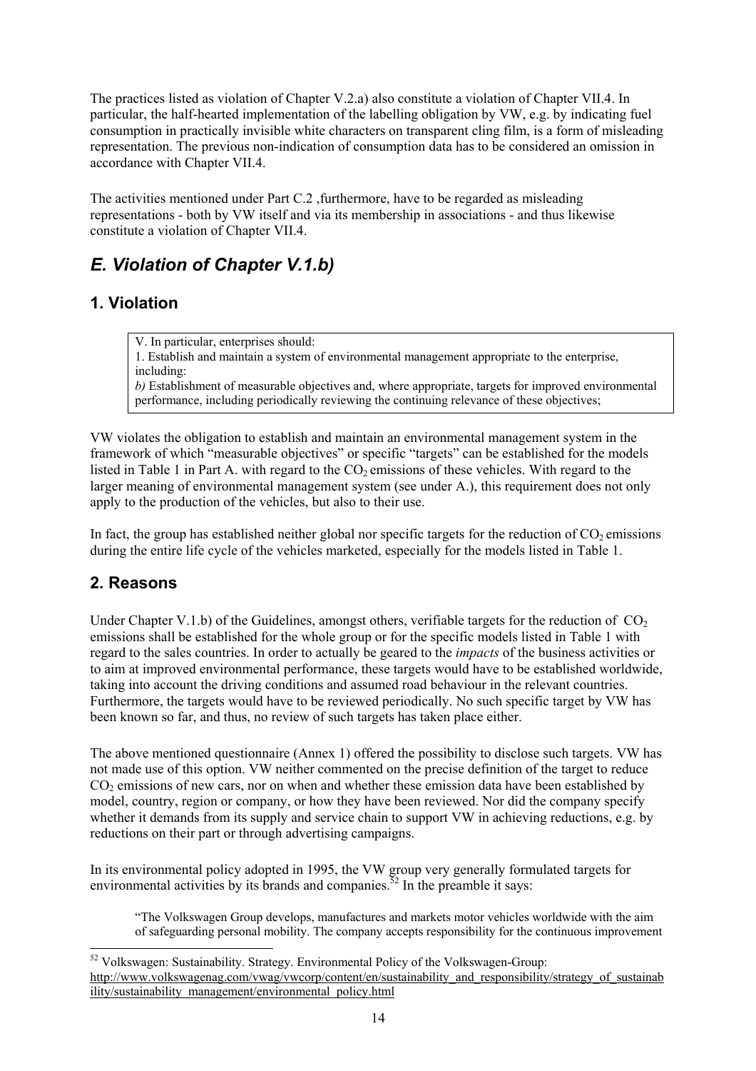The practices listed as violation of Chapter V.2.a) also constitute a violation of Chapter VII.4. In particular, the half-hearted implementation of the labelling obligation by VW, e.g. by indicating fuel consumption in practically invisible white characters on transparent cling film, is a form of misleading representation. The previous non-indication of consumption data has to be considered an omission in accordance with Chapter VII.4.

The activities mentioned under Part C.2 ,furthermore, have to be regarded as misleading representations - both by VW itself and via its membership in associations - and thus likewise constitute a violation of Chapter VII.4.

## *E. Violation of Chapter V.1.b)*

### 1. Violation

> V. In particular, enterprises should:
> 1. Establish and maintain a system of environmental management appropriate to the enterprise, including:
> *b)* Establishment of measurable objectives and, where appropriate, targets for improved environmental performance, including periodically reviewing the continuing relevance of these objectives;

VW violates the obligation to establish and maintain an environmental management system in the framework of which "measurable objectives" or specific "targets" can be established for the models listed in Table 1 in Part A. with regard to the $CO_2$ emissions of these vehicles. With regard to the larger meaning of environmental management system (see under A.), this requirement does not only apply to the production of the vehicles, but also to their use.

In fact, the group has established neither global nor specific targets for the reduction of $CO_2$ emissions during the entire life cycle of the vehicles marketed, especially for the models listed in Table 1.

### 2. Reasons

Under Chapter V.1.b) of the Guidelines, amongst others, verifiable targets for the reduction of $CO_2$ emissions shall be established for the whole group or for the specific models listed in Table 1 with regard to the sales countries. In order to actually be geared to the *impacts* of the business activities or to aim at improved environmental performance, these targets would have to be established worldwide, taking into account the driving conditions and assumed road behaviour in the relevant countries. Furthermore, the targets would have to be reviewed periodically. No such specific target by VW has been known so far, and thus, no review of such targets has taken place either.

The above mentioned questionnaire (Annex 1) offered the possibility to disclose such targets. VW has not made use of this option. VW neither commented on the precise definition of the target to reduce $CO_2$ emissions of new cars, nor on when and whether these emission data have been established by model, country, region or company, or how they have been reviewed. Nor did the company specify whether it demands from its supply and service chain to support VW in achieving reductions, e.g. by reductions on their part or through advertising campaigns.

In its environmental policy adopted in 1995, the VW group very generally formulated targets for environmental activities by its brands and companies.[52] In the preamble it says:

> "The Volkswagen Group develops, manufactures and markets motor vehicles worldwide with the aim of safeguarding personal mobility. The company accepts responsibility for the continuous improvement

[52] Volkswagen: Sustainability. Strategy. Environmental Policy of the Volkswagen-Group: http://www.volkswagenag.com/vwag/vwcorp/content/en/sustainability_and_responsibility/strategy_of_sustainability/sustainability_management/environmental_policy.html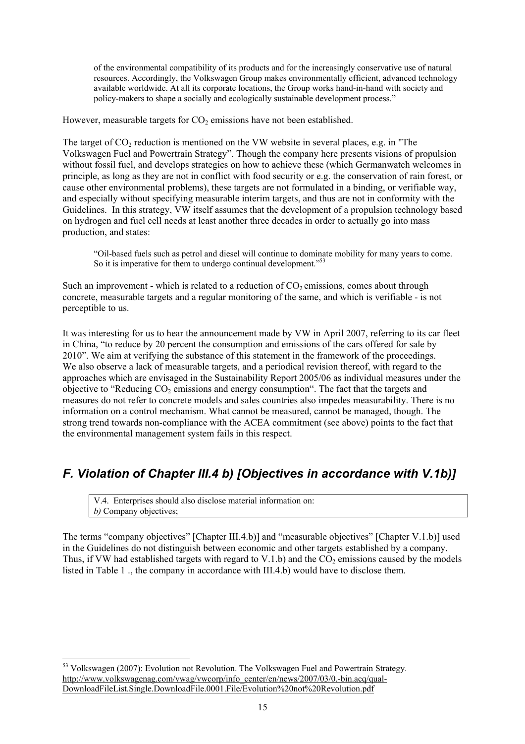> of the environmental compatibility of its products and for the increasingly conservative use of natural resources. Accordingly, the Volkswagen Group makes environmentally efficient, advanced technology available worldwide. At all its corporate locations, the Group works hand-in-hand with society and policy-makers to shape a socially and ecologically sustainable development process."

However, measurable targets for $CO_2$ emissions have not been established.

The target of $CO_2$ reduction is mentioned on the VW website in several places, e.g. in "The Volkswagen Fuel and Powertrain Strategy". Though the company here presents visions of propulsion without fossil fuel, and develops strategies on how to achieve these (which Germanwatch welcomes in principle, as long as they are not in conflict with food security or e.g. the conservation of rain forest, or cause other environmental problems), these targets are not formulated in a binding, or verifiable way, and especially without specifying measurable interim targets, and thus are not in conformity with the Guidelines. In this strategy, VW itself assumes that the development of a propulsion technology based on hydrogen and fuel cell needs at least another three decades in order to actually go into mass production, and states:

> "Oil-based fuels such as petrol and diesel will continue to dominate mobility for many years to come. So it is imperative for them to undergo continual development."[53]

Such an improvement - which is related to a reduction of $CO_2$ emissions, comes about through concrete, measurable targets and a regular monitoring of the same, and which is verifiable - is not perceptible to us.

It was interesting for us to hear the announcement made by VW in April 2007, referring to its car fleet in China, "to reduce by 20 percent the consumption and emissions of the cars offered for sale by 2010". We aim at verifying the substance of this statement in the framework of the proceedings. We also observe a lack of measurable targets, and a periodical revision thereof, with regard to the approaches which are envisaged in the Sustainability Report 2005/06 as individual measures under the objective to "Reducing $CO_2$ emissions and energy consumption". The fact that the targets and measures do not refer to concrete models and sales countries also impedes measurability. There is no information on a control mechanism. What cannot be measured, cannot be managed, though. The strong trend towards non-compliance with the ACEA commitment (see above) points to the fact that the environmental management system fails in this respect.

## *F. Violation of Chapter III.4 b) [Objectives in accordance with V.1b)]*

| V.4. Enterprises should also disclose material information on:<br>*b)* Company objectives; |
|---|

The terms "company objectives" [Chapter III.4.b)] and "measurable objectives" [Chapter V.1.b)] used in the Guidelines do not distinguish between economic and other targets established by a company. Thus, if VW had established targets with regard to V.1.b) and the $CO_2$ emissions caused by the models listed in Table 1 ., the company in accordance with III.4.b) would have to disclose them.

---

[53] Volkswagen (2007): Evolution not Revolution. The Volkswagen Fuel and Powertrain Strategy. http://www.volkswagenag.com/vwag/vwcorp/info_center/en/news/2007/03/0.-bin.acq/qual-DownloadFileList.Single.DownloadFile.0001.File/Evolution%20not%20Revolution.pdf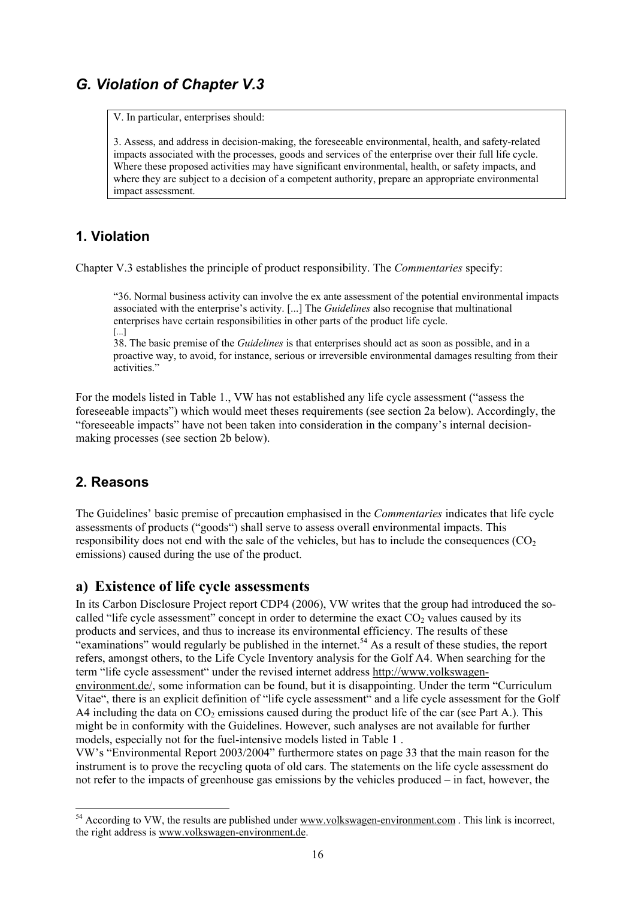## *G. Violation of Chapter V.3*

> V. In particular, enterprises should:
>
> 3. Assess, and address in decision-making, the foreseeable environmental, health, and safety-related impacts associated with the processes, goods and services of the enterprise over their full life cycle. Where these proposed activities may have significant environmental, health, or safety impacts, and where they are subject to a decision of a competent authority, prepare an appropriate environmental impact assessment.

### 1. Violation

Chapter V.3 establishes the principle of product responsibility. The *Commentaries* specify:

> "36. Normal business activity can involve the ex ante assessment of the potential environmental impacts associated with the enterprise's activity. [...] The *Guidelines* also recognise that multinational enterprises have certain responsibilities in other parts of the product life cycle.
> [...]
> 38. The basic premise of the *Guidelines* is that enterprises should act as soon as possible, and in a proactive way, to avoid, for instance, serious or irreversible environmental damages resulting from their activities."

For the models listed in Table 1., VW has not established any life cycle assessment ("assess the foreseeable impacts") which would meet theses requirements (see section 2a below). Accordingly, the "foreseeable impacts" have not been taken into consideration in the company's internal decision-making processes (see section 2b below).

### 2. Reasons

The Guidelines' basic premise of precaution emphasised in the *Commentaries* indicates that life cycle assessments of products ("goods") shall serve to assess overall environmental impacts. This responsibility does not end with the sale of the vehicles, but has to include the consequences ($CO_2$ emissions) caused during the use of the product.

#### a) Existence of life cycle assessments

In its Carbon Disclosure Project report CDP4 (2006), VW writes that the group had introduced the so-called "life cycle assessment" concept in order to determine the exact $CO_2$ values caused by its products and services, and thus to increase its environmental efficiency. The results of these "examinations" would regularly be published in the internet.[54] As a result of these studies, the report refers, amongst others, to the Life Cycle Inventory analysis for the Golf A4. When searching for the term "life cycle assessment" under the revised internet address http://www.volkswagen-environment.de/, some information can be found, but it is disappointing. Under the term "Curriculum Vitae", there is an explicit definition of "life cycle assessment" and a life cycle assessment for the Golf A4 including the data on $CO_2$ emissions caused during the product life of the car (see Part A.). This might be in conformity with the Guidelines. However, such analyses are not available for further models, especially not for the fuel-intensive models listed in Table 1 .

VW's "Environmental Report 2003/2004" furthermore states on page 33 that the main reason for the instrument is to prove the recycling quota of old cars. The statements on the life cycle assessment do not refer to the impacts of greenhouse gas emissions by the vehicles produced – in fact, however, the

---

[54] According to VW, the results are published under www.volkswagen-environment.com . This link is incorrect, the right address is www.volkswagen-environment.de.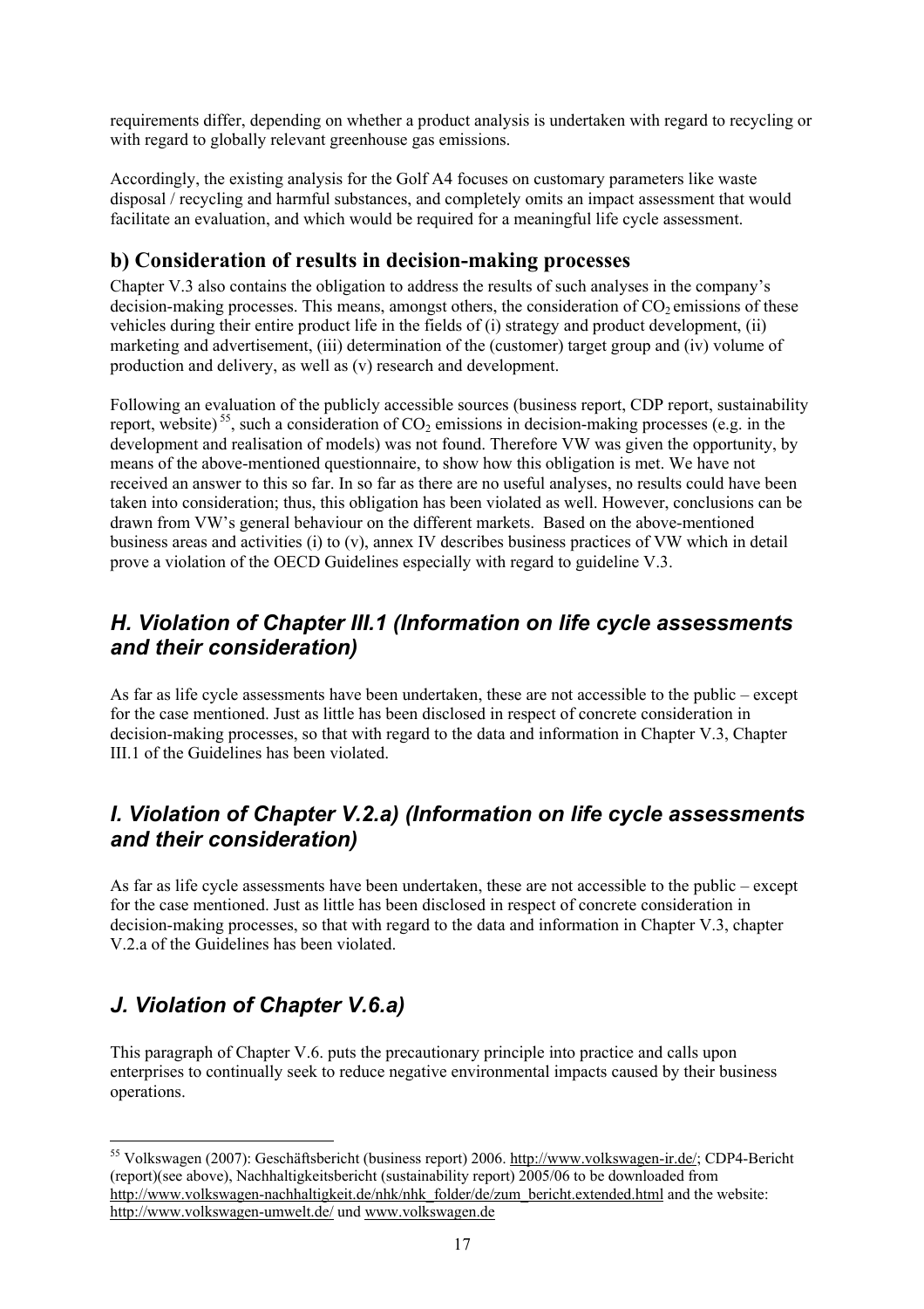requirements differ, depending on whether a product analysis is undertaken with regard to recycling or with regard to globally relevant greenhouse gas emissions.

Accordingly, the existing analysis for the Golf A4 focuses on customary parameters like waste disposal / recycling and harmful substances, and completely omits an impact assessment that would facilitate an evaluation, and which would be required for a meaningful life cycle assessment.

## b) Consideration of results in decision-making processes

Chapter V.3 also contains the obligation to address the results of such analyses in the company's decision-making processes. This means, amongst others, the consideration of $CO_2$ emissions of these vehicles during their entire product life in the fields of (i) strategy and product development, (ii) marketing and advertisement, (iii) determination of the (customer) target group and (iv) volume of production and delivery, as well as (v) research and development.

Following an evaluation of the publicly accessible sources (business report, CDP report, sustainability report, website)[55], such a consideration of $CO_2$ emissions in decision-making processes (e.g. in the development and realisation of models) was not found. Therefore VW was given the opportunity, by means of the above-mentioned questionnaire, to show how this obligation is met. We have not received an answer to this so far. In so far as there are no useful analyses, no results could have been taken into consideration; thus, this obligation has been violated as well. However, conclusions can be drawn from VW's general behaviour on the different markets. Based on the above-mentioned business areas and activities (i) to (v), annex IV describes business practices of VW which in detail prove a violation of the OECD Guidelines especially with regard to guideline V.3.

## *H. Violation of Chapter III.1 (Information on life cycle assessments and their consideration)*

As far as life cycle assessments have been undertaken, these are not accessible to the public – except for the case mentioned. Just as little has been disclosed in respect of concrete consideration in decision-making processes, so that with regard to the data and information in Chapter V.3, Chapter III.1 of the Guidelines has been violated.

## *I. Violation of Chapter V.2.a) (Information on life cycle assessments and their consideration)*

As far as life cycle assessments have been undertaken, these are not accessible to the public – except for the case mentioned. Just as little has been disclosed in respect of concrete consideration in decision-making processes, so that with regard to the data and information in Chapter V.3, chapter V.2.a of the Guidelines has been violated.

## *J. Violation of Chapter V.6.a)*

This paragraph of Chapter V.6. puts the precautionary principle into practice and calls upon enterprises to continually seek to reduce negative environmental impacts caused by their business operations.

---

[55] Volkswagen (2007): Geschäftsbericht (business report) 2006. http://www.volkswagen-ir.de/; CDP4-Bericht (report)(see above), Nachhaltigkeitsbericht (sustainability report) 2005/06 to be downloaded from http://www.volkswagen-nachhaltigkeit.de/nhk/nhk_folder/de/zum_bericht.extended.html and the website: http://www.volkswagen-umwelt.de/ und www.volkswagen.de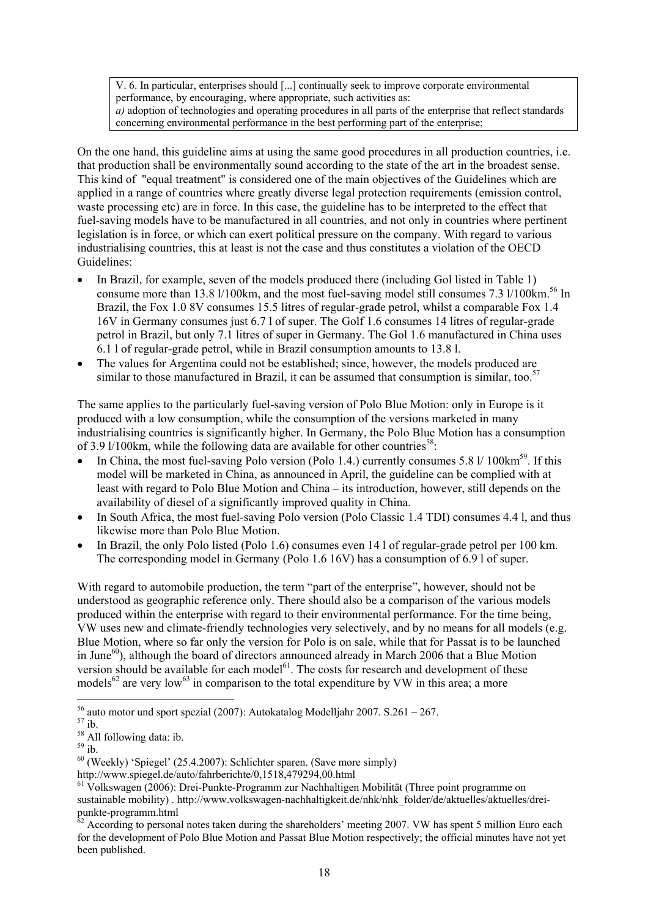> V. 6. In particular, enterprises should [...] continually seek to improve corporate environmental performance, by encouraging, where appropriate, such activities as:
> *a)* adoption of technologies and operating procedures in all parts of the enterprise that reflect standards concerning environmental performance in the best performing part of the enterprise;

On the one hand, this guideline aims at using the same good procedures in all production countries, i.e. that production shall be environmentally sound according to the state of the art in the broadest sense. This kind of "equal treatment" is considered one of the main objectives of the Guidelines which are applied in a range of countries where greatly diverse legal protection requirements (emission control, waste processing etc) are in force. In this case, the guideline has to be interpreted to the effect that fuel-saving models have to be manufactured in all countries, and not only in countries where pertinent legislation is in force, or which can exert political pressure on the company. With regard to various industrialising countries, this at least is not the case and thus constitutes a violation of the OECD Guidelines:

- In Brazil, for example, seven of the models produced there (including Gol listed in Table 1) consume more than 13.8 l/100km, and the most fuel-saving model still consumes 7.3 l/100km.[56] In Brazil, the Fox 1.0 8V consumes 15.5 litres of regular-grade petrol, whilst a comparable Fox 1.4 16V in Germany consumes just 6.7 l of super. The Golf 1.6 consumes 14 litres of regular-grade petrol in Brazil, but only 7.1 litres of super in Germany. The Gol 1.6 manufactured in China uses 6.1 l of regular-grade petrol, while in Brazil consumption amounts to 13.8 l.
- The values for Argentina could not be established; since, however, the models produced are similar to those manufactured in Brazil, it can be assumed that consumption is similar, too.[57]

The same applies to the particularly fuel-saving version of Polo Blue Motion: only in Europe is it produced with a low consumption, while the consumption of the versions marketed in many industrialising countries is significantly higher. In Germany, the Polo Blue Motion has a consumption of 3.9 l/100km, while the following data are available for other countries[58]:

- In China, the most fuel-saving Polo version (Polo 1.4.) currently consumes 5.8 l/ 100km[59]. If this model will be marketed in China, as announced in April, the guideline can be complied with at least with regard to Polo Blue Motion and China – its introduction, however, still depends on the availability of diesel of a significantly improved quality in China.
- In South Africa, the most fuel-saving Polo version (Polo Classic 1.4 TDI) consumes 4.4 l, and thus likewise more than Polo Blue Motion.
- In Brazil, the only Polo listed (Polo 1.6) consumes even 14 l of regular-grade petrol per 100 km. The corresponding model in Germany (Polo 1.6 16V) has a consumption of 6.9 l of super.

With regard to automobile production, the term "part of the enterprise", however, should not be understood as geographic reference only. There should also be a comparison of the various models produced within the enterprise with regard to their environmental performance. For the time being, VW uses new and climate-friendly technologies very selectively, and by no means for all models (e.g. Blue Motion, where so far only the version for Polo is on sale, while that for Passat is to be launched in June[60]), although the board of directors announced already in March 2006 that a Blue Motion version should be available for each model[61]. The costs for research and development of these models[62] are very low[63] in comparison to the total expenditure by VW in this area; a more

---

[56] auto motor und sport spezial (2007): Autokatalog Modelljahr 2007. S.261 – 267.

[57] ib.

[58] All following data: ib.

[59] ib.

[60] (Weekly) 'Spiegel' (25.4.2007): Schlichter sparen. (Save more simply) http://www.spiegel.de/auto/fahrberichte/0,1518,479294,00.html

[61] Volkswagen (2006): Drei-Punkte-Programm zur Nachhaltigen Mobilität (Three point programme on sustainable mobility) . http://www.volkswagen-nachhaltigkeit.de/nhk/nhk_folder/de/aktuelles/aktuelles/drei-punkte-programm.html

[62] According to personal notes taken during the shareholders' meeting 2007. VW has spent 5 million Euro each for the development of Polo Blue Motion and Passat Blue Motion respectively; the official minutes have not yet been published.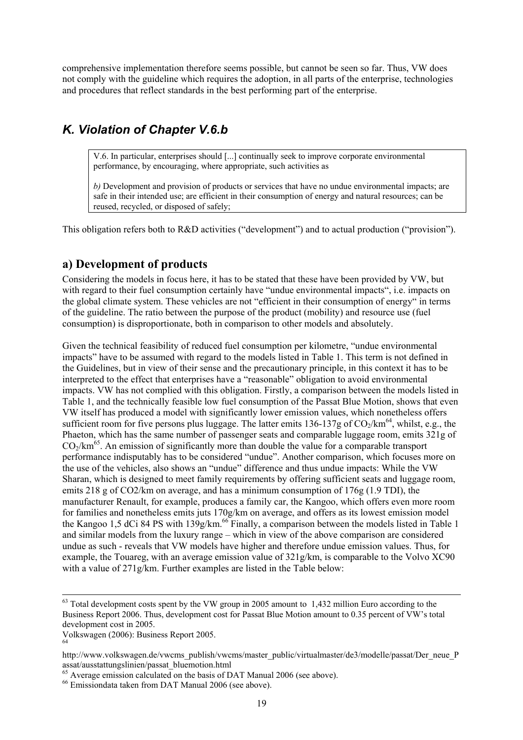comprehensive implementation therefore seems possible, but cannot be seen so far. Thus, VW does not comply with the guideline which requires the adoption, in all parts of the enterprise, technologies and procedures that reflect standards in the best performing part of the enterprise.

## *K. Violation of Chapter V.6.b*

> V.6. In particular, enterprises should [...] continually seek to improve corporate environmental performance, by encouraging, where appropriate, such activities as
>
> *b)* Development and provision of products or services that have no undue environmental impacts; are safe in their intended use; are efficient in their consumption of energy and natural resources; can be reused, recycled, or disposed of safely;

This obligation refers both to R&D activities ("development") and to actual production ("provision").

### a) Development of products

Considering the models in focus here, it has to be stated that these have been provided by VW, but with regard to their fuel consumption certainly have "undue environmental impacts", i.e. impacts on the global climate system. These vehicles are not "efficient in their consumption of energy" in terms of the guideline. The ratio between the purpose of the product (mobility) and resource use (fuel consumption) is disproportionate, both in comparison to other models and absolutely.

Given the technical feasibility of reduced fuel consumption per kilometre, "undue environmental impacts" have to be assumed with regard to the models listed in Table 1. This term is not defined in the Guidelines, but in view of their sense and the precautionary principle, in this context it has to be interpreted to the effect that enterprises have a "reasonable" obligation to avoid environmental impacts. VW has not complied with this obligation. Firstly, a comparison between the models listed in Table 1, and the technically feasible low fuel consumption of the Passat Blue Motion, shows that even VW itself has produced a model with significantly lower emission values, which nonetheless offers sufficient room for five persons plus luggage. The latter emits 136-137g of $CO_2$/km[64], whilst, e.g., the Phaeton, which has the same number of passenger seats and comparable luggage room, emits 321g of $CO_2$/km[65]. An emission of significantly more than double the value for a comparable transport performance indisputably has to be considered "undue". Another comparison, which focuses more on the use of the vehicles, also shows an "undue" difference and thus undue impacts: While the VW Sharan, which is designed to meet family requirements by offering sufficient seats and luggage room, emits 218 g of $CO_2$/km on average, and has a minimum consumption of 176g (1.9 TDI), the manufacturer Renault, for example, produces a family car, the Kangoo, which offers even more room for families and nonetheless emits juts 170g/km on average, and offers as its lowest emission model the Kangoo 1,5 dCi 84 PS with 139g/km.[66] Finally, a comparison between the models listed in Table 1 and similar models from the luxury range – which in view of the above comparison are considered undue as such - reveals that VW models have higher and therefore undue emission values. Thus, for example, the Touareg, with an average emission value of 321g/km, is comparable to the Volvo XC90 with a value of 271g/km. Further examples are listed in the Table below:

---

[63] Total development costs spent by the VW group in 2005 amount to 1,432 million Euro according to the Business Report 2006. Thus, development cost for Passat Blue Motion amount to 0.35 percent of VW's total development cost in 2005.
Volkswagen (2006): Business Report 2005.

[64] http://www.volkswagen.de/vwcms_publish/vwcms/master_public/virtualmaster/de3/modelle/passat/Der_neue_Passat/ausstattungslinien/passat_bluemotion.html

[65] Average emission calculated on the basis of DAT Manual 2006 (see above).

[66] Emissiondata taken from DAT Manual 2006 (see above).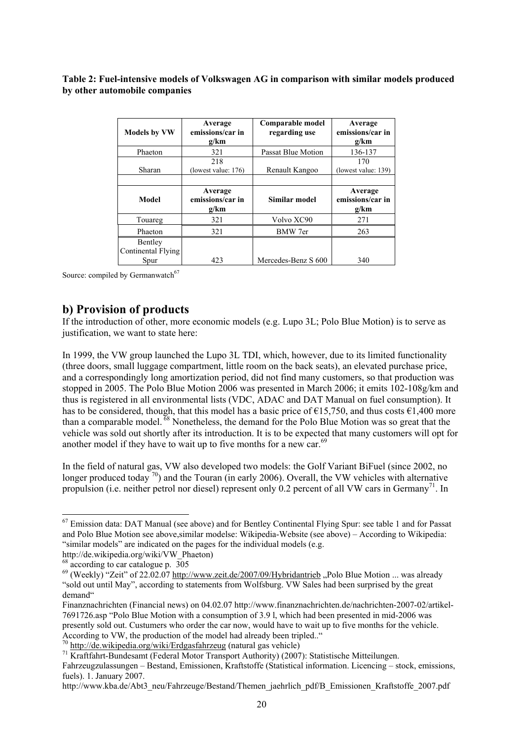**Table 2: Fuel-intensive models of Volkswagen AG in comparison with similar models produced by other automobile companies**

| Models by VW | Average emissions/car in g/km | Comparable model regarding use | Average emissions/car in g/km |
|---|---|---|---|
| Phaeton | 321 | Passat Blue Motion | 136-137 |
| Sharan | 218 (lowest value: 176) | Renault Kangoo | 170 (lowest value: 139) |
| **Model** | **Average emissions/car in g/km** | **Similar model** | **Average emissions/car in g/km** |
| Touareg | 321 | Volvo XC90 | 271 |
| Phaeton | 321 | BMW 7er | 263 |
| Bentley Continental Flying Spur | 423 | Mercedes-Benz S 600 | 340 |

Source: compiled by Germanwatch[67]

## b) Provision of products

If the introduction of other, more economic models (e.g. Lupo 3L; Polo Blue Motion) is to serve as justification, we want to state here:

In 1999, the VW group launched the Lupo 3L TDI, which, however, due to its limited functionality (three doors, small luggage compartment, little room on the back seats), an elevated purchase price, and a correspondingly long amortization period, did not find many customers, so that production was stopped in 2005. The Polo Blue Motion 2006 was presented in March 2006; it emits 102-108g/km and thus is registered in all environmental lists (VDC, ADAC and DAT Manual on fuel consumption). It has to be considered, though, that this model has a basic price of €15,750, and thus costs €1,400 more than a comparable model. [68] Nonetheless, the demand for the Polo Blue Motion was so great that the vehicle was sold out shortly after its introduction. It is to be expected that many customers will opt for another model if they have to wait up to five months for a new car.[69]

In the field of natural gas, VW also developed two models: the Golf Variant BiFuel (since 2002, no longer produced today [70]) and the Touran (in early 2006). Overall, the VW vehicles with alternative propulsion (i.e. neither petrol nor diesel) represent only 0.2 percent of all VW cars in Germany[71]. In

---

[67] Emission data: DAT Manual (see above) and for Bentley Continental Flying Spur: see table 1 and for Passat and Polo Blue Motion see above,similar modelse: Wikipedia-Website (see above) – According to Wikipedia: "similar models" are indicated on the pages for the individual models (e.g. http://de.wikipedia.org/wiki/VW_Phaeton)

[68] according to car catalogue p. 305

[69] (Weekly) "Zeit" of 22.02.07 http://www.zeit.de/2007/09/Hybridantrieb „Polo Blue Motion ... was already "sold out until May", according to statements from Wolfsburg. VW Sales had been surprised by the great demand"

Finanznachrichten (Financial news) on 04.02.07 http://www.finanznachrichten.de/nachrichten-2007-02/artikel-7691726.asp "Polo Blue Motion with a consumption of 3.9 l, which had been presented in mid-2006 was presently sold out. Custumers who order the car now, would have to wait up to five months for the vehicle. According to VW, the production of the model had already been tripled.."

[70] http://de.wikipedia.org/wiki/Erdgasfahrzeug (natural gas vehicle)

[71] Kraftfahrt-Bundesamt (Federal Motor Transport Authority) (2007): Statistische Mitteilungen. Fahrzeugzulassungen – Bestand, Emissionen, Kraftstoffe (Statistical information. Licencing – stock, emissions, fuels). 1. January 2007.
http://www.kba.de/Abt3_neu/Fahrzeuge/Bestand/Themen_jaehrlich_pdf/B_Emissionen_Kraftstoffe_2007.pdf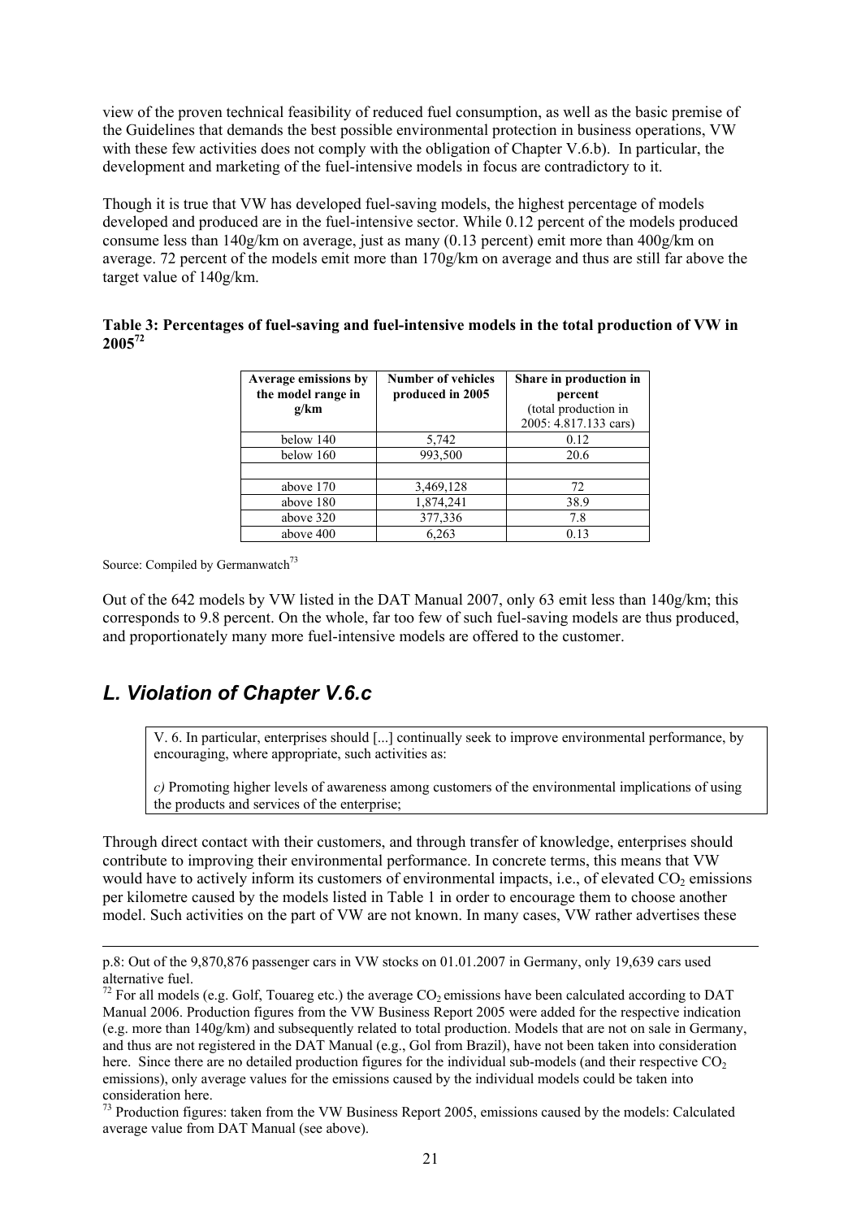view of the proven technical feasibility of reduced fuel consumption, as well as the basic premise of the Guidelines that demands the best possible environmental protection in business operations, VW with these few activities does not comply with the obligation of Chapter V.6.b). In particular, the development and marketing of the fuel-intensive models in focus are contradictory to it.

Though it is true that VW has developed fuel-saving models, the highest percentage of models developed and produced are in the fuel-intensive sector. While 0.12 percent of the models produced consume less than 140g/km on average, just as many (0.13 percent) emit more than 400g/km on average. 72 percent of the models emit more than 170g/km on average and thus are still far above the target value of 140g/km.

**Table 3: Percentages of fuel-saving and fuel-intensive models in the total production of VW in 2005[72]**

| Average emissions by the model range in g/km | Number of vehicles produced in 2005 | Share in production in percent (total production in 2005: 4.817.133 cars) |
|---|---|---|
| below 140 | 5,742 | 0.12 |
| below 160 | 993,500 | 20.6 |
| | | |
| above 170 | 3,469,128 | 72 |
| above 180 | 1,874,241 | 38.9 |
| above 320 | 377,336 | 7.8 |
| above 400 | 6,263 | 0.13 |

Source: Compiled by Germanwatch[73]

Out of the 642 models by VW listed in the DAT Manual 2007, only 63 emit less than 140g/km; this corresponds to 9.8 percent. On the whole, far too few of such fuel-saving models are thus produced, and proportionately many more fuel-intensive models are offered to the customer.

## *L. Violation of Chapter V.6.c*

> V. 6. In particular, enterprises should [...] continually seek to improve environmental performance, by encouraging, where appropriate, such activities as:
>
> *c)* Promoting higher levels of awareness among customers of the environmental implications of using the products and services of the enterprise;

Through direct contact with their customers, and through transfer of knowledge, enterprises should contribute to improving their environmental performance. In concrete terms, this means that VW would have to actively inform its customers of environmental impacts, i.e., of elevated $CO_2$ emissions per kilometre caused by the models listed in Table 1 in order to encourage them to choose another model. Such activities on the part of VW are not known. In many cases, VW rather advertises these

---

p.8: Out of the 9,870,876 passenger cars in VW stocks on 01.01.2007 in Germany, only 19,639 cars used alternative fuel.

[72] For all models (e.g. Golf, Touareg etc.) the average $CO_2$ emissions have been calculated according to DAT Manual 2006. Production figures from the VW Business Report 2005 were added for the respective indication (e.g. more than 140g/km) and subsequently related to total production. Models that are not on sale in Germany, and thus are not registered in the DAT Manual (e.g., Gol from Brazil), have not been taken into consideration here. Since there are no detailed production figures for the individual sub-models (and their respective $CO_2$ emissions), only average values for the emissions caused by the individual models could be taken into consideration here.

[73] Production figures: taken from the VW Business Report 2005, emissions caused by the models: Calculated average value from DAT Manual (see above).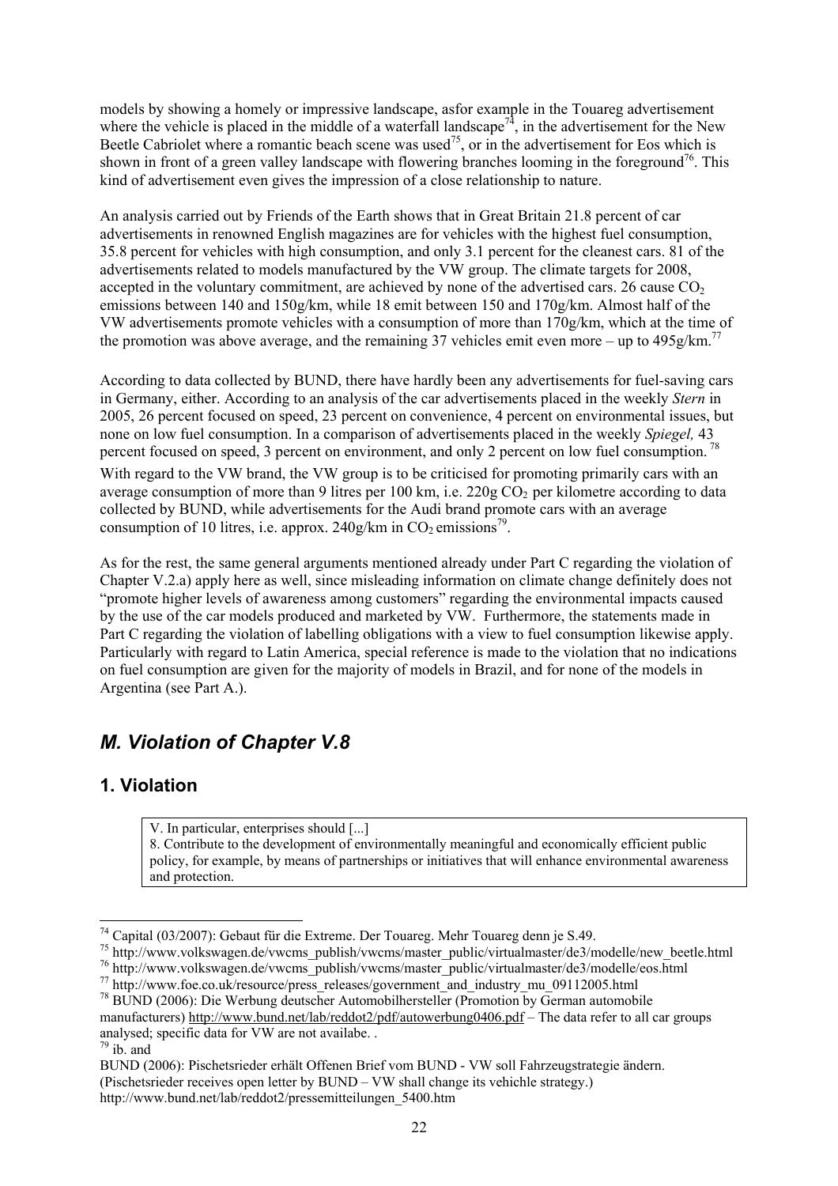models by showing a homely or impressive landscape, asfor example in the Touareg advertisement where the vehicle is placed in the middle of a waterfall landscape[74], in the advertisement for the New Beetle Cabriolet where a romantic beach scene was used[75], or in the advertisement for Eos which is shown in front of a green valley landscape with flowering branches looming in the foreground[76]. This kind of advertisement even gives the impression of a close relationship to nature.

An analysis carried out by Friends of the Earth shows that in Great Britain 21.8 percent of car advertisements in renowned English magazines are for vehicles with the highest fuel consumption, 35.8 percent for vehicles with high consumption, and only 3.1 percent for the cleanest cars. 81 of the advertisements related to models manufactured by the VW group. The climate targets for 2008, accepted in the voluntary commitment, are achieved by none of the advertised cars. 26 cause $CO_2$ emissions between 140 and 150g/km, while 18 emit between 150 and 170g/km. Almost half of the VW advertisements promote vehicles with a consumption of more than 170g/km, which at the time of the promotion was above average, and the remaining 37 vehicles emit even more – up to 495g/km.[77]

According to data collected by BUND, there have hardly been any advertisements for fuel-saving cars in Germany, either. According to an analysis of the car advertisements placed in the weekly *Stern* in 2005, 26 percent focused on speed, 23 percent on convenience, 4 percent on environmental issues, but none on low fuel consumption. In a comparison of advertisements placed in the weekly *Spiegel,* 43 percent focused on speed, 3 percent on environment, and only 2 percent on low fuel consumption. [78]

With regard to the VW brand, the VW group is to be criticised for promoting primarily cars with an average consumption of more than 9 litres per 100 km, i.e. 220g $CO_2$ per kilometre according to data collected by BUND, while advertisements for the Audi brand promote cars with an average consumption of 10 litres, i.e. approx. 240g/km in $CO_2$ emissions[79].

As for the rest, the same general arguments mentioned already under Part C regarding the violation of Chapter V.2.a) apply here as well, since misleading information on climate change definitely does not "promote higher levels of awareness among customers" regarding the environmental impacts caused by the use of the car models produced and marketed by VW. Furthermore, the statements made in Part C regarding the violation of labelling obligations with a view to fuel consumption likewise apply. Particularly with regard to Latin America, special reference is made to the violation that no indications on fuel consumption are given for the majority of models in Brazil, and for none of the models in Argentina (see Part A.).

## *M. Violation of Chapter V.8*

### 1. Violation

> V. In particular, enterprises should [...]
> 8. Contribute to the development of environmentally meaningful and economically efficient public policy, for example, by means of partnerships or initiatives that will enhance environmental awareness and protection.

---

[74] Capital (03/2007): Gebaut für die Extreme. Der Touareg. Mehr Touareg denn je S.49.

[75] http://www.volkswagen.de/vwcms_publish/vwcms/master_public/virtualmaster/de3/modelle/new_beetle.html

[76] http://www.volkswagen.de/vwcms_publish/vwcms/master_public/virtualmaster/de3/modelle/eos.html

[77] http://www.foe.co.uk/resource/press_releases/government_and_industry_mu_09112005.html

[78] BUND (2006): Die Werbung deutscher Automobilhersteller (Promotion by German automobile manufacturers) http://www.bund.net/lab/reddot2/pdf/autowerbung0406.pdf – The data refer to all car groups analysed; specific data for VW are not availabe. .

[79] ib. and

BUND (2006): Pischetsrieder erhält Offenen Brief vom BUND - VW soll Fahrzeugstrategie ändern. (Pischetsrieder receives open letter by BUND – VW shall change its vehichle strategy.) http://www.bund.net/lab/reddot2/pressemitteilungen_5400.htm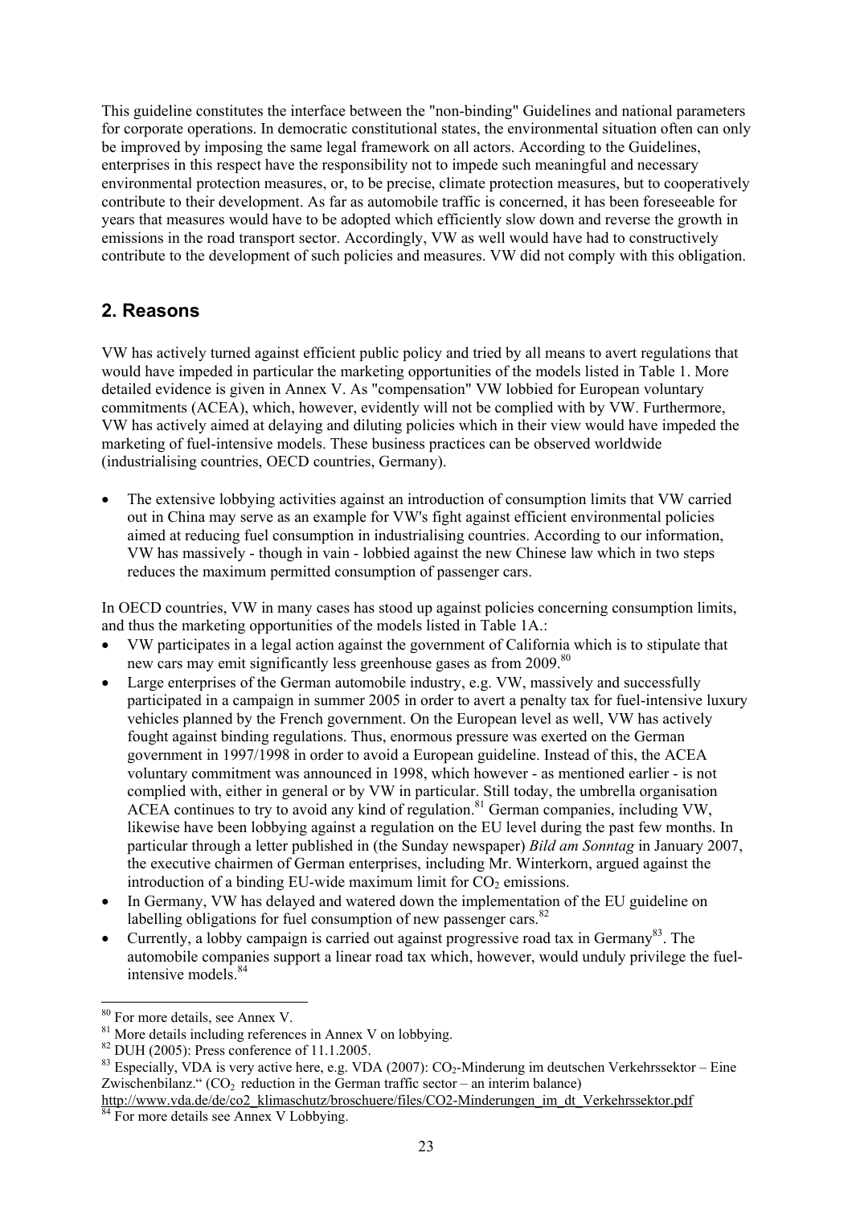This guideline constitutes the interface between the "non-binding" Guidelines and national parameters for corporate operations. In democratic constitutional states, the environmental situation often can only be improved by imposing the same legal framework on all actors. According to the Guidelines, enterprises in this respect have the responsibility not to impede such meaningful and necessary environmental protection measures, or, to be precise, climate protection measures, but to cooperatively contribute to their development. As far as automobile traffic is concerned, it has been foreseeable for years that measures would have to be adopted which efficiently slow down and reverse the growth in emissions in the road transport sector. Accordingly, VW as well would have had to constructively contribute to the development of such policies and measures. VW did not comply with this obligation.

## 2. Reasons

VW has actively turned against efficient public policy and tried by all means to avert regulations that would have impeded in particular the marketing opportunities of the models listed in Table 1. More detailed evidence is given in Annex V. As "compensation" VW lobbied for European voluntary commitments (ACEA), which, however, evidently will not be complied with by VW. Furthermore, VW has actively aimed at delaying and diluting policies which in their view would have impeded the marketing of fuel-intensive models. These business practices can be observed worldwide (industrialising countries, OECD countries, Germany).

- The extensive lobbying activities against an introduction of consumption limits that VW carried out in China may serve as an example for VW's fight against efficient environmental policies aimed at reducing fuel consumption in industrialising countries. According to our information, VW has massively - though in vain - lobbied against the new Chinese law which in two steps reduces the maximum permitted consumption of passenger cars.

In OECD countries, VW in many cases has stood up against policies concerning consumption limits, and thus the marketing opportunities of the models listed in Table 1A.:

- VW participates in a legal action against the government of California which is to stipulate that new cars may emit significantly less greenhouse gases as from 2009.[80]
- Large enterprises of the German automobile industry, e.g. VW, massively and successfully participated in a campaign in summer 2005 in order to avert a penalty tax for fuel-intensive luxury vehicles planned by the French government. On the European level as well, VW has actively fought against binding regulations. Thus, enormous pressure was exerted on the German government in 1997/1998 in order to avoid a European guideline. Instead of this, the ACEA voluntary commitment was announced in 1998, which however - as mentioned earlier - is not complied with, either in general or by VW in particular. Still today, the umbrella organisation ACEA continues to try to avoid any kind of regulation.[81] German companies, including VW, likewise have been lobbying against a regulation on the EU level during the past few months. In particular through a letter published in (the Sunday newspaper) *Bild am Sonntag* in January 2007, the executive chairmen of German enterprises, including Mr. Winterkorn, argued against the introduction of a binding EU-wide maximum limit for $CO_2$ emissions.
- In Germany, VW has delayed and watered down the implementation of the EU guideline on labelling obligations for fuel consumption of new passenger cars.[82]
- Currently, a lobby campaign is carried out against progressive road tax in Germany[83]. The automobile companies support a linear road tax which, however, would unduly privilege the fuel-intensive models.[84]

---

[80] For more details, see Annex V.

[81] More details including references in Annex V on lobbying.

[82] DUH (2005): Press conference of 11.1.2005.

[83] Especially, VDA is very active here, e.g. VDA (2007): $CO_2$-Minderung im deutschen Verkehrssektor – Eine Zwischenbilanz.“ ($CO_2$ reduction in the German traffic sector – an interim balance) http://www.vda.de/de/co2_klimaschutz/broschuere/files/CO2-Minderungen_im_dt_Verkehrssektor.pdf

[84] For more details see Annex V Lobbying.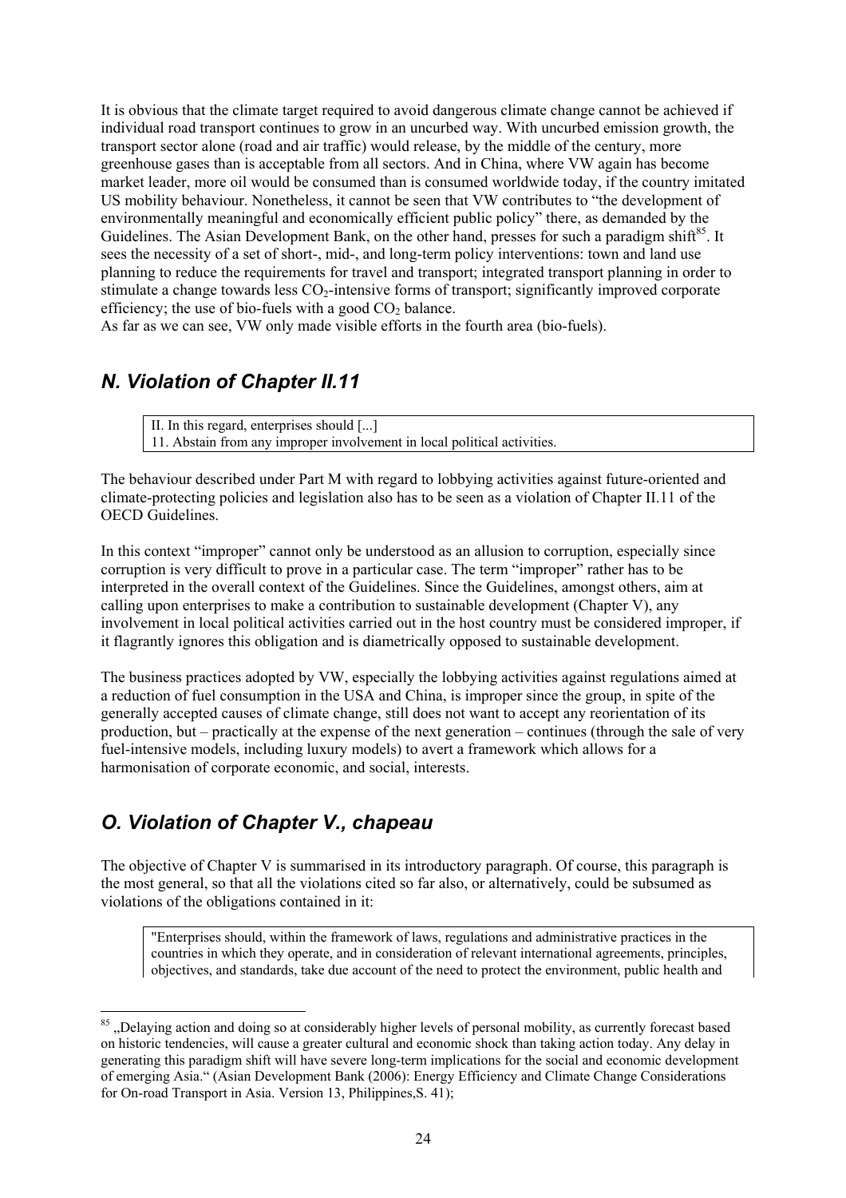It is obvious that the climate target required to avoid dangerous climate change cannot be achieved if individual road transport continues to grow in an uncurbed way. With uncurbed emission growth, the transport sector alone (road and air traffic) would release, by the middle of the century, more greenhouse gases than is acceptable from all sectors. And in China, where VW again has become market leader, more oil would be consumed than is consumed worldwide today, if the country imitated US mobility behaviour. Nonetheless, it cannot be seen that VW contributes to "the development of environmentally meaningful and economically efficient public policy" there, as demanded by the Guidelines. The Asian Development Bank, on the other hand, presses for such a paradigm shift[85]. It sees the necessity of a set of short-, mid-, and long-term policy interventions: town and land use planning to reduce the requirements for travel and transport; integrated transport planning in order to stimulate a change towards less $CO_2$-intensive forms of transport; significantly improved corporate efficiency; the use of bio-fuels with a good $CO_2$ balance.
As far as we can see, VW only made visible efforts in the fourth area (bio-fuels).

## *N. Violation of Chapter II.11*

> II. In this regard, enterprises should [...]
> 11. Abstain from any improper involvement in local political activities.

The behaviour described under Part M with regard to lobbying activities against future-oriented and climate-protecting policies and legislation also has to be seen as a violation of Chapter II.11 of the OECD Guidelines.

In this context "improper" cannot only be understood as an allusion to corruption, especially since corruption is very difficult to prove in a particular case. The term "improper" rather has to be interpreted in the overall context of the Guidelines. Since the Guidelines, amongst others, aim at calling upon enterprises to make a contribution to sustainable development (Chapter V), any involvement in local political activities carried out in the host country must be considered improper, if it flagrantly ignores this obligation and is diametrically opposed to sustainable development.

The business practices adopted by VW, especially the lobbying activities against regulations aimed at a reduction of fuel consumption in the USA and China, is improper since the group, in spite of the generally accepted causes of climate change, still does not want to accept any reorientation of its production, but – practically at the expense of the next generation – continues (through the sale of very fuel-intensive models, including luxury models) to avert a framework which allows for a harmonisation of corporate economic, and social, interests.

## *O. Violation of Chapter V., chapeau*

The objective of Chapter V is summarised in its introductory paragraph. Of course, this paragraph is the most general, so that all the violations cited so far also, or alternatively, could be subsumed as violations of the obligations contained in it:

> "Enterprises should, within the framework of laws, regulations and administrative practices in the countries in which they operate, and in consideration of relevant international agreements, principles, objectives, and standards, take due account of the need to protect the environment, public health and

[85] „Delaying action and doing so at considerably higher levels of personal mobility, as currently forecast based on historic tendencies, will cause a greater cultural and economic shock than taking action today. Any delay in generating this paradigm shift will have severe long-term implications for the social and economic development of emerging Asia." (Asian Development Bank (2006): Energy Efficiency and Climate Change Considerations for On-road Transport in Asia. Version 13, Philippines,S. 41);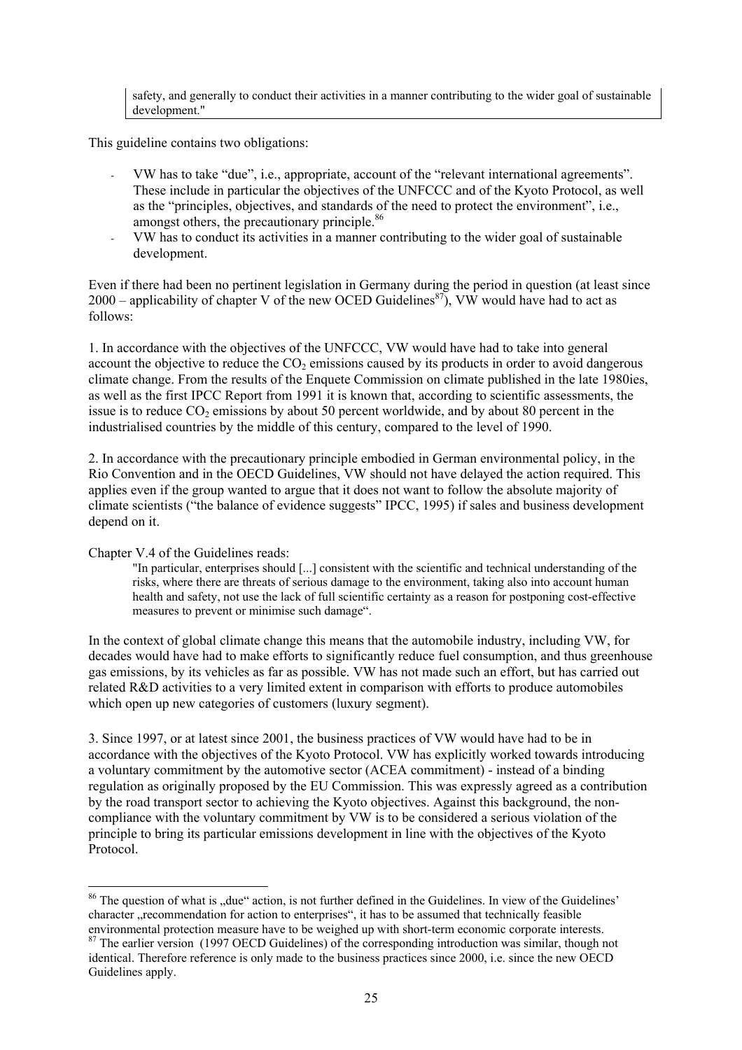> safety, and generally to conduct their activities in a manner contributing to the wider goal of sustainable development."

This guideline contains two obligations:

- VW has to take "due", i.e., appropriate, account of the "relevant international agreements". These include in particular the objectives of the UNFCCC and of the Kyoto Protocol, as well as the "principles, objectives, and standards of the need to protect the environment", i.e., amongst others, the precautionary principle.[86]
- VW has to conduct its activities in a manner contributing to the wider goal of sustainable development.

Even if there had been no pertinent legislation in Germany during the period in question (at least since 2000 – applicability of chapter V of the new OCED Guidelines[87]), VW would have had to act as follows:

1. In accordance with the objectives of the UNFCCC, VW would have had to take into general account the objective to reduce the $CO_2$ emissions caused by its products in order to avoid dangerous climate change. From the results of the Enquete Commission on climate published in the late 1980ies, as well as the first IPCC Report from 1991 it is known that, according to scientific assessments, the issue is to reduce $CO_2$ emissions by about 50 percent worldwide, and by about 80 percent in the industrialised countries by the middle of this century, compared to the level of 1990.

2. In accordance with the precautionary principle embodied in German environmental policy, in the Rio Convention and in the OECD Guidelines, VW should not have delayed the action required. This applies even if the group wanted to argue that it does not want to follow the absolute majority of climate scientists ("the balance of evidence suggests" IPCC, 1995) if sales and business development depend on it.

Chapter V.4 of the Guidelines reads:

> "In particular, enterprises should [...] consistent with the scientific and technical understanding of the risks, where there are threats of serious damage to the environment, taking also into account human health and safety, not use the lack of full scientific certainty as a reason for postponing cost-effective measures to prevent or minimise such damage".

In the context of global climate change this means that the automobile industry, including VW, for decades would have had to make efforts to significantly reduce fuel consumption, and thus greenhouse gas emissions, by its vehicles as far as possible. VW has not made such an effort, but has carried out related R&D activities to a very limited extent in comparison with efforts to produce automobiles which open up new categories of customers (luxury segment).

3. Since 1997, or at latest since 2001, the business practices of VW would have had to be in accordance with the objectives of the Kyoto Protocol. VW has explicitly worked towards introducing a voluntary commitment by the automotive sector (ACEA commitment) - instead of a binding regulation as originally proposed by the EU Commission. This was expressly agreed as a contribution by the road transport sector to achieving the Kyoto objectives. Against this background, the non-compliance with the voluntary commitment by VW is to be considered a serious violation of the principle to bring its particular emissions development in line with the objectives of the Kyoto Protocol.

---

[86] The question of what is „due" action, is not further defined in the Guidelines. In view of the Guidelines' character „recommendation for action to enterprises", it has to be assumed that technically feasible environmental protection measure have to be weighed up with short-term economic corporate interests.

[87] The earlier version (1997 OECD Guidelines) of the corresponding introduction was similar, though not identical. Therefore reference is only made to the business practices since 2000, i.e. since the new OECD Guidelines apply.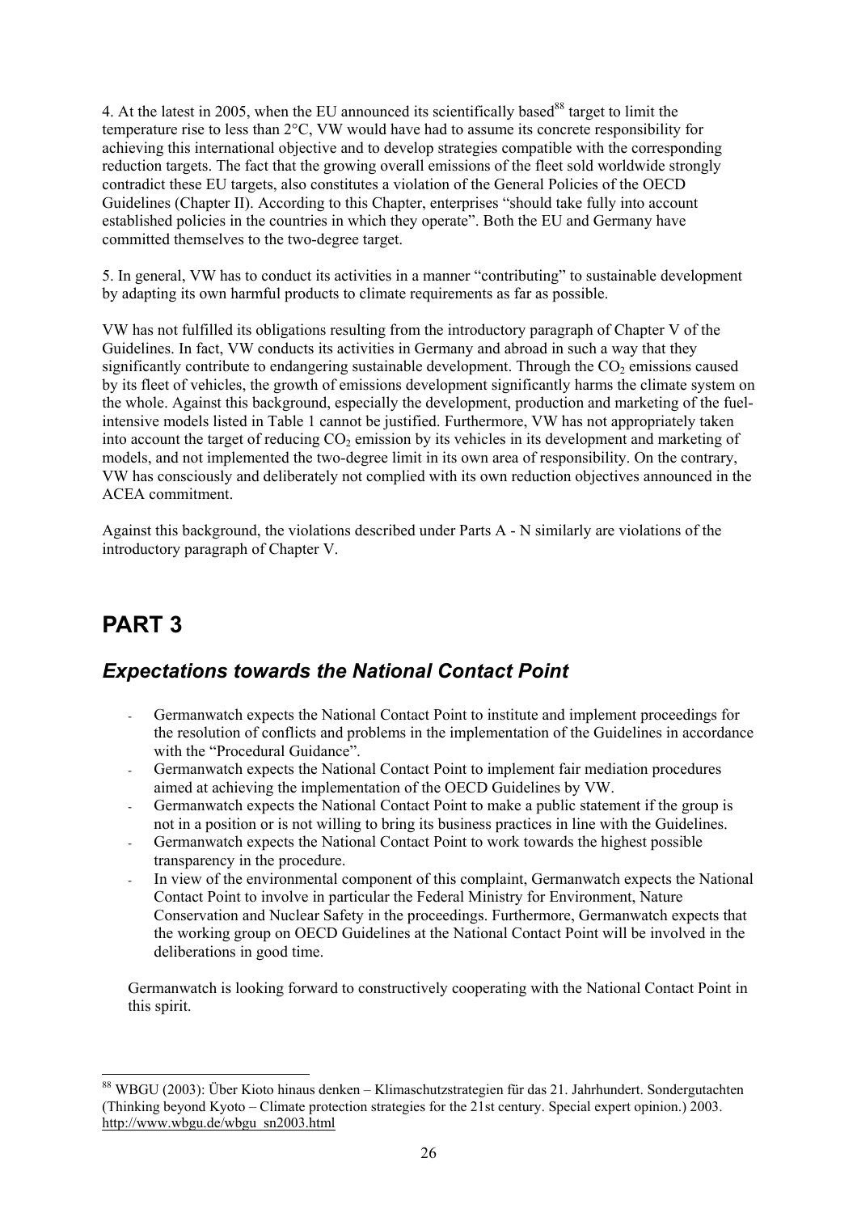4. At the latest in 2005, when the EU announced its scientifically based[88] target to limit the temperature rise to less than 2°C, VW would have had to assume its concrete responsibility for achieving this international objective and to develop strategies compatible with the corresponding reduction targets. The fact that the growing overall emissions of the fleet sold worldwide strongly contradict these EU targets, also constitutes a violation of the General Policies of the OECD Guidelines (Chapter II). According to this Chapter, enterprises "should take fully into account established policies in the countries in which they operate". Both the EU and Germany have committed themselves to the two-degree target.

5. In general, VW has to conduct its activities in a manner "contributing" to sustainable development by adapting its own harmful products to climate requirements as far as possible.

VW has not fulfilled its obligations resulting from the introductory paragraph of Chapter V of the Guidelines. In fact, VW conducts its activities in Germany and abroad in such a way that they significantly contribute to endangering sustainable development. Through the $CO_2$ emissions caused by its fleet of vehicles, the growth of emissions development significantly harms the climate system on the whole. Against this background, especially the development, production and marketing of the fuel-intensive models listed in Table 1 cannot be justified. Furthermore, VW has not appropriately taken into account the target of reducing $CO_2$ emission by its vehicles in its development and marketing of models, and not implemented the two-degree limit in its own area of responsibility. On the contrary, VW has consciously and deliberately not complied with its own reduction objectives announced in the ACEA commitment.

Against this background, the violations described under Parts A - N similarly are violations of the introductory paragraph of Chapter V.

# PART 3

## *Expectations towards the National Contact Point*

- Germanwatch expects the National Contact Point to institute and implement proceedings for the resolution of conflicts and problems in the implementation of the Guidelines in accordance with the "Procedural Guidance".
- Germanwatch expects the National Contact Point to implement fair mediation procedures aimed at achieving the implementation of the OECD Guidelines by VW.
- Germanwatch expects the National Contact Point to make a public statement if the group is not in a position or is not willing to bring its business practices in line with the Guidelines.
- Germanwatch expects the National Contact Point to work towards the highest possible transparency in the procedure.
- In view of the environmental component of this complaint, Germanwatch expects the National Contact Point to involve in particular the Federal Ministry for Environment, Nature Conservation and Nuclear Safety in the proceedings. Furthermore, Germanwatch expects that the working group on OECD Guidelines at the National Contact Point will be involved in the deliberations in good time.

Germanwatch is looking forward to constructively cooperating with the National Contact Point in this spirit.

---

[88] WBGU (2003): Über Kioto hinaus denken – Klimaschutzstrategien für das 21. Jahrhundert. Sondergutachten (Thinking beyond Kyoto – Climate protection strategies for the 21st century. Special expert opinion.) 2003. http://www.wbgu.de/wbgu_sn2003.html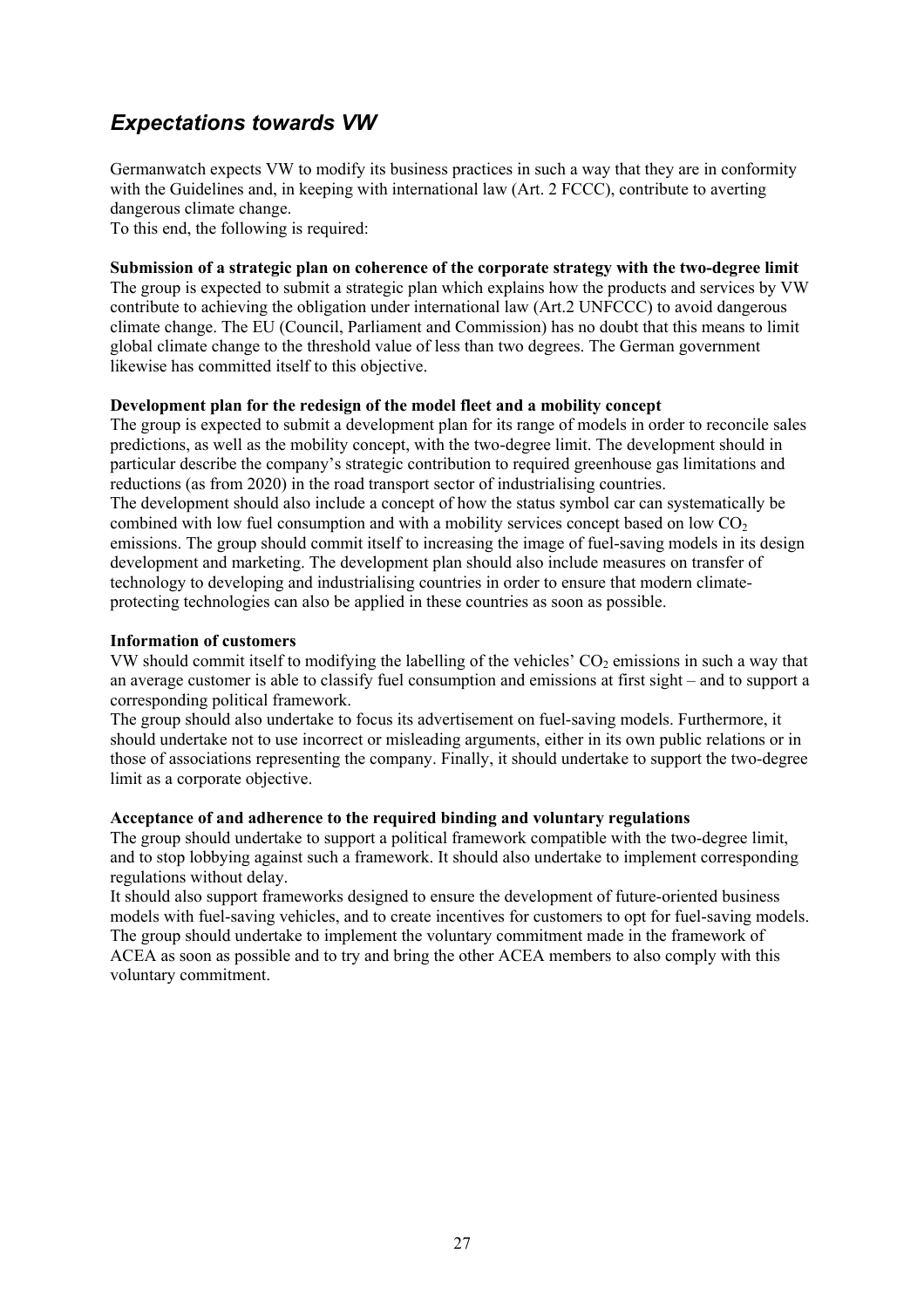## *Expectations towards VW*

Germanwatch expects VW to modify its business practices in such a way that they are in conformity with the Guidelines and, in keeping with international law (Art. 2 FCCC), contribute to averting dangerous climate change.
To this end, the following is required:

**Submission of a strategic plan on coherence of the corporate strategy with the two-degree limit**
The group is expected to submit a strategic plan which explains how the products and services by VW contribute to achieving the obligation under international law (Art.2 UNFCCC) to avoid dangerous climate change. The EU (Council, Parliament and Commission) has no doubt that this means to limit global climate change to the threshold value of less than two degrees. The German government likewise has committed itself to this objective.

**Development plan for the redesign of the model fleet and a mobility concept**
The group is expected to submit a development plan for its range of models in order to reconcile sales predictions, as well as the mobility concept, with the two-degree limit. The development should in particular describe the company's strategic contribution to required greenhouse gas limitations and reductions (as from 2020) in the road transport sector of industrialising countries.
The development should also include a concept of how the status symbol car can systematically be combined with low fuel consumption and with a mobility services concept based on low $CO_2$ emissions. The group should commit itself to increasing the image of fuel-saving models in its design development and marketing. The development plan should also include measures on transfer of technology to developing and industrialising countries in order to ensure that modern climate-protecting technologies can also be applied in these countries as soon as possible.

**Information of customers**
VW should commit itself to modifying the labelling of the vehicles' $CO_2$ emissions in such a way that an average customer is able to classify fuel consumption and emissions at first sight – and to support a corresponding political framework.
The group should also undertake to focus its advertisement on fuel-saving models. Furthermore, it should undertake not to use incorrect or misleading arguments, either in its own public relations or in those of associations representing the company. Finally, it should undertake to support the two-degree limit as a corporate objective.

**Acceptance of and adherence to the required binding and voluntary regulations**
The group should undertake to support a political framework compatible with the two-degree limit, and to stop lobbying against such a framework. It should also undertake to implement corresponding regulations without delay.
It should also support frameworks designed to ensure the development of future-oriented business models with fuel-saving vehicles, and to create incentives for customers to opt for fuel-saving models. The group should undertake to implement the voluntary commitment made in the framework of ACEA as soon as possible and to try and bring the other ACEA members to also comply with this voluntary commitment.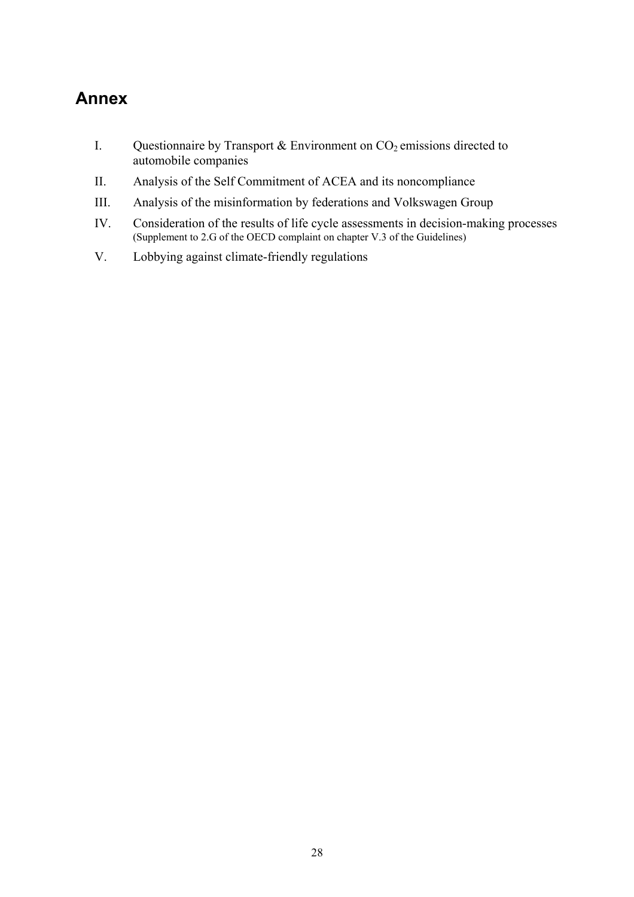## Annex

I. Questionnaire by Transport & Environment on $CO_2$ emissions directed to automobile companies

II. Analysis of the Self Commitment of ACEA and its noncompliance

III. Analysis of the misinformation by federations and Volkswagen Group

IV. Consideration of the results of life cycle assessments in decision-making processes
(Supplement to 2.G of the OECD complaint on chapter V.3 of the Guidelines)

V. Lobbying against climate-friendly regulations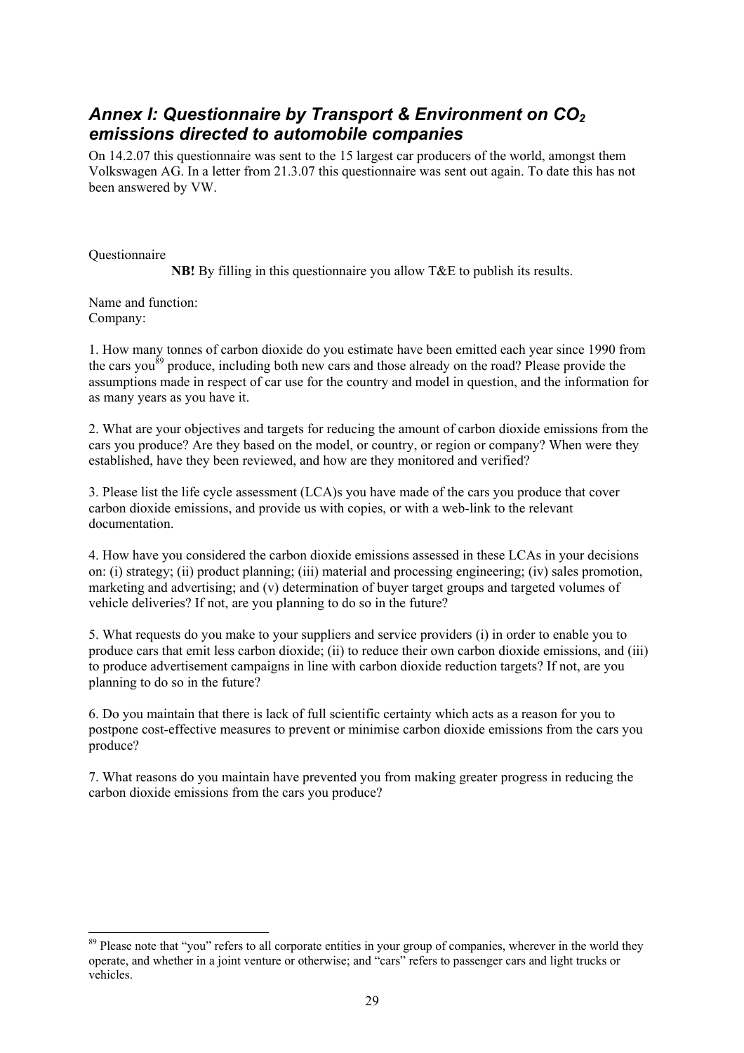## *Annex I: Questionnaire by Transport & Environment on $CO_2$ emissions directed to automobile companies*

On 14.2.07 this questionnaire was sent to the 15 largest car producers of the world, amongst them Volkswagen AG. In a letter from 21.3.07 this questionnaire was sent out again. To date this has not been answered by VW.

Questionnaire

**NB!** By filling in this questionnaire you allow T&E to publish its results.

Name and function:
Company:

1. How many tonnes of carbon dioxide do you estimate have been emitted each year since 1990 from the cars you[89] produce, including both new cars and those already on the road? Please provide the assumptions made in respect of car use for the country and model in question, and the information for as many years as you have it.

2. What are your objectives and targets for reducing the amount of carbon dioxide emissions from the cars you produce? Are they based on the model, or country, or region or company? When were they established, have they been reviewed, and how are they monitored and verified?

3. Please list the life cycle assessment (LCA)s you have made of the cars you produce that cover carbon dioxide emissions, and provide us with copies, or with a web-link to the relevant documentation.

4. How have you considered the carbon dioxide emissions assessed in these LCAs in your decisions on: (i) strategy; (ii) product planning; (iii) material and processing engineering; (iv) sales promotion, marketing and advertising; and (v) determination of buyer target groups and targeted volumes of vehicle deliveries? If not, are you planning to do so in the future?

5. What requests do you make to your suppliers and service providers (i) in order to enable you to produce cars that emit less carbon dioxide; (ii) to reduce their own carbon dioxide emissions, and (iii) to produce advertisement campaigns in line with carbon dioxide reduction targets? If not, are you planning to do so in the future?

6. Do you maintain that there is lack of full scientific certainty which acts as a reason for you to postpone cost-effective measures to prevent or minimise carbon dioxide emissions from the cars you produce?

7. What reasons do you maintain have prevented you from making greater progress in reducing the carbon dioxide emissions from the cars you produce?

---

[89] Please note that "you" refers to all corporate entities in your group of companies, wherever in the world they operate, and whether in a joint venture or otherwise; and "cars" refers to passenger cars and light trucks or vehicles.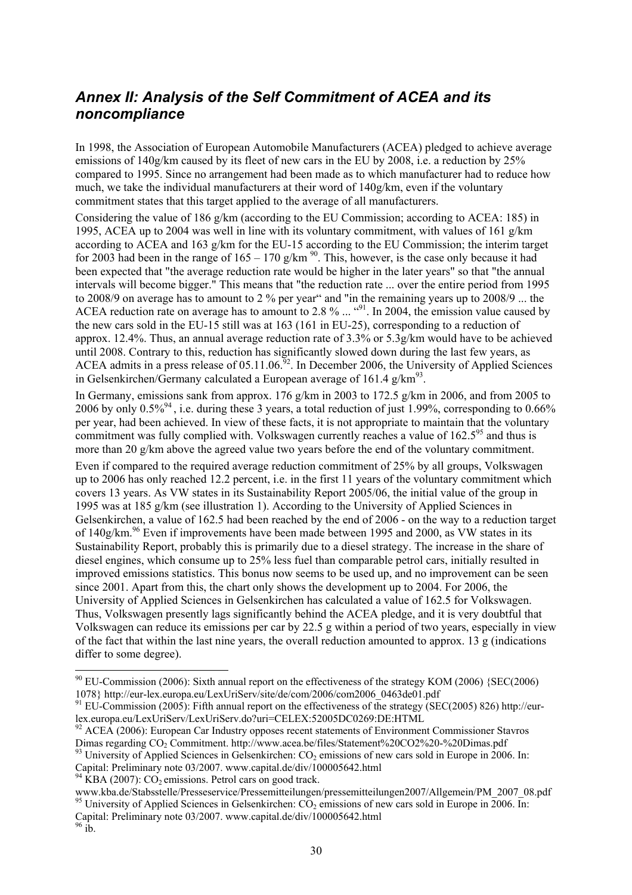## *Annex II: Analysis of the Self Commitment of ACEA and its noncompliance*

In 1998, the Association of European Automobile Manufacturers (ACEA) pledged to achieve average emissions of 140g/km caused by its fleet of new cars in the EU by 2008, i.e. a reduction by 25% compared to 1995. Since no arrangement had been made as to which manufacturer had to reduce how much, we take the individual manufacturers at their word of 140g/km, even if the voluntary commitment states that this target applied to the average of all manufacturers.

Considering the value of 186 g/km (according to the EU Commission; according to ACEA: 185) in 1995, ACEA up to 2004 was well in line with its voluntary commitment, with values of 161 g/km according to ACEA and 163 g/km for the EU-15 according to the EU Commission; the interim target for 2003 had been in the range of 165 – 170 g/km [90]. This, however, is the case only because it had been expected that "the average reduction rate would be higher in the later years" so that "the annual intervals will become bigger." This means that "the reduction rate ... over the entire period from 1995 to 2008/9 on average has to amount to 2 % per year" and "in the remaining years up to 2008/9 ... the ACEA reduction rate on average has to amount to 2.8 % ... "[91]. In 2004, the emission value caused by the new cars sold in the EU-15 still was at 163 (161 in EU-25), corresponding to a reduction of approx. 12.4%. Thus, an annual average reduction rate of 3.3% or 5.3g/km would have to be achieved until 2008. Contrary to this, reduction has significantly slowed down during the last few years, as ACEA admits in a press release of 05.11.06.[92]. In December 2006, the University of Applied Sciences in Gelsenkirchen/Germany calculated a European average of 161.4 g/km[93].

In Germany, emissions sank from approx. 176 g/km in 2003 to 172.5 g/km in 2006, and from 2005 to 2006 by only 0.5%[94], i.e. during these 3 years, a total reduction of just 1.99%, corresponding to 0.66% per year, had been achieved. In view of these facts, it is not appropriate to maintain that the voluntary commitment was fully complied with. Volkswagen currently reaches a value of 162.5[95] and thus is more than 20 g/km above the agreed value two years before the end of the voluntary commitment.

Even if compared to the required average reduction commitment of 25% by all groups, Volkswagen up to 2006 has only reached 12.2 percent, i.e. in the first 11 years of the voluntary commitment which covers 13 years. As VW states in its Sustainability Report 2005/06, the initial value of the group in 1995 was at 185 g/km (see illustration 1). According to the University of Applied Sciences in Gelsenkirchen, a value of 162.5 had been reached by the end of 2006 - on the way to a reduction target of 140g/km.[96] Even if improvements have been made between 1995 and 2000, as VW states in its Sustainability Report, probably this is primarily due to a diesel strategy. The increase in the share of diesel engines, which consume up to 25% less fuel than comparable petrol cars, initially resulted in improved emissions statistics. This bonus now seems to be used up, and no improvement can be seen since 2001. Apart from this, the chart only shows the development up to 2004. For 2006, the University of Applied Sciences in Gelsenkirchen has calculated a value of 162.5 for Volkswagen. Thus, Volkswagen presently lags significantly behind the ACEA pledge, and it is very doubtful that Volkswagen can reduce its emissions per car by 22.5 g within a period of two years, especially in view of the fact that within the last nine years, the overall reduction amounted to approx. 13 g (indications differ to some degree).

---

[90] EU-Commission (2006): Sixth annual report on the effectiveness of the strategy KOM (2006) {SEC(2006) 1078} http://eur-lex.europa.eu/LexUriServ/site/de/com/2006/com2006_0463de01.pdf

[91] EU-Commission (2005): Fifth annual report on the effectiveness of the strategy (SEC(2005) 826) http://eur-lex.europa.eu/LexUriServ/LexUriServ.do?uri=CELEX:52005DC0269:DE:HTML

[92] ACEA (2006): European Car Industry opposes recent statements of Environment Commissioner Stavros Dimas regarding $CO_2$ Commitment. http://www.acea.be/files/Statement%20CO2%20-%20Dimas.pdf

[93] University of Applied Sciences in Gelsenkirchen: $CO_2$ emissions of new cars sold in Europe in 2006. In: Capital: Preliminary note 03/2007. www.capital.de/div/100005642.html

[94] KBA (2007): $CO_2$ emissions. Petrol cars on good track. www.kba.de/Stabsstelle/Presseservice/Pressemitteilungen/pressemitteilungen2007/Allgemein/PM_2007_08.pdf

[95] University of Applied Sciences in Gelsenkirchen: $CO_2$ emissions of new cars sold in Europe in 2006. In: Capital: Preliminary note 03/2007. www.capital.de/div/100005642.html

[96] ib.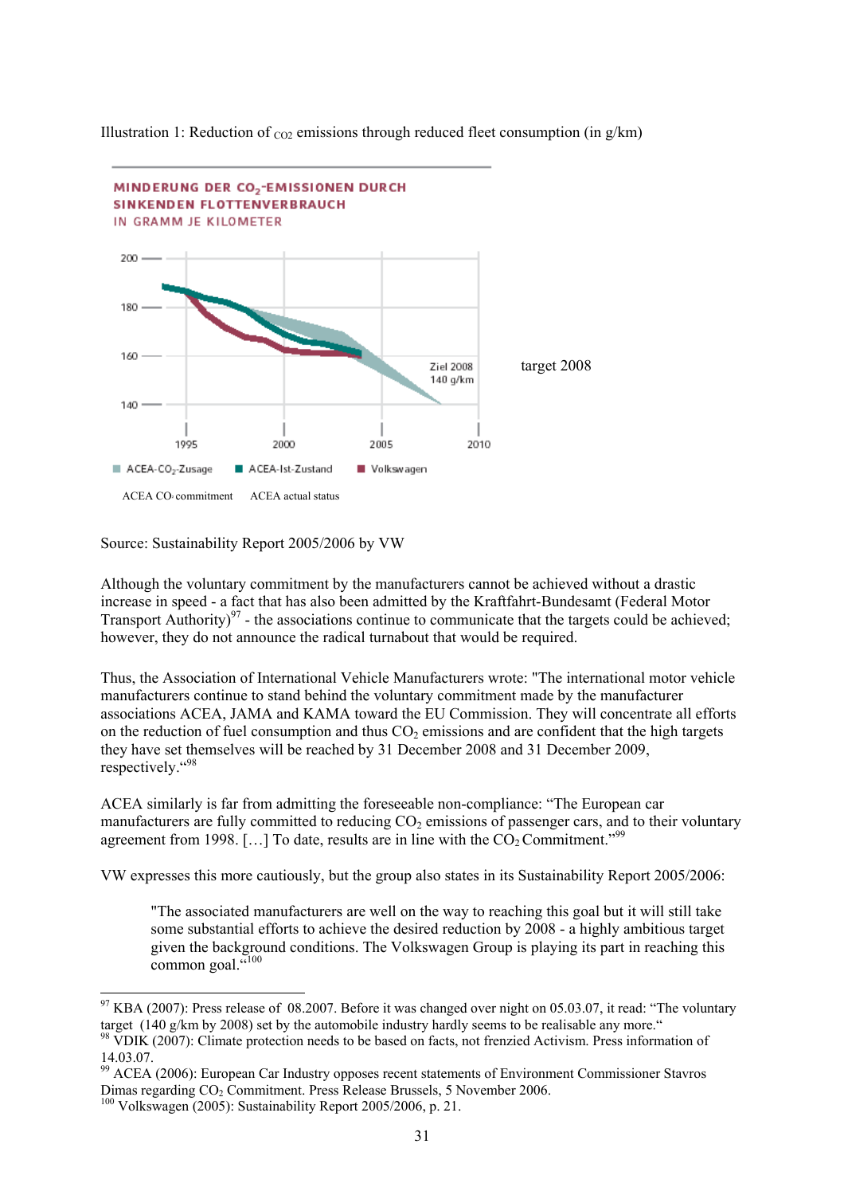Illustration 1: Reduction of $CO_2$ emissions through reduced fleet consumption (in g/km)

MINDERUNG DER $CO_2$-EMISSIONEN DURCH SINKENDEN FLOTTENVERBRAUCH
IN GRAMM JE KILOMETER

Ziel 2008 140 g/km — target 2008

ACEA-$CO_2$-Zusage — ACEA $CO_2$ commitment
ACEA-Ist-Zustand — ACEA actual status
Volkswagen

Source: Sustainability Report 2005/2006 by VW

Although the voluntary commitment by the manufacturers cannot be achieved without a drastic increase in speed - a fact that has also been admitted by the Kraftfahrt-Bundesamt (Federal Motor Transport Authority)[97] - the associations continue to communicate that the targets could be achieved; however, they do not announce the radical turnabout that would be required.

Thus, the Association of International Vehicle Manufacturers wrote: "The international motor vehicle manufacturers continue to stand behind the voluntary commitment made by the manufacturer associations ACEA, JAMA and KAMA toward the EU Commission. They will concentrate all efforts on the reduction of fuel consumption and thus $CO_2$ emissions and are confident that the high targets they have set themselves will be reached by 31 December 2008 and 31 December 2009, respectively."[98]

ACEA similarly is far from admitting the foreseeable non-compliance: "The European car manufacturers are fully committed to reducing $CO_2$ emissions of passenger cars, and to their voluntary agreement from 1998. […] To date, results are in line with the $CO_2$ Commitment."[99]

VW expresses this more cautiously, but the group also states in its Sustainability Report 2005/2006:

> "The associated manufacturers are well on the way to reaching this goal but it will still take some substantial efforts to achieve the desired reduction by 2008 - a highly ambitious target given the background conditions. The Volkswagen Group is playing its part in reaching this common goal."[100]

---

[97] KBA (2007): Press release of 08.2007. Before it was changed over night on 05.03.07, it read: "The voluntary target (140 g/km by 2008) set by the automobile industry hardly seems to be realisable any more."

[98] VDIK (2007): Climate protection needs to be based on facts, not frenzied Activism. Press information of 14.03.07.

[99] ACEA (2006): European Car Industry opposes recent statements of Environment Commissioner Stavros Dimas regarding $CO_2$ Commitment. Press Release Brussels, 5 November 2006.

[100] Volkswagen (2005): Sustainability Report 2005/2006, p. 21.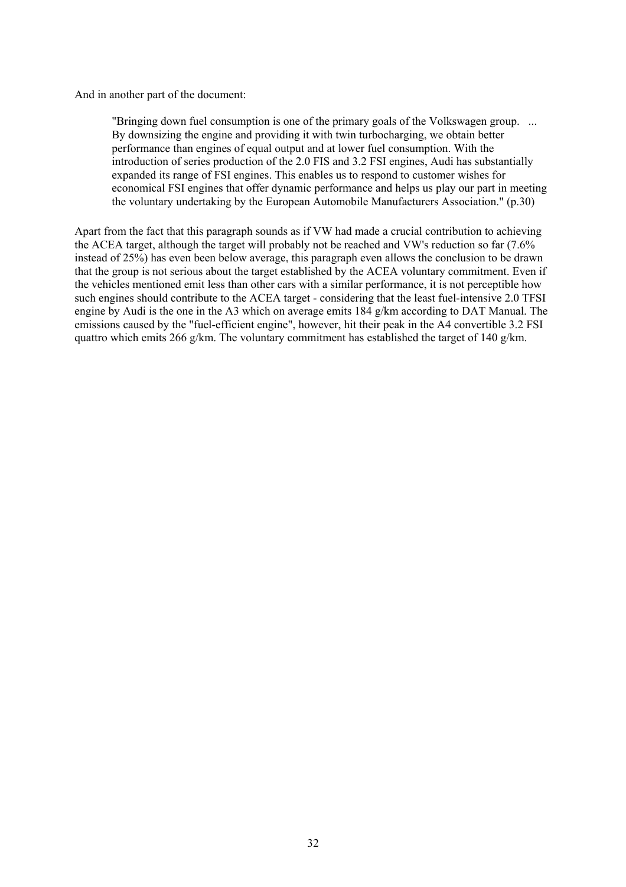And in another part of the document:

> "Bringing down fuel consumption is one of the primary goals of the Volkswagen group. ... By downsizing the engine and providing it with twin turbocharging, we obtain better performance than engines of equal output and at lower fuel consumption. With the introduction of series production of the 2.0 FIS and 3.2 FSI engines, Audi has substantially expanded its range of FSI engines. This enables us to respond to customer wishes for economical FSI engines that offer dynamic performance and helps us play our part in meeting the voluntary undertaking by the European Automobile Manufacturers Association." (p.30)

Apart from the fact that this paragraph sounds as if VW had made a crucial contribution to achieving the ACEA target, although the target will probably not be reached and VW's reduction so far (7.6% instead of 25%) has even been below average, this paragraph even allows the conclusion to be drawn that the group is not serious about the target established by the ACEA voluntary commitment. Even if the vehicles mentioned emit less than other cars with a similar performance, it is not perceptible how such engines should contribute to the ACEA target - considering that the least fuel-intensive 2.0 TFSI engine by Audi is the one in the A3 which on average emits 184 g/km according to DAT Manual. The emissions caused by the "fuel-efficient engine", however, hit their peak in the A4 convertible 3.2 FSI quattro which emits 266 g/km. The voluntary commitment has established the target of 140 g/km.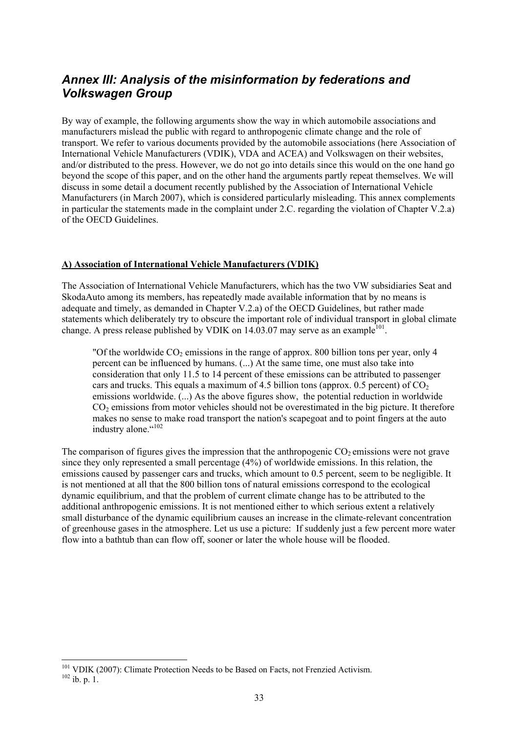## *Annex III: Analysis of the misinformation by federations and Volkswagen Group*

By way of example, the following arguments show the way in which automobile associations and manufacturers mislead the public with regard to anthropogenic climate change and the role of transport. We refer to various documents provided by the automobile associations (here Association of International Vehicle Manufacturers (VDIK), VDA and ACEA) and Volkswagen on their websites, and/or distributed to the press. However, we do not go into details since this would on the one hand go beyond the scope of this paper, and on the other hand the arguments partly repeat themselves. We will discuss in some detail a document recently published by the Association of International Vehicle Manufacturers (in March 2007), which is considered particularly misleading. This annex complements in particular the statements made in the complaint under 2.C. regarding the violation of Chapter V.2.a) of the OECD Guidelines.

**A) Association of International Vehicle Manufacturers (VDIK)**

The Association of International Vehicle Manufacturers, which has the two VW subsidiaries Seat and SkodaAuto among its members, has repeatedly made available information that by no means is adequate and timely, as demanded in Chapter V.2.a) of the OECD Guidelines, but rather made statements which deliberately try to obscure the important role of individual transport in global climate change. A press release published by VDIK on 14.03.07 may serve as an example[101].

> "Of the worldwide $CO_2$ emissions in the range of approx. 800 billion tons per year, only 4 percent can be influenced by humans. (...) At the same time, one must also take into consideration that only 11.5 to 14 percent of these emissions can be attributed to passenger cars and trucks. This equals a maximum of 4.5 billion tons (approx. 0.5 percent) of $CO_2$ emissions worldwide. (...) As the above figures show, the potential reduction in worldwide $CO_2$ emissions from motor vehicles should not be overestimated in the big picture. It therefore makes no sense to make road transport the nation's scapegoat and to point fingers at the auto industry alone."[102]

The comparison of figures gives the impression that the anthropogenic $CO_2$ emissions were not grave since they only represented a small percentage (4%) of worldwide emissions. In this relation, the emissions caused by passenger cars and trucks, which amount to 0.5 percent, seem to be negligible. It is not mentioned at all that the 800 billion tons of natural emissions correspond to the ecological dynamic equilibrium, and that the problem of current climate change has to be attributed to the additional anthropogenic emissions. It is not mentioned either to which serious extent a relatively small disturbance of the dynamic equilibrium causes an increase in the climate-relevant concentration of greenhouse gases in the atmosphere. Let us use a picture: If suddenly just a few percent more water flow into a bathtub than can flow off, sooner or later the whole house will be flooded.

---

[101] VDIK (2007): Climate Protection Needs to be Based on Facts, not Frenzied Activism.

[102] ib. p. 1.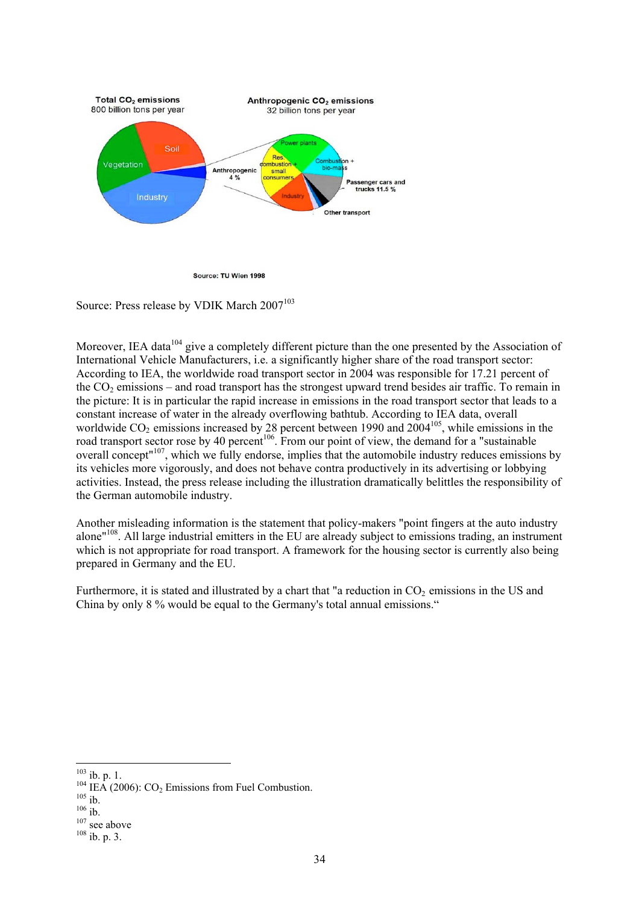Total $CO_2$ emissions
800 billion tons per year

Anthropogenic $CO_2$ emissions
32 billion tons per year

Soil
Vegetation
Industry
Anthropogenic 4 %
Power plants
Res. combustion + small consumers
Combustion + bio-mass
Passenger cars and trucks 11.5 %
Industry
Other transport

Source: TU Wien 1998

Source: Press release by VDIK March 2007[103]

Moreover, IEA data[104] give a completely different picture than the one presented by the Association of International Vehicle Manufacturers, i.e. a significantly higher share of the road transport sector: According to IEA, the worldwide road transport sector in 2004 was responsible for 17.21 percent of the $CO_2$ emissions – and road transport has the strongest upward trend besides air traffic. To remain in the picture: It is in particular the rapid increase in emissions in the road transport sector that leads to a constant increase of water in the already overflowing bathtub. According to IEA data, overall worldwide $CO_2$ emissions increased by 28 percent between 1990 and 2004[105], while emissions in the road transport sector rose by 40 percent[106]. From our point of view, the demand for a "sustainable overall concept"[107], which we fully endorse, implies that the automobile industry reduces emissions by its vehicles more vigorously, and does not behave contra productively in its advertising or lobbying activities. Instead, the press release including the illustration dramatically belittles the responsibility of the German automobile industry.

Another misleading information is the statement that policy-makers "point fingers at the auto industry alone"[108]. All large industrial emitters in the EU are already subject to emissions trading, an instrument which is not appropriate for road transport. A framework for the housing sector is currently also being prepared in Germany and the EU.

Furthermore, it is stated and illustrated by a chart that "a reduction in $CO_2$ emissions in the US and China by only 8 % would be equal to the Germany's total annual emissions."

---

[103] ib. p. 1.
[104] IEA (2006): $CO_2$ Emissions from Fuel Combustion.
[105] ib.
[106] ib.
[107] see above
[108] ib. p. 3.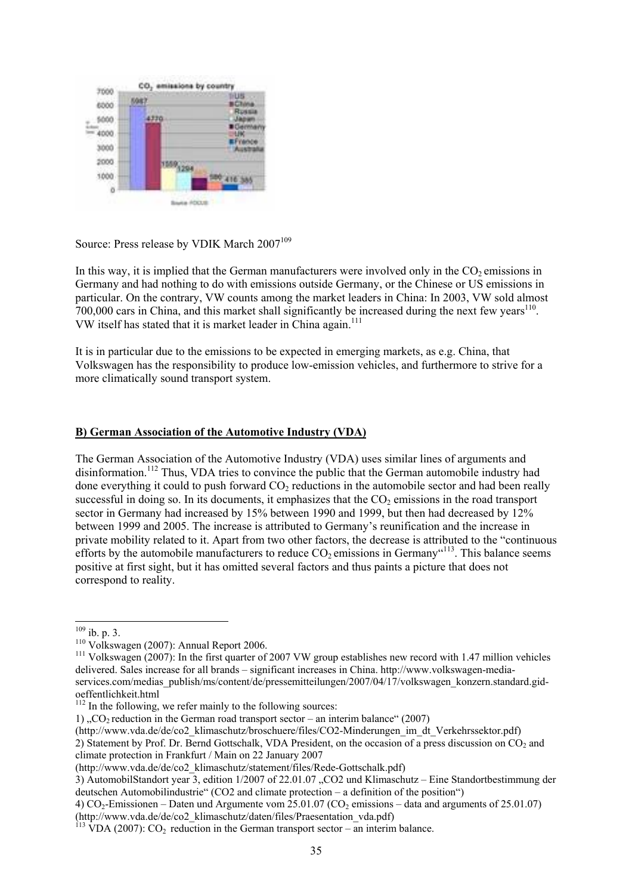Source: Press release by VDIK March 2007[109]

In this way, it is implied that the German manufacturers were involved only in the $CO_2$ emissions in Germany and had nothing to do with emissions outside Germany, or the Chinese or US emissions in particular. On the contrary, VW counts among the market leaders in China: In 2003, VW sold almost 700,000 cars in China, and this market shall significantly be increased during the next few years[110]. VW itself has stated that it is market leader in China again.[111]

It is in particular due to the emissions to be expected in emerging markets, as e.g. China, that Volkswagen has the responsibility to produce low-emission vehicles, and furthermore to strive for a more climatically sound transport system.

**B) German Association of the Automotive Industry (VDA)**

The German Association of the Automotive Industry (VDA) uses similar lines of arguments and disinformation.[112] Thus, VDA tries to convince the public that the German automobile industry had done everything it could to push forward $CO_2$ reductions in the automobile sector and had been really successful in doing so. In its documents, it emphasizes that the $CO_2$ emissions in the road transport sector in Germany had increased by 15% between 1990 and 1999, but then had decreased by 12% between 1999 and 2005. The increase is attributed to Germany's reunification and the increase in private mobility related to it. Apart from two other factors, the decrease is attributed to the "continuous efforts by the automobile manufacturers to reduce $CO_2$ emissions in Germany"[113]. This balance seems positive at first sight, but it has omitted several factors and thus paints a picture that does not correspond to reality.

---

[109] ib. p. 3.

[110] Volkswagen (2007): Annual Report 2006.

[111] Volkswagen (2007): In the first quarter of 2007 VW group establishes new record with 1.47 million vehicles delivered. Sales increase for all brands – significant increases in China. http://www.volkswagen-media-services.com/medias_publish/ms/content/de/pressemitteilungen/2007/04/17/volkswagen_konzern.standard.gid-oeffentlichkeit.html

[112] In the following, we refer mainly to the following sources:

1) „$CO_2$ reduction in the German road transport sector – an interim balance" (2007) (http://www.vda.de/de/co2_klimaschutz/broschuere/files/CO2-Minderungen_im_dt_Verkehrssektor.pdf)

2) Statement by Prof. Dr. Bernd Gottschalk, VDA President, on the occasion of a press discussion on $CO_2$ and climate protection in Frankfurt / Main on 22 January 2007 (http://www.vda.de/de/co2_klimaschutz/statement/files/Rede-Gottschalk.pdf)

3) AutomobilStandort year 3, edition 1/2007 of 22.01.07 „CO2 und Klimaschutz – Eine Standortbestimmung der deutschen Automobilindustrie" (CO2 and climate protection – a definition of the position")

4) $CO_2$-Emissionen – Daten und Argumente vom 25.01.07 ($CO_2$ emissions – data and arguments of 25.01.07) (http://www.vda.de/de/co2_klimaschutz/daten/files/Praesentation_vda.pdf)

[113] VDA (2007): $CO_2$ reduction in the German transport sector – an interim balance.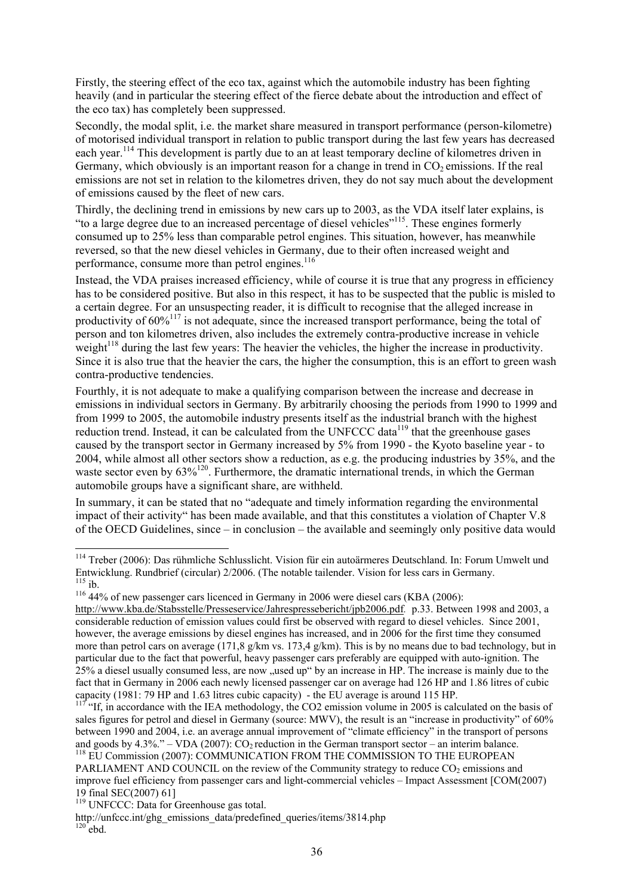Firstly, the steering effect of the eco tax, against which the automobile industry has been fighting heavily (and in particular the steering effect of the fierce debate about the introduction and effect of the eco tax) has completely been suppressed.

Secondly, the modal split, i.e. the market share measured in transport performance (person-kilometre) of motorised individual transport in relation to public transport during the last few years has decreased each year.[114] This development is partly due to an at least temporary decline of kilometres driven in Germany, which obviously is an important reason for a change in trend in $CO_2$ emissions. If the real emissions are not set in relation to the kilometres driven, they do not say much about the development of emissions caused by the fleet of new cars.

Thirdly, the declining trend in emissions by new cars up to 2003, as the VDA itself later explains, is "to a large degree due to an increased percentage of diesel vehicles"[115]. These engines formerly consumed up to 25% less than comparable petrol engines. This situation, however, has meanwhile reversed, so that the new diesel vehicles in Germany, due to their often increased weight and performance, consume more than petrol engines.[116]

Instead, the VDA praises increased efficiency, while of course it is true that any progress in efficiency has to be considered positive. But also in this respect, it has to be suspected that the public is misled to a certain degree. For an unsuspecting reader, it is difficult to recognise that the alleged increase in productivity of 60%[117] is not adequate, since the increased transport performance, being the total of person and ton kilometres driven, also includes the extremely contra-productive increase in vehicle weight[118] during the last few years: The heavier the vehicles, the higher the increase in productivity. Since it is also true that the heavier the cars, the higher the consumption, this is an effort to green wash contra-productive tendencies.

Fourthly, it is not adequate to make a qualifying comparison between the increase and decrease in emissions in individual sectors in Germany. By arbitrarily choosing the periods from 1990 to 1999 and from 1999 to 2005, the automobile industry presents itself as the industrial branch with the highest reduction trend. Instead, it can be calculated from the UNFCCC data[119] that the greenhouse gases caused by the transport sector in Germany increased by 5% from 1990 - the Kyoto baseline year - to 2004, while almost all other sectors show a reduction, as e.g. the producing industries by 35%, and the waste sector even by 63%[120]. Furthermore, the dramatic international trends, in which the German automobile groups have a significant share, are withheld.

In summary, it can be stated that no "adequate and timely information regarding the environmental impact of their activity" has been made available, and that this constitutes a violation of Chapter V.8 of the OECD Guidelines, since – in conclusion – the available and seemingly only positive data would

---

[114] Treber (2006): Das rühmliche Schlusslicht. Vision für ein autoärmeres Deutschland. In: Forum Umwelt und Entwicklung. Rundbrief (circular) 2/2006. (The notable tailender. Vision for less cars in Germany.

[115] ib.

[116] 44% of new passenger cars licenced in Germany in 2006 were diesel cars (KBA (2006): http://www.kba.de/Stabsstelle/Presseservice/Jahrespressebericht/jpb2006.pdf. p.33. Between 1998 and 2003, a considerable reduction of emission values could first be observed with regard to diesel vehicles. Since 2001, however, the average emissions by diesel engines has increased, and in 2006 for the first time they consumed more than petrol cars on average (171,8 g/km vs. 173,4 g/km). This is by no means due to bad technology, but in particular due to the fact that powerful, heavy passenger cars preferably are equipped with auto-ignition. The 25% a diesel usually consumed less, are now „used up" by an increase in HP. The increase is mainly due to the fact that in Germany in 2006 each newly licensed passenger car on average had 126 HP and 1.86 litres of cubic capacity (1981: 79 HP and 1.63 litres cubic capacity) - the EU average is around 115 HP.

[117] "If, in accordance with the IEA methodology, the CO2 emission volume in 2005 is calculated on the basis of sales figures for petrol and diesel in Germany (source: MWV), the result is an "increase in productivity" of 60% between 1990 and 2004, i.e. an average annual improvement of "climate efficiency" in the transport of persons and goods by 4.3%." – VDA (2007): $CO_2$ reduction in the German transport sector – an interim balance.

[118] EU Commission (2007): COMMUNICATION FROM THE COMMISSION TO THE EUROPEAN PARLIAMENT AND COUNCIL on the review of the Community strategy to reduce $CO_2$ emissions and improve fuel efficiency from passenger cars and light-commercial vehicles – Impact Assessment [COM(2007) 19 final SEC(2007) 61]

[119] UNFCCC: Data for Greenhouse gas total. http://unfccc.int/ghg_emissions_data/predefined_queries/items/3814.php

[120] ebd.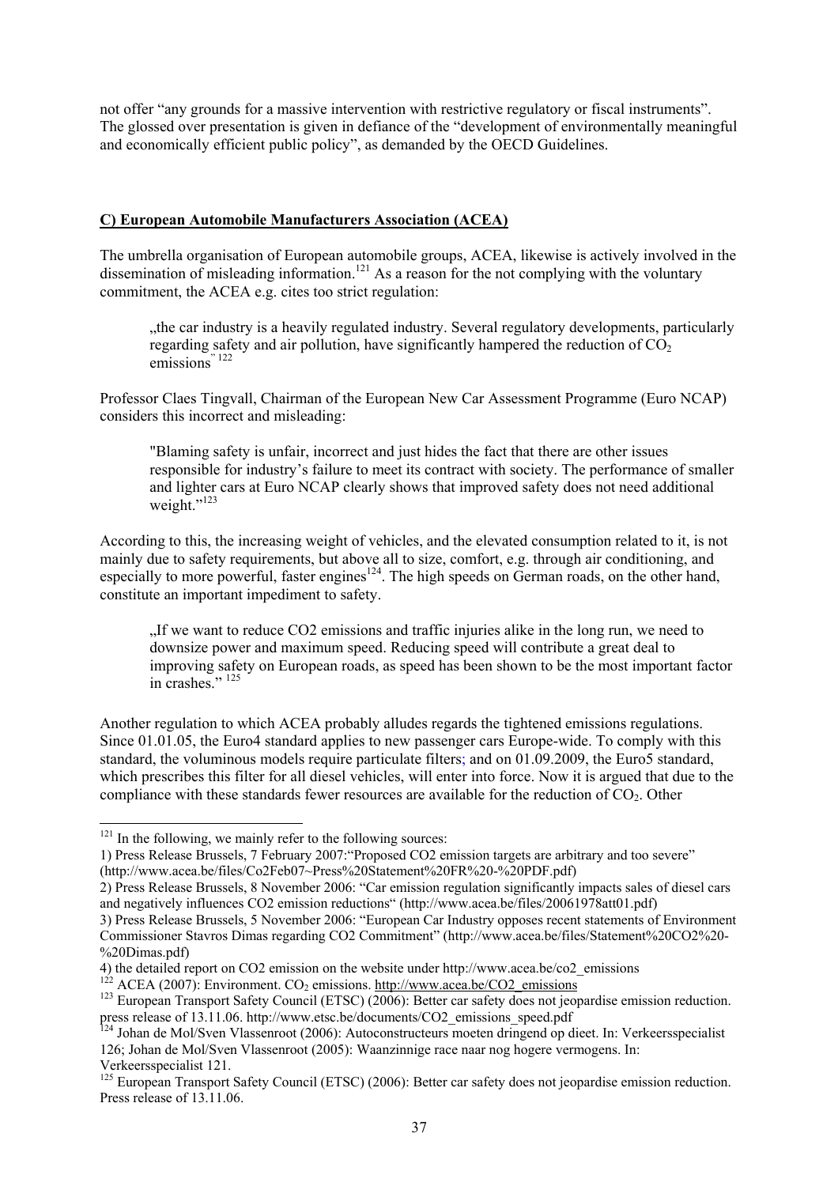not offer "any grounds for a massive intervention with restrictive regulatory or fiscal instruments". The glossed over presentation is given in defiance of the "development of environmentally meaningful and economically efficient public policy", as demanded by the OECD Guidelines.

## C) European Automobile Manufacturers Association (ACEA)

The umbrella organisation of European automobile groups, ACEA, likewise is actively involved in the dissemination of misleading information.[121] As a reason for the not complying with the voluntary commitment, the ACEA e.g. cites too strict regulation:

> „the car industry is a heavily regulated industry. Several regulatory developments, particularly regarding safety and air pollution, have significantly hampered the reduction of $CO_2$ emissions" [122]

Professor Claes Tingvall, Chairman of the European New Car Assessment Programme (Euro NCAP) considers this incorrect and misleading:

> "Blaming safety is unfair, incorrect and just hides the fact that there are other issues responsible for industry's failure to meet its contract with society. The performance of smaller and lighter cars at Euro NCAP clearly shows that improved safety does not need additional weight."[123]

According to this, the increasing weight of vehicles, and the elevated consumption related to it, is not mainly due to safety requirements, but above all to size, comfort, e.g. through air conditioning, and especially to more powerful, faster engines[124]. The high speeds on German roads, on the other hand, constitute an important impediment to safety.

> „If we want to reduce CO2 emissions and traffic injuries alike in the long run, we need to downsize power and maximum speed. Reducing speed will contribute a great deal to improving safety on European roads, as speed has been shown to be the most important factor in crashes." [125]

Another regulation to which ACEA probably alludes regards the tightened emissions regulations. Since 01.01.05, the Euro4 standard applies to new passenger cars Europe-wide. To comply with this standard, the voluminous models require particulate filters; and on 01.09.2009, the Euro5 standard, which prescribes this filter for all diesel vehicles, will enter into force. Now it is argued that due to the compliance with these standards fewer resources are available for the reduction of $CO_2$. Other

---

[121] In the following, we mainly refer to the following sources:
1) Press Release Brussels, 7 February 2007:"Proposed CO2 emission targets are arbitrary and too severe" (http://www.acea.be/files/Co2Feb07~Press%20Statement%20FR%20-%20PDF.pdf)
2) Press Release Brussels, 8 November 2006: "Car emission regulation significantly impacts sales of diesel cars and negatively influences CO2 emission reductions" (http://www.acea.be/files/20061978att01.pdf)
3) Press Release Brussels, 5 November 2006: "European Car Industry opposes recent statements of Environment Commissioner Stavros Dimas regarding CO2 Commitment" (http://www.acea.be/files/Statement%20CO2%20-%20Dimas.pdf)
4) the detailed report on CO2 emission on the website under http://www.acea.be/co2_emissions

[122] ACEA (2007): Environment. $CO_2$ emissions. http://www.acea.be/CO2_emissions

[123] European Transport Safety Council (ETSC) (2006): Better car safety does not jeopardise emission reduction. press release of 13.11.06. http://www.etsc.be/documents/CO2_emissions_speed.pdf

[124] Johan de Mol/Sven Vlassenroot (2006): Autoconstructeurs moeten dringend op dieet. In: Verkeersspecialist 126; Johan de Mol/Sven Vlassenroot (2005): Waanzinnige race naar nog hogere vermogens. In: Verkeersspecialist 121.

[125] European Transport Safety Council (ETSC) (2006): Better car safety does not jeopardise emission reduction. Press release of 13.11.06.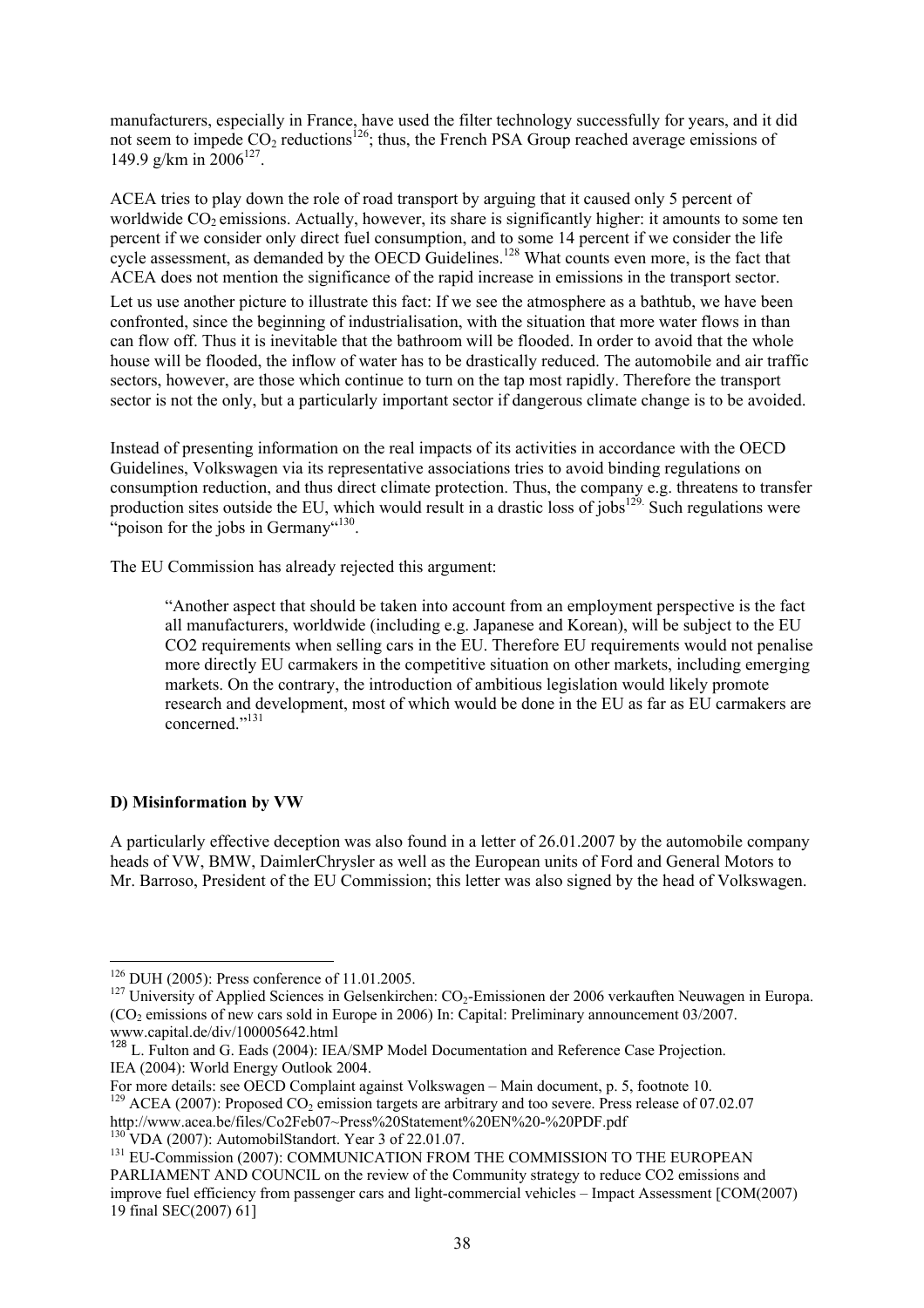manufacturers, especially in France, have used the filter technology successfully for years, and it did not seem to impede $CO_2$ reductions[126]; thus, the French PSA Group reached average emissions of 149.9 g/km in 2006[127].

ACEA tries to play down the role of road transport by arguing that it caused only 5 percent of worldwide $CO_2$ emissions. Actually, however, its share is significantly higher: it amounts to some ten percent if we consider only direct fuel consumption, and to some 14 percent if we consider the life cycle assessment, as demanded by the OECD Guidelines.[128] What counts even more, is the fact that ACEA does not mention the significance of the rapid increase in emissions in the transport sector.

Let us use another picture to illustrate this fact: If we see the atmosphere as a bathtub, we have been confronted, since the beginning of industrialisation, with the situation that more water flows in than can flow off. Thus it is inevitable that the bathroom will be flooded. In order to avoid that the whole house will be flooded, the inflow of water has to be drastically reduced. The automobile and air traffic sectors, however, are those which continue to turn on the tap most rapidly. Therefore the transport sector is not the only, but a particularly important sector if dangerous climate change is to be avoided.

Instead of presenting information on the real impacts of its activities in accordance with the OECD Guidelines, Volkswagen via its representative associations tries to avoid binding regulations on consumption reduction, and thus direct climate protection. Thus, the company e.g. threatens to transfer production sites outside the EU, which would result in a drastic loss of jobs[129]. Such regulations were "poison for the jobs in Germany"[130].

The EU Commission has already rejected this argument:

> "Another aspect that should be taken into account from an employment perspective is the fact all manufacturers, worldwide (including e.g. Japanese and Korean), will be subject to the EU CO2 requirements when selling cars in the EU. Therefore EU requirements would not penalise more directly EU carmakers in the competitive situation on other markets, including emerging markets. On the contrary, the introduction of ambitious legislation would likely promote research and development, most of which would be done in the EU as far as EU carmakers are concerned."[131]

**D) Misinformation by VW**

A particularly effective deception was also found in a letter of 26.01.2007 by the automobile company heads of VW, BMW, DaimlerChrysler as well as the European units of Ford and General Motors to Mr. Barroso, President of the EU Commission; this letter was also signed by the head of Volkswagen.

---

[126] DUH (2005): Press conference of 11.01.2005.

[127] University of Applied Sciences in Gelsenkirchen: $CO_2$-Emissionen der 2006 verkauften Neuwagen in Europa. ($CO_2$ emissions of new cars sold in Europe in 2006) In: Capital: Preliminary announcement 03/2007. www.capital.de/div/100005642.html

[128] L. Fulton and G. Eads (2004): IEA/SMP Model Documentation and Reference Case Projection. IEA (2004): World Energy Outlook 2004.
For more details: see OECD Complaint against Volkswagen – Main document, p. 5, footnote 10.

[129] ACEA (2007): Proposed $CO_2$ emission targets are arbitrary and too severe. Press release of 07.02.07 http://www.acea.be/files/Co2Feb07~Press%20Statement%20EN%20-%20PDF.pdf

[130] VDA (2007): AutomobilStandort. Year 3 of 22.01.07.

[131] EU-Commission (2007): COMMUNICATION FROM THE COMMISSION TO THE EUROPEAN PARLIAMENT AND COUNCIL on the review of the Community strategy to reduce CO2 emissions and improve fuel efficiency from passenger cars and light-commercial vehicles – Impact Assessment [COM(2007) 19 final SEC(2007) 61]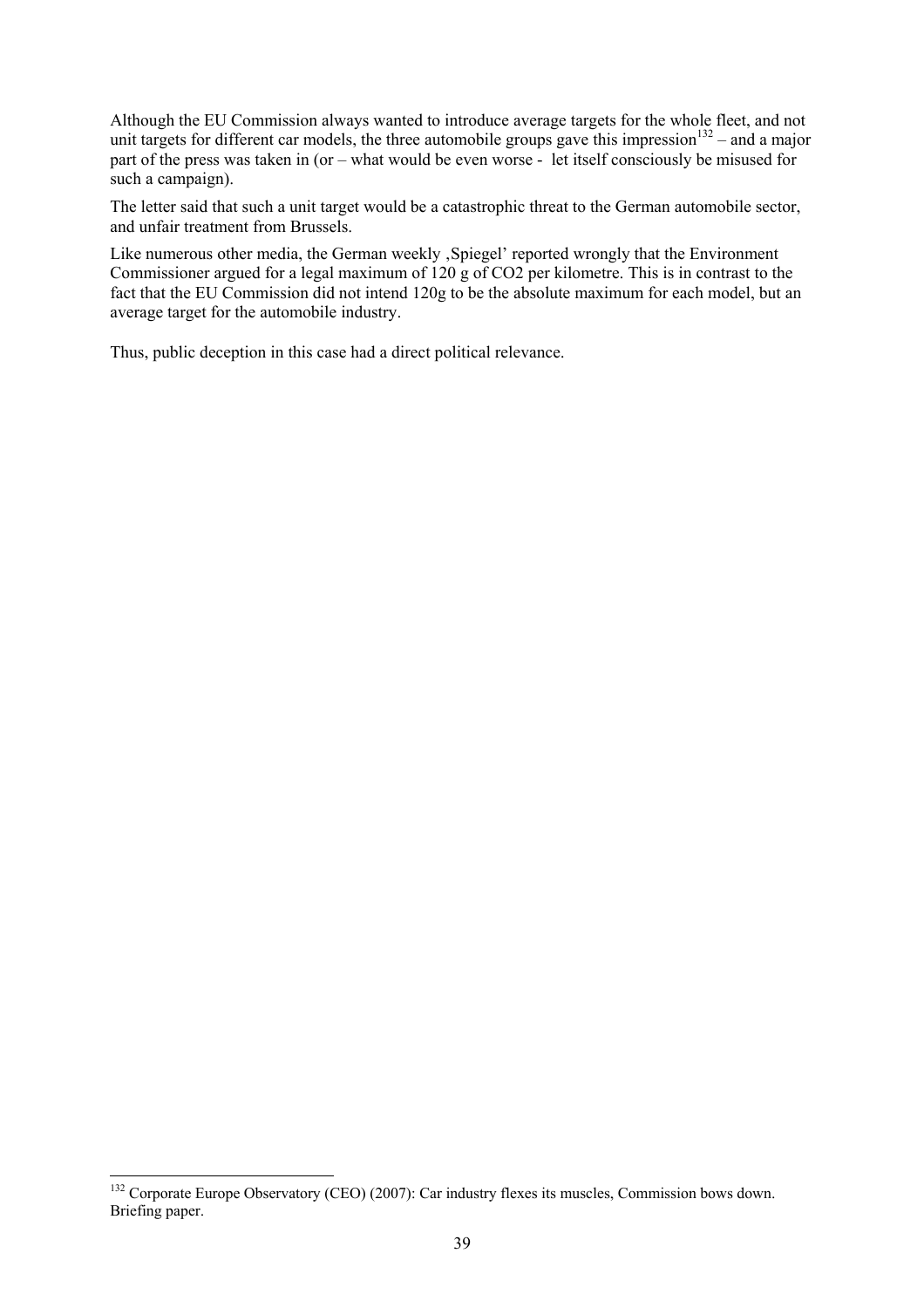Although the EU Commission always wanted to introduce average targets for the whole fleet, and not unit targets for different car models, the three automobile groups gave this impression[132] – and a major part of the press was taken in (or – what would be even worse - let itself consciously be misused for such a campaign).

The letter said that such a unit target would be a catastrophic threat to the German automobile sector, and unfair treatment from Brussels.

Like numerous other media, the German weekly ‚Spiegel' reported wrongly that the Environment Commissioner argued for a legal maximum of 120 g of $CO_2$ per kilometre. This is in contrast to the fact that the EU Commission did not intend 120g to be the absolute maximum for each model, but an average target for the automobile industry.

Thus, public deception in this case had a direct political relevance.

[132] Corporate Europe Observatory (CEO) (2007): Car industry flexes its muscles, Commission bows down. Briefing paper.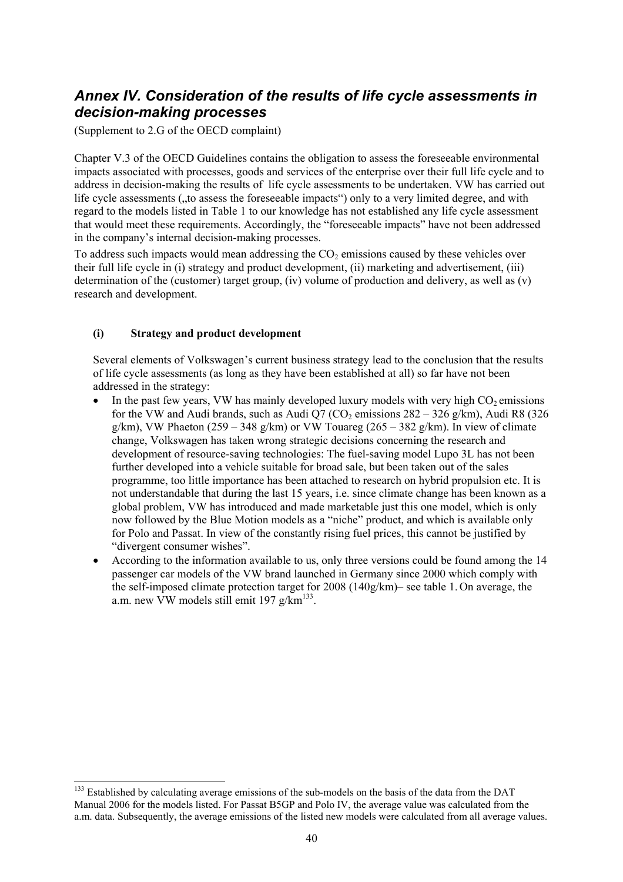## *Annex IV. Consideration of the results of life cycle assessments in decision-making processes*

(Supplement to 2.G of the OECD complaint)

Chapter V.3 of the OECD Guidelines contains the obligation to assess the foreseeable environmental impacts associated with processes, goods and services of the enterprise over their full life cycle and to address in decision-making the results of life cycle assessments to be undertaken. VW has carried out life cycle assessments („to assess the foreseeable impacts“) only to a very limited degree, and with regard to the models listed in Table 1 to our knowledge has not established any life cycle assessment that would meet these requirements. Accordingly, the "foreseeable impacts" have not been addressed in the company's internal decision-making processes.

To address such impacts would mean addressing the $CO_2$ emissions caused by these vehicles over their full life cycle in (i) strategy and product development, (ii) marketing and advertisement, (iii) determination of the (customer) target group, (iv) volume of production and delivery, as well as (v) research and development.

**(i) Strategy and product development**

Several elements of Volkswagen's current business strategy lead to the conclusion that the results of life cycle assessments (as long as they have been established at all) so far have not been addressed in the strategy:

- In the past few years, VW has mainly developed luxury models with very high $CO_2$ emissions for the VW and Audi brands, such as Audi Q7 ($CO_2$ emissions 282 – 326 g/km), Audi R8 (326 g/km), VW Phaeton (259 – 348 g/km) or VW Touareg (265 – 382 g/km). In view of climate change, Volkswagen has taken wrong strategic decisions concerning the research and development of resource-saving technologies: The fuel-saving model Lupo 3L has not been further developed into a vehicle suitable for broad sale, but been taken out of the sales programme, too little importance has been attached to research on hybrid propulsion etc. It is not understandable that during the last 15 years, i.e. since climate change has been known as a global problem, VW has introduced and made marketable just this one model, which is only now followed by the Blue Motion models as a "niche" product, and which is available only for Polo and Passat. In view of the constantly rising fuel prices, this cannot be justified by "divergent consumer wishes".
- According to the information available to us, only three versions could be found among the 14 passenger car models of the VW brand launched in Germany since 2000 which comply with the self-imposed climate protection target for 2008 (140g/km)– see table 1. On average, the a.m. new VW models still emit 197 g/km[133].

[133] Established by calculating average emissions of the sub-models on the basis of the data from the DAT Manual 2006 for the models listed. For Passat B5GP and Polo IV, the average value was calculated from the a.m. data. Subsequently, the average emissions of the listed new models were calculated from all average values.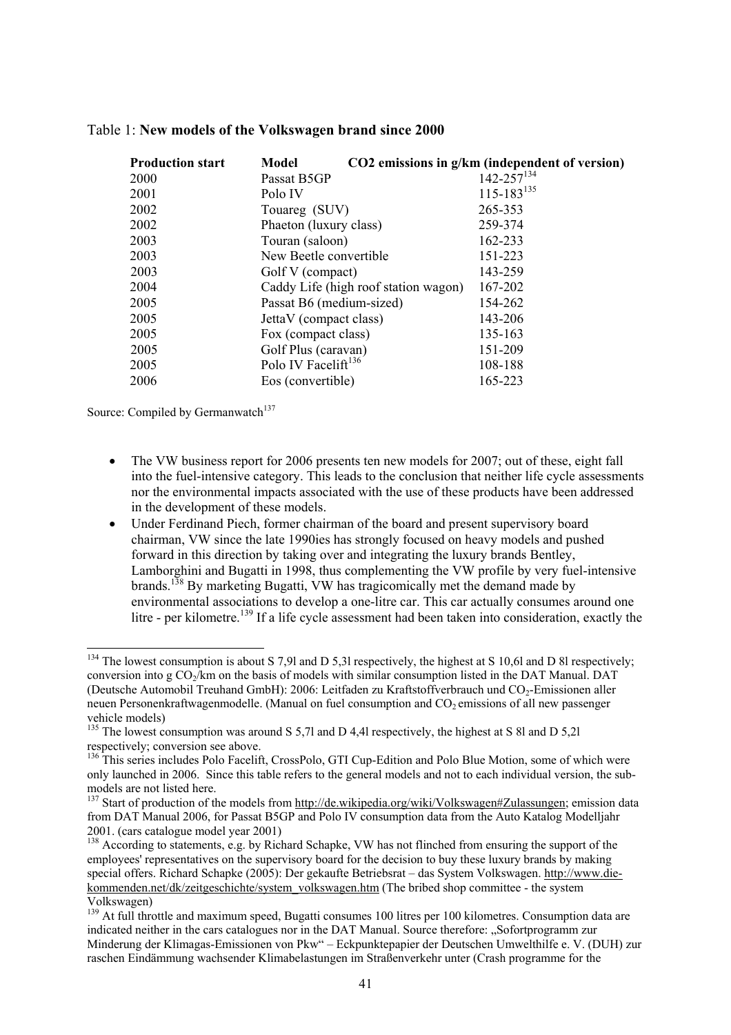Table 1: **New models of the Volkswagen brand since 2000**

| Production start | Model | CO2 emissions in g/km (independent of version) |
|---|---|---|
| 2000 | Passat B5GP | 142-257[134] |
| 2001 | Polo IV | 115-183[135] |
| 2002 | Touareg (SUV) | 265-353 |
| 2002 | Phaeton (luxury class) | 259-374 |
| 2003 | Touran (saloon) | 162-233 |
| 2003 | New Beetle convertible | 151-223 |
| 2003 | Golf V (compact) | 143-259 |
| 2004 | Caddy Life (high roof station wagon) | 167-202 |
| 2005 | Passat B6 (medium-sized) | 154-262 |
| 2005 | JettaV (compact class) | 143-206 |
| 2005 | Fox (compact class) | 135-163 |
| 2005 | Golf Plus (caravan) | 151-209 |
| 2005 | Polo IV Facelift[136] | 108-188 |
| 2006 | Eos (convertible) | 165-223 |

Source: Compiled by Germanwatch[137]

- The VW business report for 2006 presents ten new models for 2007; out of these, eight fall into the fuel-intensive category. This leads to the conclusion that neither life cycle assessments nor the environmental impacts associated with the use of these products have been addressed in the development of these models.
- Under Ferdinand Piech, former chairman of the board and present supervisory board chairman, VW since the late 1990ies has strongly focused on heavy models and pushed forward in this direction by taking over and integrating the luxury brands Bentley, Lamborghini and Bugatti in 1998, thus complementing the VW profile by very fuel-intensive brands.[138] By marketing Bugatti, VW has tragicomically met the demand made by environmental associations to develop a one-litre car. This car actually consumes around one litre - per kilometre.[139] If a life cycle assessment had been taken into consideration, exactly the

---

[134] The lowest consumption is about S 7,9l and D 5,3l respectively, the highest at S 10,6l and D 8l respectively; conversion into g $CO_2$/km on the basis of models with similar consumption listed in the DAT Manual. DAT (Deutsche Automobil Treuhand GmbH): 2006: Leitfaden zu Kraftstoffverbrauch und $CO_2$-Emissionen aller neuen Personenkraftwagenmodelle. (Manual on fuel consumption and $CO_2$ emissions of all new passenger vehicle models)

[135] The lowest consumption was around S 5,7l and D 4,4l respectively, the highest at S 8l and D 5,2l respectively; conversion see above.

[136] This series includes Polo Facelift, CrossPolo, GTI Cup-Edition and Polo Blue Motion, some of which were only launched in 2006. Since this table refers to the general models and not to each individual version, the sub-models are not listed here.

[137] Start of production of the models from http://de.wikipedia.org/wiki/Volkswagen#Zulassungen; emission data from DAT Manual 2006, for Passat B5GP and Polo IV consumption data from the Auto Katalog Modelljahr 2001. (cars catalogue model year 2001)

[138] According to statements, e.g. by Richard Schapke, VW has not flinched from ensuring the support of the employees' representatives on the supervisory board for the decision to buy these luxury brands by making special offers. Richard Schapke (2005): Der gekaufte Betriebsrat – das System Volkswagen. http://www.die-kommenden.net/dk/zeitgeschichte/system_volkswagen.htm (The bribed shop committee - the system Volkswagen)

[139] At full throttle and maximum speed, Bugatti consumes 100 litres per 100 kilometres. Consumption data are indicated neither in the cars catalogues nor in the DAT Manual. Source therefore: „Sofortprogramm zur Minderung der Klimagas-Emissionen von Pkw" – Eckpunktepapier der Deutschen Umwelthilfe e. V. (DUH) zur raschen Eindämmung wachsender Klimabelastungen im Straßenverkehr unter (Crash programme for the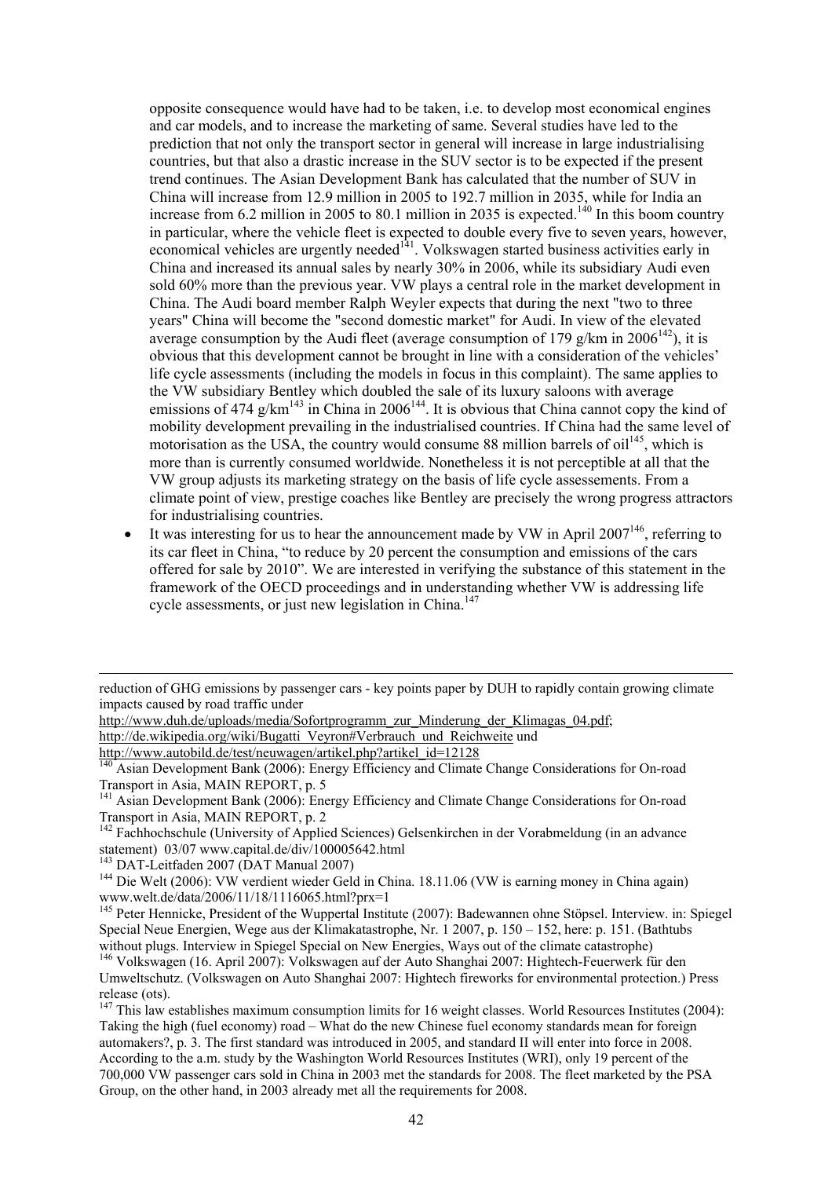opposite consequence would have had to be taken, i.e. to develop most economical engines and car models, and to increase the marketing of same. Several studies have led to the prediction that not only the transport sector in general will increase in large industrialising countries, but that also a drastic increase in the SUV sector is to be expected if the present trend continues. The Asian Development Bank has calculated that the number of SUV in China will increase from 12.9 million in 2005 to 192.7 million in 2035, while for India an increase from 6.2 million in 2005 to 80.1 million in 2035 is expected.[140] In this boom country in particular, where the vehicle fleet is expected to double every five to seven years, however, economical vehicles are urgently needed[141]. Volkswagen started business activities early in China and increased its annual sales by nearly 30% in 2006, while its subsidiary Audi even sold 60% more than the previous year. VW plays a central role in the market development in China. The Audi board member Ralph Weyler expects that during the next "two to three years" China will become the "second domestic market" for Audi. In view of the elevated average consumption by the Audi fleet (average consumption of 179 g/km in 2006[142]), it is obvious that this development cannot be brought in line with a consideration of the vehicles' life cycle assessments (including the models in focus in this complaint). The same applies to the VW subsidiary Bentley which doubled the sale of its luxury saloons with average emissions of 474 g/km[143] in China in 2006[144]. It is obvious that China cannot copy the kind of mobility development prevailing in the industrialised countries. If China had the same level of motorisation as the USA, the country would consume 88 million barrels of oil[145], which is more than is currently consumed worldwide. Nonetheless it is not perceptible at all that the VW group adjusts its marketing strategy on the basis of life cycle assessements. From a climate point of view, prestige coaches like Bentley are precisely the wrong progress attractors for industrialising countries.

- It was interesting for us to hear the announcement made by VW in April 2007[146], referring to its car fleet in China, "to reduce by 20 percent the consumption and emissions of the cars offered for sale by 2010". We are interested in verifying the substance of this statement in the framework of the OECD proceedings and in understanding whether VW is addressing life cycle assessments, or just new legislation in China.[147]

---

reduction of GHG emissions by passenger cars - key points paper by DUH to rapidly contain growing climate impacts caused by road traffic under http://www.duh.de/uploads/media/Sofortprogramm_zur_Minderung_der_Klimagas_04.pdf; http://de.wikipedia.org/wiki/Bugatti_Veyron#Verbrauch_und_Reichweite und http://www.autobild.de/test/neuwagen/artikel.php?artikel_id=12128

[140] Asian Development Bank (2006): Energy Efficiency and Climate Change Considerations for On-road Transport in Asia, MAIN REPORT, p. 5

[141] Asian Development Bank (2006): Energy Efficiency and Climate Change Considerations for On-road Transport in Asia, MAIN REPORT, p. 2

[142] Fachhochschule (University of Applied Sciences) Gelsenkirchen in der Vorabmeldung (in an advance statement) 03/07 www.capital.de/div/100005642.html

[143] DAT-Leitfaden 2007 (DAT Manual 2007)

[144] Die Welt (2006): VW verdient wieder Geld in China. 18.11.06 (VW is earning money in China again) www.welt.de/data/2006/11/18/1116065.html?prx=1

[145] Peter Hennicke, President of the Wuppertal Institute (2007): Badewannen ohne Stöpsel. Interview. in: Spiegel Special Neue Energien, Wege aus der Klimakatastrophe, Nr. 1 2007, p. 150 – 152, here: p. 151. (Bathtubs without plugs. Interview in Spiegel Special on New Energies, Ways out of the climate catastrophe)

[146] Volkswagen (16. April 2007): Volkswagen auf der Auto Shanghai 2007: Hightech-Feuerwerk für den Umweltschutz. (Volkswagen on Auto Shanghai 2007: Hightech fireworks for environmental protection.) Press release (ots).

[147] This law establishes maximum consumption limits for 16 weight classes. World Resources Institutes (2004): Taking the high (fuel economy) road – What do the new Chinese fuel economy standards mean for foreign automakers?, p. 3. The first standard was introduced in 2005, and standard II will enter into force in 2008. According to the a.m. study by the Washington World Resources Institutes (WRI), only 19 percent of the 700,000 VW passenger cars sold in China in 2003 met the standards for 2008. The fleet marketed by the PSA Group, on the other hand, in 2003 already met all the requirements for 2008.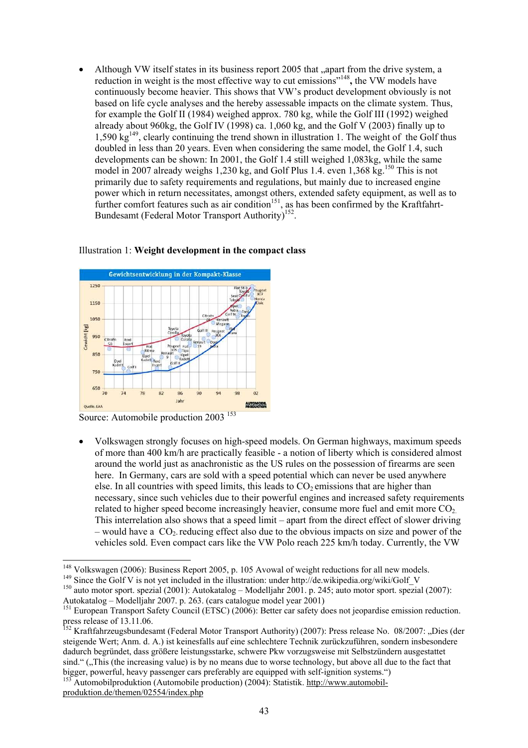- Although VW itself states in its business report 2005 that „apart from the drive system, a reduction in weight is the most effective way to cut emissions"[148]**,** the VW models have continuously become heavier. This shows that VW's product development obviously is not based on life cycle analyses and the hereby assessable impacts on the climate system. Thus, for example the Golf II (1984) weighed approx. 780 kg, while the Golf III (1992) weighed already about 960kg, the Golf IV (1998) ca. 1,060 kg, and the Golf V (2003) finally up to 1,590 kg[149], clearly continuing the trend shown in illustration 1. The weight of the Golf thus doubled in less than 20 years. Even when considering the same model, the Golf 1.4, such developments can be shown: In 2001, the Golf 1.4 still weighed 1,083kg, while the same model in 2007 already weighs 1,230 kg, and Golf Plus 1.4. even 1,368 kg.[150] This is not primarily due to safety requirements and regulations, but mainly due to increased engine power which in return necessitates, amongst others, extended safety equipment, as well as to further comfort features such as air condition[151], as has been confirmed by the Kraftfahrt-Bundesamt (Federal Motor Transport Authority)[152].

Illustration 1: **Weight development in the compact class**

Source: Automobile production 2003 [153]

- Volkswagen strongly focuses on high-speed models. On German highways, maximum speeds of more than 400 km/h are practically feasible - a notion of liberty which is considered almost around the world just as anachronistic as the US rules on the possession of firearms are seen here. In Germany, cars are sold with a speed potential which can never be used anywhere else. In all countries with speed limits, this leads to $CO_2$ emissions that are higher than necessary, since such vehicles due to their powerful engines and increased safety requirements related to higher speed become increasingly heavier, consume more fuel and emit more $CO_2$. This interrelation also shows that a speed limit – apart from the direct effect of slower driving – would have a $CO_2$-reducing effect also due to the obvious impacts on size and power of the vehicles sold. Even compact cars like the VW Polo reach 225 km/h today. Currently, the VW

---

[148] Volkswagen (2006): Business Report 2005, p. 105 Avowal of weight reductions for all new models.

[149] Since the Golf V is not yet included in the illustration: under http://de.wikipedia.org/wiki/Golf_V

[150] auto motor sport. spezial (2001): Autokatalog – Modelljahr 2001. p. 245; auto motor sport. spezial (2007): Autokatalog – Modelljahr 2007. p. 263. (cars catalogue model year 2001)

[151] European Transport Safety Council (ETSC) (2006): Better car safety does not jeopardise emission reduction. press release of 13.11.06.

[152] Kraftfahrzeugsbundesamt (Federal Motor Transport Authority) (2007): Press release No. 08/2007: „Dies (der steigende Wert; Anm. d. A.) ist keinesfalls auf eine schlechtere Technik zurückzuführen, sondern insbesondere dadurch begründet, dass größere leistungsstarke, schwere Pkw vorzugsweise mit Selbstzündern ausgestattet sind." („This (the increasing value) is by no means due to worse technology, but above all due to the fact that bigger, powerful, heavy passenger cars preferably are equipped with self-ignition systems.")

[153] Automobilproduktion (Automobile production) (2004): Statistik. http://www.automobil-produktion.de/themen/02554/index.php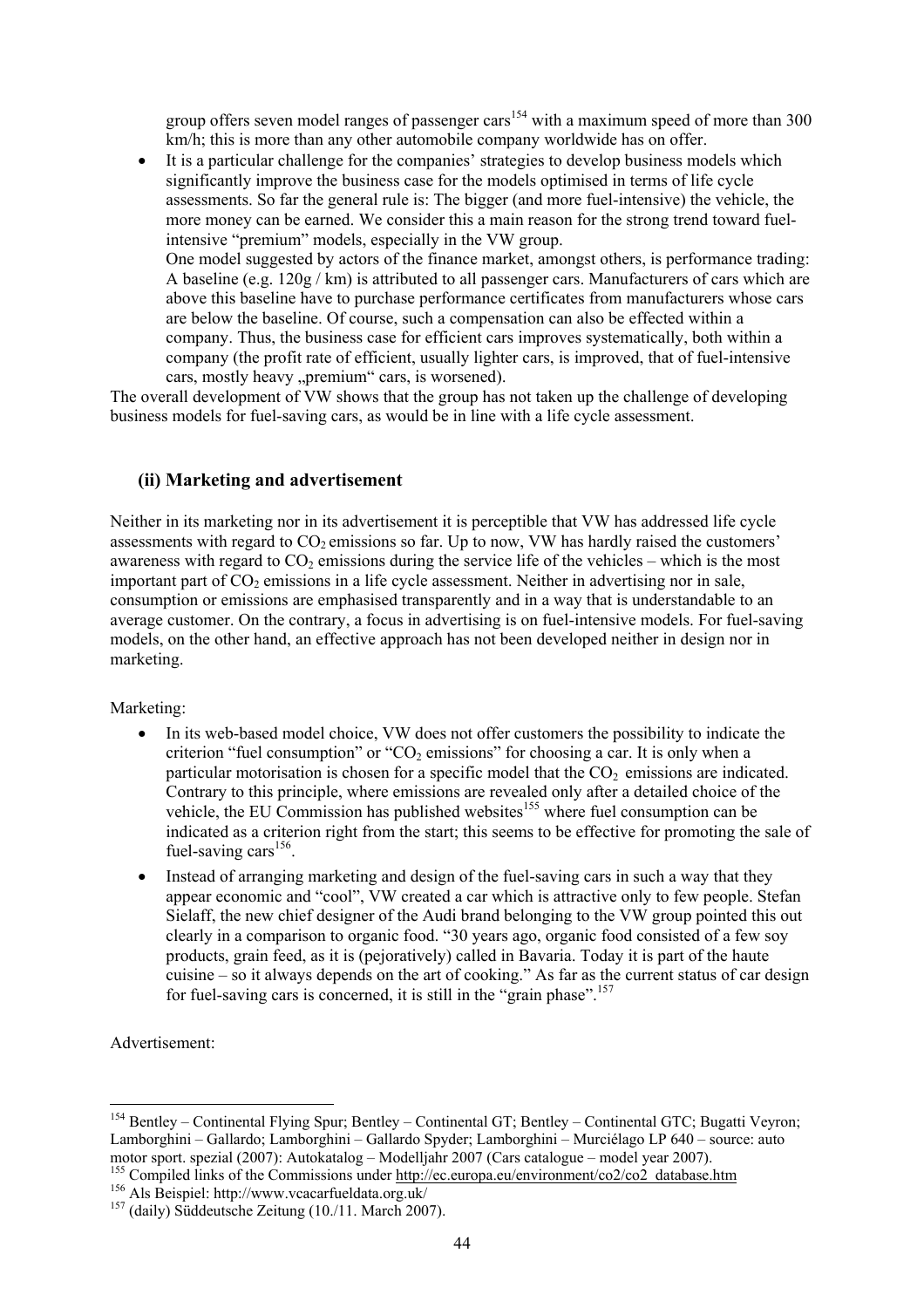group offers seven model ranges of passenger cars[154] with a maximum speed of more than 300 km/h; this is more than any other automobile company worldwide has on offer.

- It is a particular challenge for the companies' strategies to develop business models which significantly improve the business case for the models optimised in terms of life cycle assessments. So far the general rule is: The bigger (and more fuel-intensive) the vehicle, the more money can be earned. We consider this a main reason for the strong trend toward fuel-intensive "premium" models, especially in the VW group.
  One model suggested by actors of the finance market, amongst others, is performance trading: A baseline (e.g. 120g / km) is attributed to all passenger cars. Manufacturers of cars which are above this baseline have to purchase performance certificates from manufacturers whose cars are below the baseline. Of course, such a compensation can also be effected within a company. Thus, the business case for efficient cars improves systematically, both within a company (the profit rate of efficient, usually lighter cars, is improved, that of fuel-intensive cars, mostly heavy „premium" cars, is worsened).

The overall development of VW shows that the group has not taken up the challenge of developing business models for fuel-saving cars, as would be in line with a life cycle assessment.

### (ii) Marketing and advertisement

Neither in its marketing nor in its advertisement it is perceptible that VW has addressed life cycle assessments with regard to $CO_2$ emissions so far. Up to now, VW has hardly raised the customers' awareness with regard to $CO_2$ emissions during the service life of the vehicles – which is the most important part of $CO_2$ emissions in a life cycle assessment. Neither in advertising nor in sale, consumption or emissions are emphasised transparently and in a way that is understandable to an average customer. On the contrary, a focus in advertising is on fuel-intensive models. For fuel-saving models, on the other hand, an effective approach has not been developed neither in design nor in marketing.

Marketing:

- In its web-based model choice, VW does not offer customers the possibility to indicate the criterion "fuel consumption" or "$CO_2$ emissions" for choosing a car. It is only when a particular motorisation is chosen for a specific model that the $CO_2$ emissions are indicated. Contrary to this principle, where emissions are revealed only after a detailed choice of the vehicle, the EU Commission has published websites[155] where fuel consumption can be indicated as a criterion right from the start; this seems to be effective for promoting the sale of fuel-saving cars[156].
- Instead of arranging marketing and design of the fuel-saving cars in such a way that they appear economic and "cool", VW created a car which is attractive only to few people. Stefan Sielaff, the new chief designer of the Audi brand belonging to the VW group pointed this out clearly in a comparison to organic food. "30 years ago, organic food consisted of a few soy products, grain feed, as it is (pejoratively) called in Bavaria. Today it is part of the haute cuisine – so it always depends on the art of cooking." As far as the current status of car design for fuel-saving cars is concerned, it is still in the "grain phase".[157]

Advertisement:

---

[154] Bentley – Continental Flying Spur; Bentley – Continental GT; Bentley – Continental GTC; Bugatti Veyron; Lamborghini – Gallardo; Lamborghini – Gallardo Spyder; Lamborghini – Murciélago LP 640 – source: auto motor sport. spezial (2007): Autokatalog – Modelljahr 2007 (Cars catalogue – model year 2007).

[155] Compiled links of the Commissions under http://ec.europa.eu/environment/co2/co2_database.htm

[156] Als Beispiel: http://www.vcacarfueldata.org.uk/

[157] (daily) Süddeutsche Zeitung (10./11. March 2007).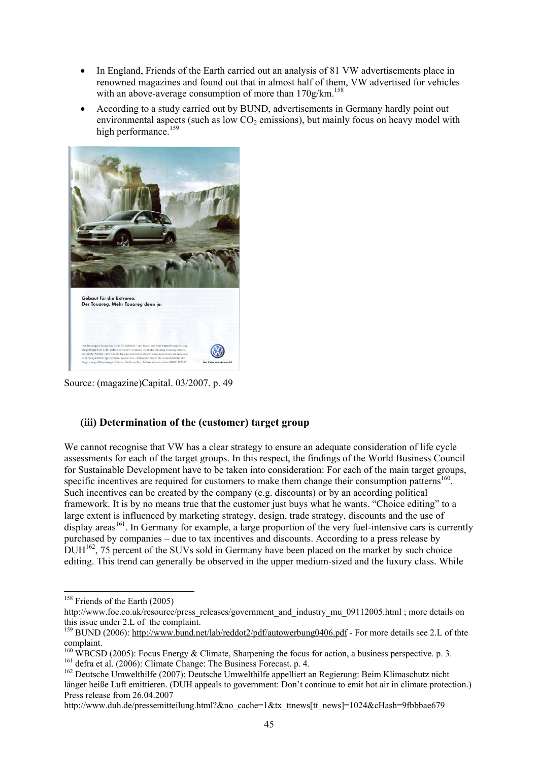- In England, Friends of the Earth carried out an analysis of 81 VW advertisements place in renowned magazines and found out that in almost half of them, VW advertised for vehicles with an above-average consumption of more than 170g/km.[158]
- According to a study carried out by BUND, advertisements in Germany hardly point out environmental aspects (such as low $CO_2$ emissions), but mainly focus on heavy model with high performance.[159]

Source: (magazine)Capital. 03/2007. p. 49

### (iii) Determination of the (customer) target group

We cannot recognise that VW has a clear strategy to ensure an adequate consideration of life cycle assessments for each of the target groups. In this respect, the findings of the World Business Council for Sustainable Development have to be taken into consideration: For each of the main target groups, specific incentives are required for customers to make them change their consumption patterns[160]. Such incentives can be created by the company (e.g. discounts) or by an according political framework. It is by no means true that the customer just buys what he wants. "Choice editing" to a large extent is influenced by marketing strategy, design, trade strategy, discounts and the use of display areas[161]. In Germany for example, a large proportion of the very fuel-intensive cars is currently purchased by companies – due to tax incentives and discounts. According to a press release by DUH[162], 75 percent of the SUVs sold in Germany have been placed on the market by such choice editing. This trend can generally be observed in the upper medium-sized and the luxury class. While

---

[158] Friends of the Earth (2005) http://www.foe.co.uk/resource/press_releases/government_and_industry_mu_09112005.html ; more details on this issue under 2.L of the complaint.

[159] BUND (2006): http://www.bund.net/lab/reddot2/pdf/autowerbung0406.pdf - For more details see 2.L of thte complaint.

[160] WBCSD (2005): Focus Energy & Climate, Sharpening the focus for action, a business perspective. p. 3.

[161] defra et al. (2006): Climate Change: The Business Forecast. p. 4.

[162] Deutsche Umwelthilfe (2007): Deutsche Umwelthilfe appelliert an Regierung: Beim Klimaschutz nicht länger heiße Luft emittieren. (DUH appeals to government: Don't continue to emit hot air in climate protection.) Press release from 26.04.2007 http://www.duh.de/pressemitteilung.html?&no_cache=1&tx_ttnews[tt_news]=1024&cHash=9fbbbae679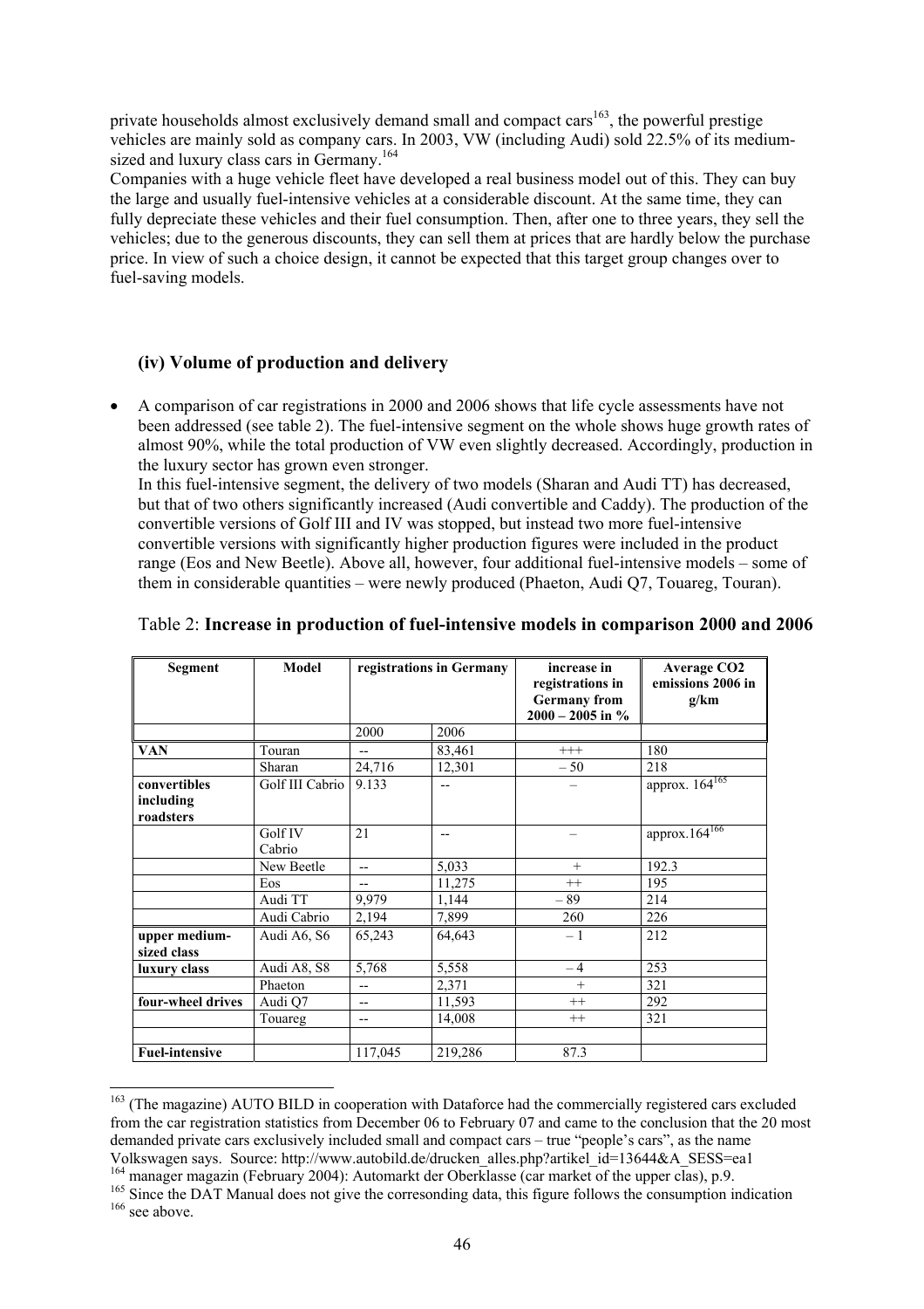private households almost exclusively demand small and compact cars[163], the powerful prestige vehicles are mainly sold as company cars. In 2003, VW (including Audi) sold 22.5% of its medium-sized and luxury class cars in Germany.[164]

Companies with a huge vehicle fleet have developed a real business model out of this. They can buy the large and usually fuel-intensive vehicles at a considerable discount. At the same time, they can fully depreciate these vehicles and their fuel consumption. Then, after one to three years, they sell the vehicles; due to the generous discounts, they can sell them at prices that are hardly below the purchase price. In view of such a choice design, it cannot be expected that this target group changes over to fuel-saving models.

### (iv) Volume of production and delivery

- A comparison of car registrations in 2000 and 2006 shows that life cycle assessments have not been addressed (see table 2). The fuel-intensive segment on the whole shows huge growth rates of almost 90%, while the total production of VW even slightly decreased. Accordingly, production in the luxury sector has grown even stronger.
  In this fuel-intensive segment, the delivery of two models (Sharan and Audi TT) has decreased, but that of two others significantly increased (Audi convertible and Caddy). The production of the convertible versions of Golf III and IV was stopped, but instead two more fuel-intensive convertible versions with significantly higher production figures were included in the product range (Eos and New Beetle). Above all, however, four additional fuel-intensive models – some of them in considerable quantities – were newly produced (Phaeton, Audi Q7, Touareg, Touran).

Table 2: **Increase in production of fuel-intensive models in comparison 2000 and 2006**

| Segment | Model | registrations in Germany | | increase in registrations in Germany from 2000 – 2005 in % | Average $CO_2$ emissions 2006 in g/km |
|---|---|---|---|---|---|
| | | 2000 | 2006 | | |
| **VAN** | Touran | -- | 83,461 | +++ | 180 |
| | Sharan | 24,716 | 12,301 | – 50 | 218 |
| **convertibles including roadsters** | Golf III Cabrio | 9.133 | -- | – | approx. 164[165] |
| | Golf IV Cabrio | 21 | -- | – | approx.164[166] |
| | New Beetle | -- | 5,033 | + | 192.3 |
| | Eos | -- | 11,275 | ++ | 195 |
| | Audi TT | 9,979 | 1,144 | – 89 | 214 |
| | Audi Cabrio | 2,194 | 7,899 | 260 | 226 |
| **upper medium-sized class** | Audi A6, S6 | 65,243 | 64,643 | – 1 | 212 |
| **luxury class** | Audi A8, S8 | 5,768 | 5,558 | – 4 | 253 |
| | Phaeton | -- | 2,371 | + | 321 |
| **four-wheel drives** | Audi Q7 | -- | 11,593 | ++ | 292 |
| | Touareg | -- | 14,008 | ++ | 321 |
| | | | | | |
| **Fuel-intensive** | | 117,045 | 219,286 | 87.3 | |

---

[163] (The magazine) AUTO BILD in cooperation with Dataforce had the commercially registered cars excluded from the car registration statistics from December 06 to February 07 and came to the conclusion that the 20 most demanded private cars exclusively included small and compact cars – true "people's cars", as the name Volkswagen says. Source: http://www.autobild.de/drucken_alles.php?artikel_id=13644&A_SESS=ea1

[164] manager magazin (February 2004): Automarkt der Oberklasse (car market of the upper clas), p.9.

[165] Since the DAT Manual does not give the corresonding data, this figure follows the consumption indication

[166] see above.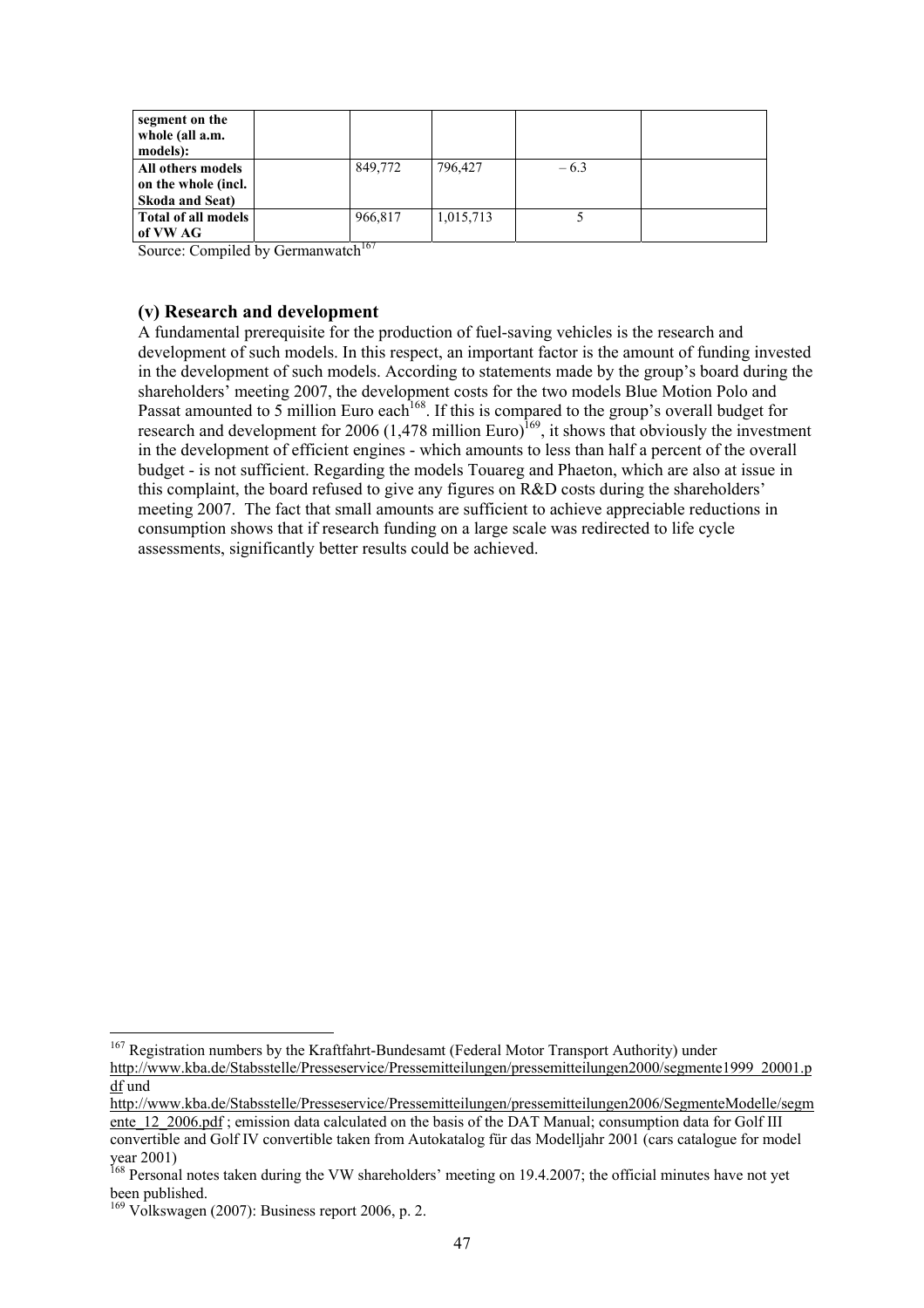| **segment on the whole (all a.m. models):** | | | | | |
|---|---|---|---|---|---|
| **All others models on the whole (incl. Skoda and Seat)** | | 849,772 | 796,427 | – 6.3 | |
| **Total of all models of VW AG** | | 966,817 | 1,015,713 | 5 | |

Source: Compiled by Germanwatch[167]

### (v) Research and development

A fundamental prerequisite for the production of fuel-saving vehicles is the research and development of such models. In this respect, an important factor is the amount of funding invested in the development of such models. According to statements made by the group's board during the shareholders' meeting 2007, the development costs for the two models Blue Motion Polo and Passat amounted to 5 million Euro each[168]. If this is compared to the group's overall budget for research and development for 2006 (1,478 million Euro)[169], it shows that obviously the investment in the development of efficient engines - which amounts to less than half a percent of the overall budget - is not sufficient. Regarding the models Touareg and Phaeton, which are also at issue in this complaint, the board refused to give any figures on R&D costs during the shareholders' meeting 2007. The fact that small amounts are sufficient to achieve appreciable reductions in consumption shows that if research funding on a large scale was redirected to life cycle assessments, significantly better results could be achieved.

---

[167] Registration numbers by the Kraftfahrt-Bundesamt (Federal Motor Transport Authority) under http://www.kba.de/Stabsstelle/Presseservice/Pressemitteilungen/pressemitteilungen2000/segmente1999_20001.pdf und http://www.kba.de/Stabsstelle/Presseservice/Pressemitteilungen/pressemitteilungen2006/SegmenteModelle/segmente_12_2006.pdf ; emission data calculated on the basis of the DAT Manual; consumption data for Golf III convertible and Golf IV convertible taken from Autokatalog für das Modelljahr 2001 (cars catalogue for model year 2001)

[168] Personal notes taken during the VW shareholders' meeting on 19.4.2007; the official minutes have not yet been published.

[169] Volkswagen (2007): Business report 2006, p. 2.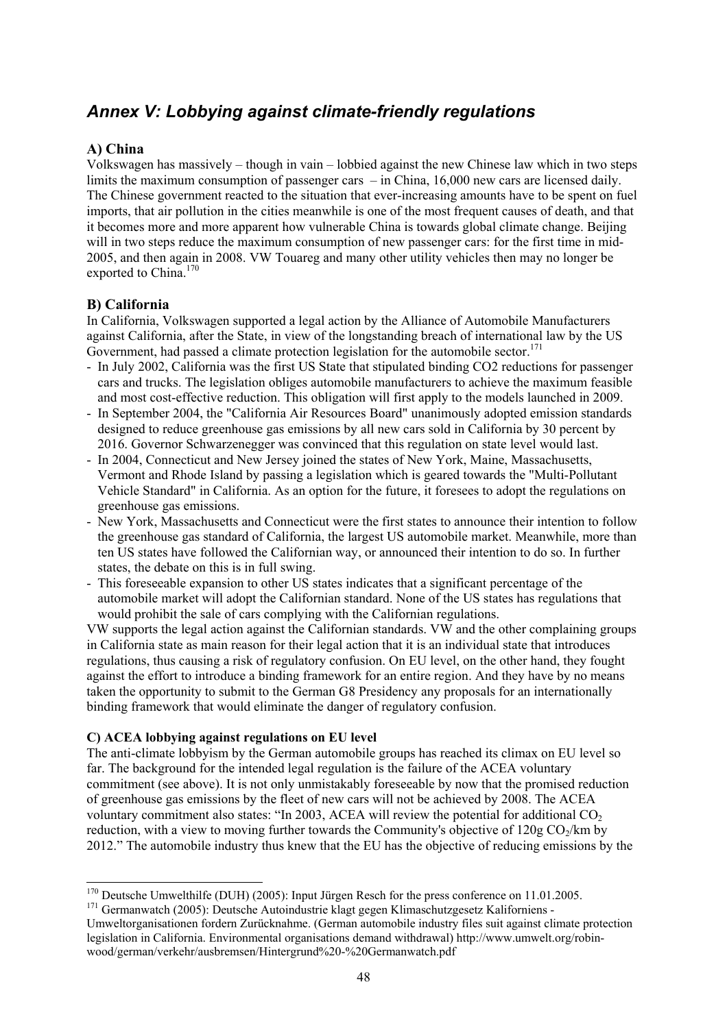# *Annex V: Lobbying against climate-friendly regulations*

### A) China

Volkswagen has massively – though in vain – lobbied against the new Chinese law which in two steps limits the maximum consumption of passenger cars – in China, 16,000 new cars are licensed daily. The Chinese government reacted to the situation that ever-increasing amounts have to be spent on fuel imports, that air pollution in the cities meanwhile is one of the most frequent causes of death, and that it becomes more and more apparent how vulnerable China is towards global climate change. Beijing will in two steps reduce the maximum consumption of new passenger cars: for the first time in mid-2005, and then again in 2008. VW Touareg and many other utility vehicles then may no longer be exported to China.[170]

### B) California

In California, Volkswagen supported a legal action by the Alliance of Automobile Manufacturers against California, after the State, in view of the longstanding breach of international law by the US Government, had passed a climate protection legislation for the automobile sector.[171]

- In July 2002, California was the first US State that stipulated binding CO2 reductions for passenger cars and trucks. The legislation obliges automobile manufacturers to achieve the maximum feasible and most cost-effective reduction. This obligation will first apply to the models launched in 2009.
- In September 2004, the "California Air Resources Board" unanimously adopted emission standards designed to reduce greenhouse gas emissions by all new cars sold in California by 30 percent by 2016. Governor Schwarzenegger was convinced that this regulation on state level would last.
- In 2004, Connecticut and New Jersey joined the states of New York, Maine, Massachusetts, Vermont and Rhode Island by passing a legislation which is geared towards the "Multi-Pollutant Vehicle Standard" in California. As an option for the future, it foresees to adopt the regulations on greenhouse gas emissions.
- New York, Massachusetts and Connecticut were the first states to announce their intention to follow the greenhouse gas standard of California, the largest US automobile market. Meanwhile, more than ten US states have followed the Californian way, or announced their intention to do so. In further states, the debate on this is in full swing.
- This foreseeable expansion to other US states indicates that a significant percentage of the automobile market will adopt the Californian standard. None of the US states has regulations that would prohibit the sale of cars complying with the Californian regulations.

VW supports the legal action against the Californian standards. VW and the other complaining groups in California state as main reason for their legal action that it is an individual state that introduces regulations, thus causing a risk of regulatory confusion. On EU level, on the other hand, they fought against the effort to introduce a binding framework for an entire region. And they have by no means taken the opportunity to submit to the German G8 Presidency any proposals for an internationally binding framework that would eliminate the danger of regulatory confusion.

#### C) ACEA lobbying against regulations on EU level

The anti-climate lobbyism by the German automobile groups has reached its climax on EU level so far. The background for the intended legal regulation is the failure of the ACEA voluntary commitment (see above). It is not only unmistakably foreseeable by now that the promised reduction of greenhouse gas emissions by the fleet of new cars will not be achieved by 2008. The ACEA voluntary commitment also states: "In 2003, ACEA will review the potential for additional $CO_2$ reduction, with a view to moving further towards the Community's objective of 120g $CO_2$/km by 2012." The automobile industry thus knew that the EU has the objective of reducing emissions by the

---

[170] Deutsche Umwelthilfe (DUH) (2005): Input Jürgen Resch for the press conference on 11.01.2005.

[171] Germanwatch (2005): Deutsche Autoindustrie klagt gegen Klimaschutzgesetz Kaliforniens - Umweltorganisationen fordern Zurücknahme. (German automobile industry files suit against climate protection legislation in California. Environmental organisations demand withdrawal) http://www.umwelt.org/robin-wood/german/verkehr/ausbremsen/Hintergrund%20-%20Germanwatch.pdf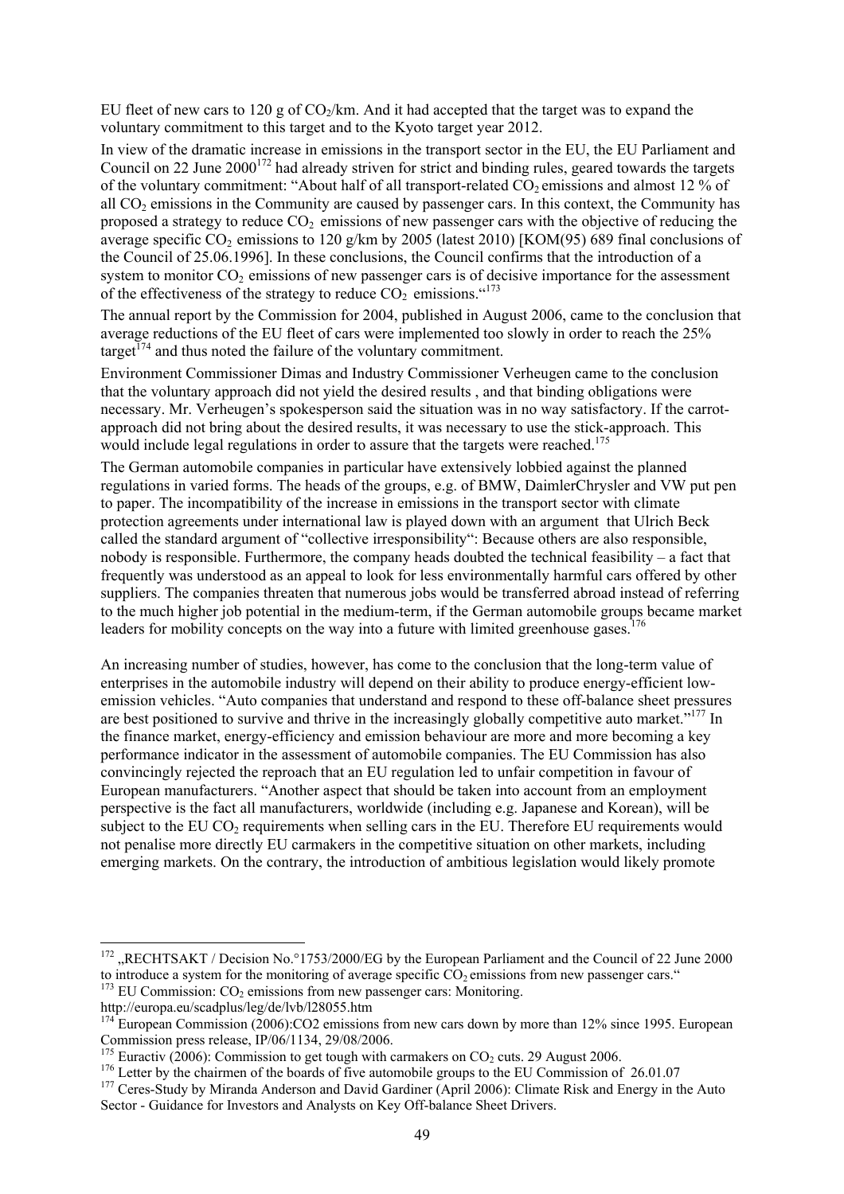EU fleet of new cars to 120 g of $CO_2$/km. And it had accepted that the target was to expand the voluntary commitment to this target and to the Kyoto target year 2012.

In view of the dramatic increase in emissions in the transport sector in the EU, the EU Parliament and Council on 22 June 2000[172] had already striven for strict and binding rules, geared towards the targets of the voluntary commitment: "About half of all transport-related $CO_2$ emissions and almost 12 % of all $CO_2$ emissions in the Community are caused by passenger cars. In this context, the Community has proposed a strategy to reduce $CO_2$ emissions of new passenger cars with the objective of reducing the average specific $CO_2$ emissions to 120 g/km by 2005 (latest 2010) [KOM(95) 689 final conclusions of the Council of 25.06.1996]. In these conclusions, the Council confirms that the introduction of a system to monitor $CO_2$ emissions of new passenger cars is of decisive importance for the assessment of the effectiveness of the strategy to reduce $CO_2$ emissions."[173]

The annual report by the Commission for 2004, published in August 2006, came to the conclusion that average reductions of the EU fleet of cars were implemented too slowly in order to reach the 25% target[174] and thus noted the failure of the voluntary commitment.

Environment Commissioner Dimas and Industry Commissioner Verheugen came to the conclusion that the voluntary approach did not yield the desired results , and that binding obligations were necessary. Mr. Verheugen's spokesperson said the situation was in no way satisfactory. If the carrot-approach did not bring about the desired results, it was necessary to use the stick-approach. This would include legal regulations in order to assure that the targets were reached.[175]

The German automobile companies in particular have extensively lobbied against the planned regulations in varied forms. The heads of the groups, e.g. of BMW, DaimlerChrysler and VW put pen to paper. The incompatibility of the increase in emissions in the transport sector with climate protection agreements under international law is played down with an argument that Ulrich Beck called the standard argument of "collective irresponsibility": Because others are also responsible, nobody is responsible. Furthermore, the company heads doubted the technical feasibility – a fact that frequently was understood as an appeal to look for less environmentally harmful cars offered by other suppliers. The companies threaten that numerous jobs would be transferred abroad instead of referring to the much higher job potential in the medium-term, if the German automobile groups became market leaders for mobility concepts on the way into a future with limited greenhouse gases.[176]

An increasing number of studies, however, has come to the conclusion that the long-term value of enterprises in the automobile industry will depend on their ability to produce energy-efficient low-emission vehicles. "Auto companies that understand and respond to these off-balance sheet pressures are best positioned to survive and thrive in the increasingly globally competitive auto market."[177] In the finance market, energy-efficiency and emission behaviour are more and more becoming a key performance indicator in the assessment of automobile companies. The EU Commission has also convincingly rejected the reproach that an EU regulation led to unfair competition in favour of European manufacturers. "Another aspect that should be taken into account from an employment perspective is the fact all manufacturers, worldwide (including e.g. Japanese and Korean), will be subject to the EU $CO_2$ requirements when selling cars in the EU. Therefore EU requirements would not penalise more directly EU carmakers in the competitive situation on other markets, including emerging markets. On the contrary, the introduction of ambitious legislation would likely promote

---

[172] „RECHTSAKT / Decision No.°1753/2000/EG by the European Parliament and the Council of 22 June 2000 to introduce a system for the monitoring of average specific $CO_2$ emissions from new passenger cars."

[173] EU Commission: $CO_2$ emissions from new passenger cars: Monitoring. http://europa.eu/scadplus/leg/de/lvb/l28055.htm

[174] European Commission (2006):CO2 emissions from new cars down by more than 12% since 1995. European Commission press release, IP/06/1134, 29/08/2006.

[175] Euractiv (2006): Commission to get tough with carmakers on $CO_2$ cuts. 29 August 2006.

[176] Letter by the chairmen of the boards of five automobile groups to the EU Commission of 26.01.07

[177] Ceres-Study by Miranda Anderson and David Gardiner (April 2006): Climate Risk and Energy in the Auto Sector - Guidance for Investors and Analysts on Key Off-balance Sheet Drivers.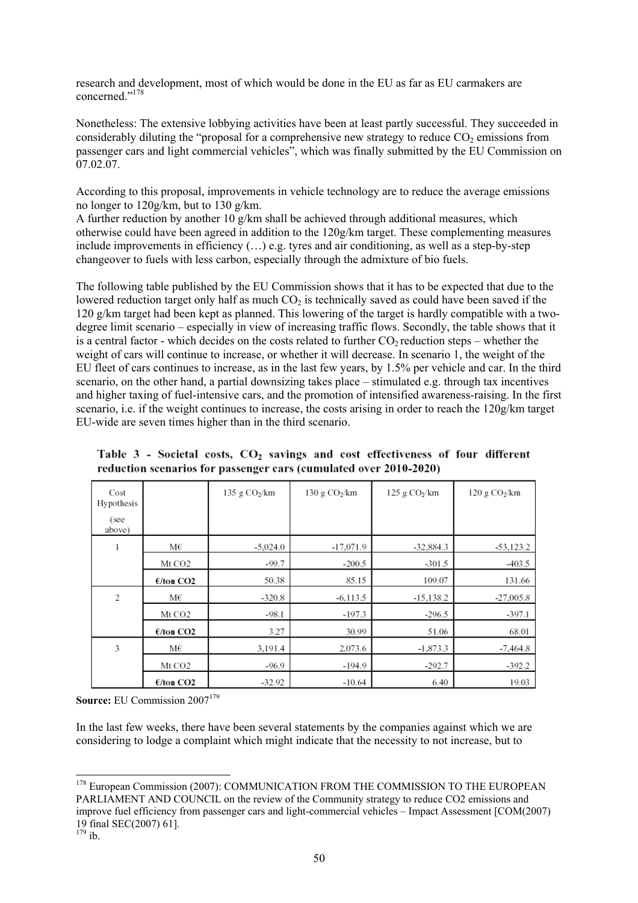research and development, most of which would be done in the EU as far as EU carmakers are concerned."[178]

Nonetheless: The extensive lobbying activities have been at least partly successful. They succeeded in considerably diluting the "proposal for a comprehensive new strategy to reduce $CO_2$ emissions from passenger cars and light commercial vehicles", which was finally submitted by the EU Commission on 07.02.07.

According to this proposal, improvements in vehicle technology are to reduce the average emissions no longer to 120g/km, but to 130 g/km.
A further reduction by another 10 g/km shall be achieved through additional measures, which otherwise could have been agreed in addition to the 120g/km target. These complementing measures include improvements in efficiency (…) e.g. tyres and air conditioning, as well as a step-by-step changeover to fuels with less carbon, especially through the admixture of bio fuels.

The following table published by the EU Commission shows that it has to be expected that due to the lowered reduction target only half as much $CO_2$ is technically saved as could have been saved if the 120 g/km target had been kept as planned. This lowering of the target is hardly compatible with a two-degree limit scenario – especially in view of increasing traffic flows. Secondly, the table shows that it is a central factor - which decides on the costs related to further $CO_2$ reduction steps – whether the weight of cars will continue to increase, or whether it will decrease. In scenario 1, the weight of the EU fleet of cars continues to increase, as in the last few years, by 1.5% per vehicle and car. In the third scenario, on the other hand, a partial downsizing takes place – stimulated e.g. through tax incentives and higher taxing of fuel-intensive cars, and the promotion of intensified awareness-raising. In the first scenario, i.e. if the weight continues to increase, the costs arising in order to reach the 120g/km target EU-wide are seven times higher than in the third scenario.

**Table 3 - Societal costs, $CO_2$ savings and cost effectiveness of four different reduction scenarios for passenger cars (cumulated over 2010-2020)**

| Cost Hypothesis (see above) | | 135 g $CO_2$/km | 130 g $CO_2$/km | 125 g $CO_2$/km | 120 g $CO_2$/km |
|---|---|---|---|---|---|
| 1 | M€ | -5,024.0 | -17,071.9 | -32,884.3 | -53,123.2 |
| | Mt CO2 | -99.7 | -200.5 | -301.5 | -403.5 |
| | **€/ton CO2** | 50.38 | 85.15 | 109.07 | 131.66 |
| 2 | M€ | -320.8 | -6,113.5 | -15,138.2 | -27,005.8 |
| | Mt CO2 | -98.1 | -197.3 | -296.5 | -397.1 |
| | **€/ton CO2** | 3.27 | 30.99 | 51.06 | 68.01 |
| 3 | M€ | 3,191.4 | 2,073.6 | -1,873.3 | -7,464.8 |
| | Mt CO2 | -96.9 | -194.9 | -292.7 | -392.2 |
| | **€/ton CO2** | -32.92 | -10.64 | 6.40 | 19.03 |

**Source:** EU Commission 2007[179]

In the last few weeks, there have been several statements by the companies against which we are considering to lodge a complaint which might indicate that the necessity to not increase, but to

[178] European Commission (2007): COMMUNICATION FROM THE COMMISSION TO THE EUROPEAN PARLIAMENT AND COUNCIL on the review of the Community strategy to reduce CO2 emissions and improve fuel efficiency from passenger cars and light-commercial vehicles – Impact Assessment [COM(2007) 19 final SEC(2007) 61].

[179] ib.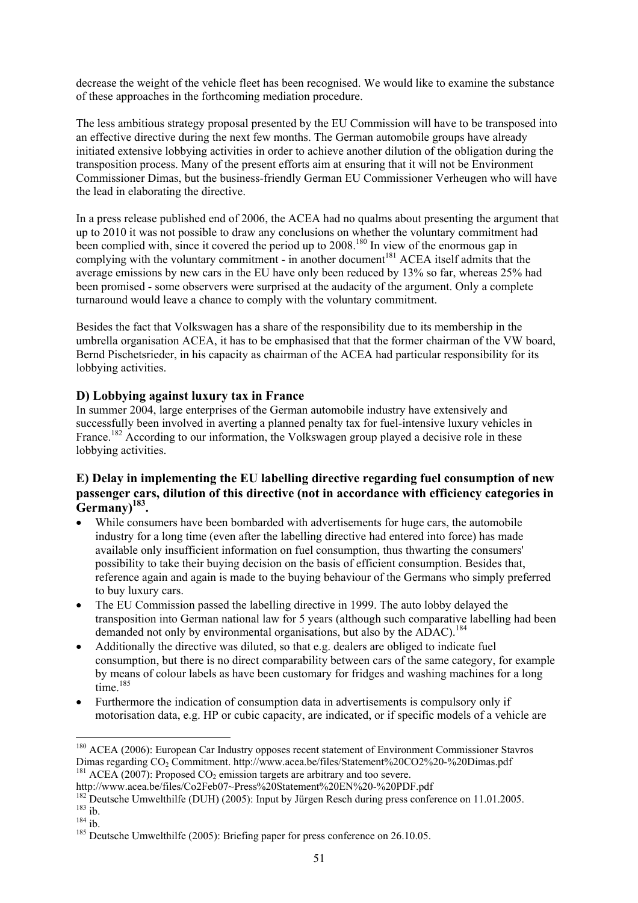decrease the weight of the vehicle fleet has been recognised. We would like to examine the substance of these approaches in the forthcoming mediation procedure.

The less ambitious strategy proposal presented by the EU Commission will have to be transposed into an effective directive during the next few months. The German automobile groups have already initiated extensive lobbying activities in order to achieve another dilution of the obligation during the transposition process. Many of the present efforts aim at ensuring that it will not be Environment Commissioner Dimas, but the business-friendly German EU Commissioner Verheugen who will have the lead in elaborating the directive.

In a press release published end of 2006, the ACEA had no qualms about presenting the argument that up to 2010 it was not possible to draw any conclusions on whether the voluntary commitment had been complied with, since it covered the period up to 2008.[180] In view of the enormous gap in complying with the voluntary commitment - in another document[181] ACEA itself admits that the average emissions by new cars in the EU have only been reduced by 13% so far, whereas 25% had been promised - some observers were surprised at the audacity of the argument. Only a complete turnaround would leave a chance to comply with the voluntary commitment.

Besides the fact that Volkswagen has a share of the responsibility due to its membership in the umbrella organisation ACEA, it has to be emphasised that that the former chairman of the VW board, Bernd Pischetsrieder, in his capacity as chairman of the ACEA had particular responsibility for its lobbying activities.

### D) Lobbying against luxury tax in France

In summer 2004, large enterprises of the German automobile industry have extensively and successfully been involved in averting a planned penalty tax for fuel-intensive luxury vehicles in France.[182] According to our information, the Volkswagen group played a decisive role in these lobbying activities.

### E) Delay in implementing the EU labelling directive regarding fuel consumption of new passenger cars, dilution of this directive (not in accordance with efficiency categories in Germany)[183].

- While consumers have been bombarded with advertisements for huge cars, the automobile industry for a long time (even after the labelling directive had entered into force) has made available only insufficient information on fuel consumption, thus thwarting the consumers' possibility to take their buying decision on the basis of efficient consumption. Besides that, reference again and again is made to the buying behaviour of the Germans who simply preferred to buy luxury cars.
- The EU Commission passed the labelling directive in 1999. The auto lobby delayed the transposition into German national law for 5 years (although such comparative labelling had been demanded not only by environmental organisations, but also by the ADAC).[184]
- Additionally the directive was diluted, so that e.g. dealers are obliged to indicate fuel consumption, but there is no direct comparability between cars of the same category, for example by means of colour labels as have been customary for fridges and washing machines for a long time.[185]
- Furthermore the indication of consumption data in advertisements is compulsory only if motorisation data, e.g. HP or cubic capacity, are indicated, or if specific models of a vehicle are

---

[180] ACEA (2006): European Car Industry opposes recent statement of Environment Commissioner Stavros Dimas regarding $CO_2$ Commitment. http://www.acea.be/files/Statement%20CO2%20-%20Dimas.pdf

[181] ACEA (2007): Proposed $CO_2$ emission targets are arbitrary and too severe. http://www.acea.be/files/Co2Feb07~Press%20Statement%20EN%20-%20PDF.pdf

[182] Deutsche Umwelthilfe (DUH) (2005): Input by Jürgen Resch during press conference on 11.01.2005.

[183] ib.

[184] ib.

[185] Deutsche Umwelthilfe (2005): Briefing paper for press conference on 26.10.05.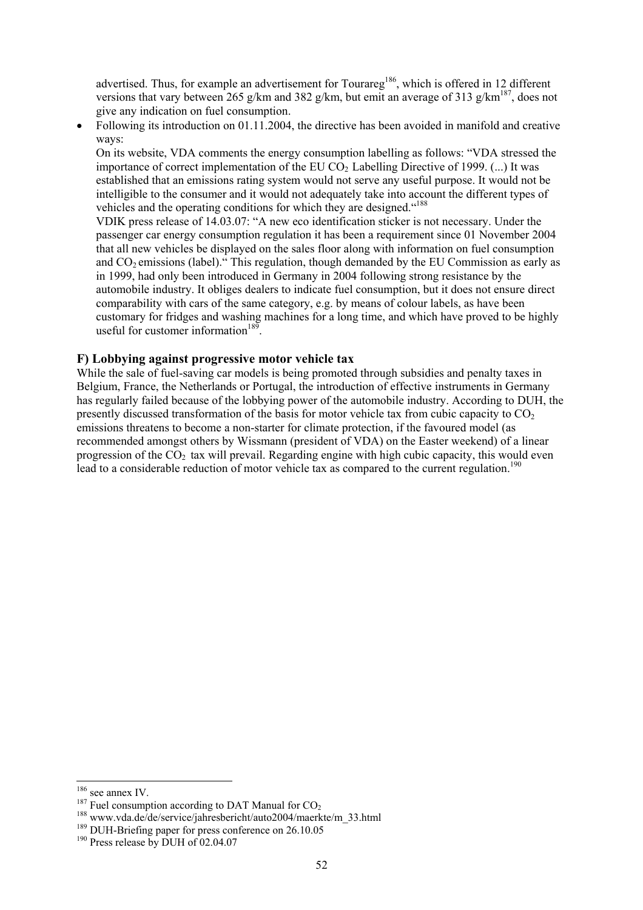advertised. Thus, for example an advertisement for Tourareg[186], which is offered in 12 different versions that vary between 265 g/km and 382 g/km, but emit an average of 313 g/km[187], does not give any indication on fuel consumption.

- Following its introduction on 01.11.2004, the directive has been avoided in manifold and creative ways:

  On its website, VDA comments the energy consumption labelling as follows: "VDA stressed the importance of correct implementation of the EU $CO_2$ Labelling Directive of 1999. (...) It was established that an emissions rating system would not serve any useful purpose. It would not be intelligible to the consumer and it would not adequately take into account the different types of vehicles and the operating conditions for which they are designed."[188]

  VDIK press release of 14.03.07: "A new eco identification sticker is not necessary. Under the passenger car energy consumption regulation it has been a requirement since 01 November 2004 that all new vehicles be displayed on the sales floor along with information on fuel consumption and $CO_2$ emissions (label)." This regulation, though demanded by the EU Commission as early as in 1999, had only been introduced in Germany in 2004 following strong resistance by the automobile industry. It obliges dealers to indicate fuel consumption, but it does not ensure direct comparability with cars of the same category, e.g. by means of colour labels, as have been customary for fridges and washing machines for a long time, and which have proved to be highly useful for customer information[189].

### F) Lobbying against progressive motor vehicle tax

While the sale of fuel-saving car models is being promoted through subsidies and penalty taxes in Belgium, France, the Netherlands or Portugal, the introduction of effective instruments in Germany has regularly failed because of the lobbying power of the automobile industry. According to DUH, the presently discussed transformation of the basis for motor vehicle tax from cubic capacity to $CO_2$ emissions threatens to become a non-starter for climate protection, if the favoured model (as recommended amongst others by Wissmann (president of VDA) on the Easter weekend) of a linear progression of the $CO_2$ tax will prevail. Regarding engine with high cubic capacity, this would even lead to a considerable reduction of motor vehicle tax as compared to the current regulation.[190]

---

[186] see annex IV.

[187] Fuel consumption according to DAT Manual for $CO_2$

[188] www.vda.de/de/service/jahresbericht/auto2004/maerkte/m_33.html

[189] DUH-Briefing paper for press conference on 26.10.05

[190] Press release by DUH of 02.04.07